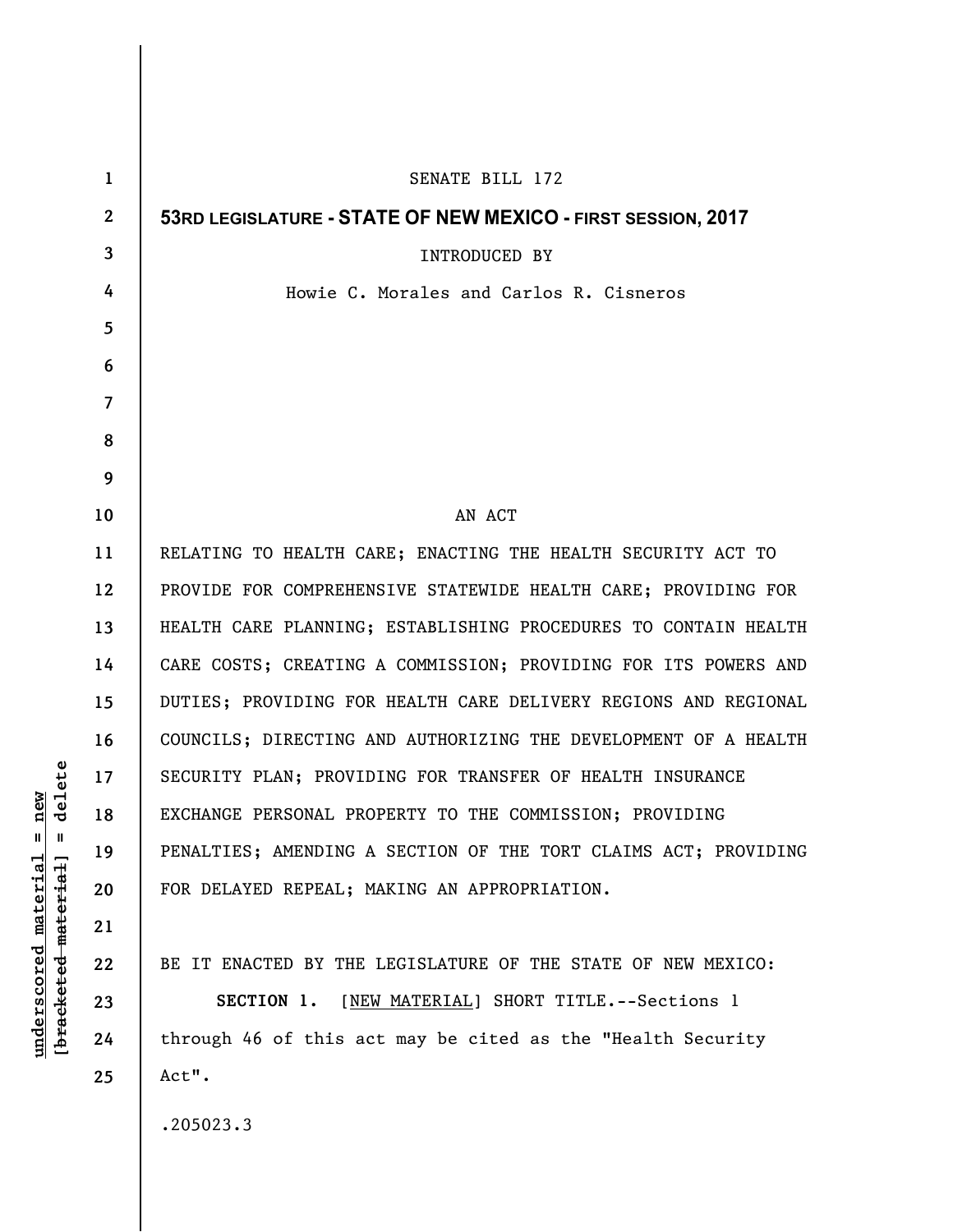SENATE BILL 172

**53RD LEGISLATURE - STATE OF NEW MEXICO - FIRST SESSION, 2017**

INTRODUCED BY

Howie C. Morales and Carlos R. Cisneros

AN ACT

RELATING TO HEALTH CARE; ENACTING THE HEALTH SECURITY ACT TO PROVIDE FOR COMPREHENSIVE STATEWIDE HEALTH CARE; PROVIDING FOR HEALTH CARE PLANNING; ESTABLISHING PROCEDURES TO CONTAIN HEALTH CARE COSTS; CREATING A COMMISSION; PROVIDING FOR ITS POWERS AND DUTIES; PROVIDING FOR HEALTH CARE DELIVERY REGIONS AND REGIONAL COUNCILS; DIRECTING AND AUTHORIZING THE DEVELOPMENT OF A HEALTH SECURITY PLAN; PROVIDING FOR TRANSFER OF HEALTH INSURANCE EXCHANGE PERSONAL PROPERTY TO THE COMMISSION; PROVIDING PENALTIES; AMENDING A SECTION OF THE TORT CLAIMS ACT; PROVIDING FOR DELAYED REPEAL; MAKING AN APPROPRIATION.

BE IT ENACTED BY THE LEGISLATURE OF THE STATE OF NEW MEXICO:

**SECTION 1.** [NEW MATERIAL] SHORT TITLE.--Sections 1 through 46 of this act may be cited as the "Health Security Act".

.205023.3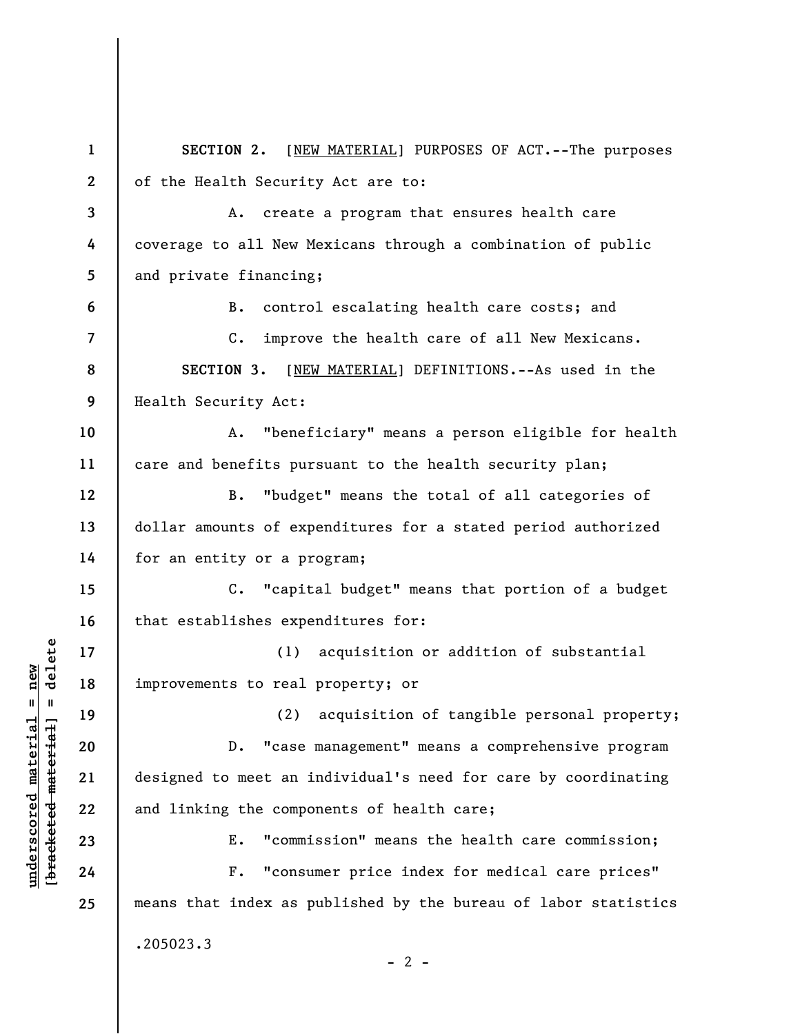**SECTION 2.** [NEW MATERIAL] PURPOSES OF ACT.--The purposes of the Health Security Act are to:

A. create a program that ensures health care coverage to all New Mexicans through a combination of public and private financing;

B. control escalating health care costs; and

C. improve the health care of all New Mexicans.

**SECTION 3.** [NEW MATERIAL] DEFINITIONS.--As used in the Health Security Act:

A. "beneficiary" means a person eligible for health care and benefits pursuant to the health security plan;

B. "budget" means the total of all categories of dollar amounts of expenditures for a stated period authorized for an entity or a program;

C. "capital budget" means that portion of a budget that establishes expenditures for:

(1) acquisition or addition of substantial improvements to real property; or

(2) acquisition of tangible personal property;

D. "case management" means a comprehensive program designed to meet an individual's need for care by coordinating and linking the components of health care;

E. "commission" means the health care commission;

F. "consumer price index for medical care prices" means that index as published by the bureau of labor statistics

.205023.3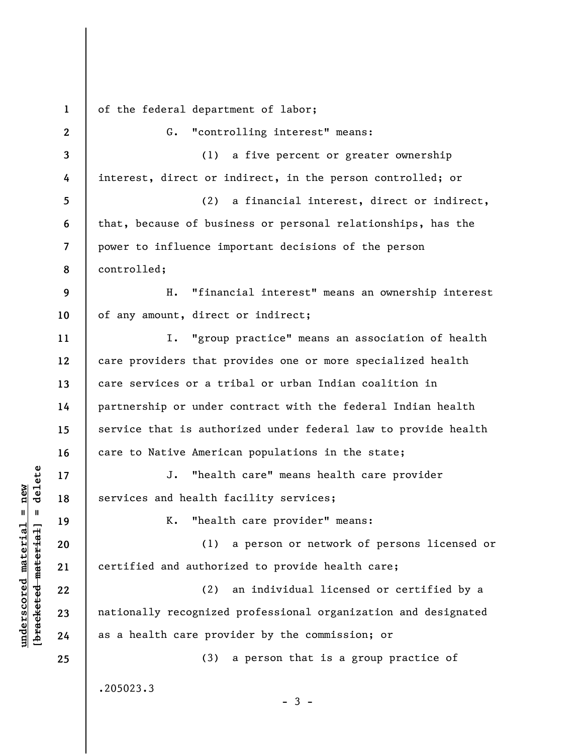of the federal department of labor;

G. "controlling interest" means:

(1) a five percent or greater ownership interest, direct or indirect, in the person controlled; or

(2) a financial interest, direct or indirect, that, because of business or personal relationships, has the power to influence important decisions of the person controlled;

H. "financial interest" means an ownership interest of any amount, direct or indirect;

I. "group practice" means an association of health care providers that provides one or more specialized health care services or a tribal or urban Indian coalition in partnership or under contract with the federal Indian health service that is authorized under federal law to provide health care to Native American populations in the state;

J. "health care" means health care provider services and health facility services;

K. "health care provider" means:

(1) a person or network of persons licensed or certified and authorized to provide health care;

(2) an individual licensed or certified by a nationally recognized professional organization and designated as a health care provider by the commission; or

(3) a person that is a group practice of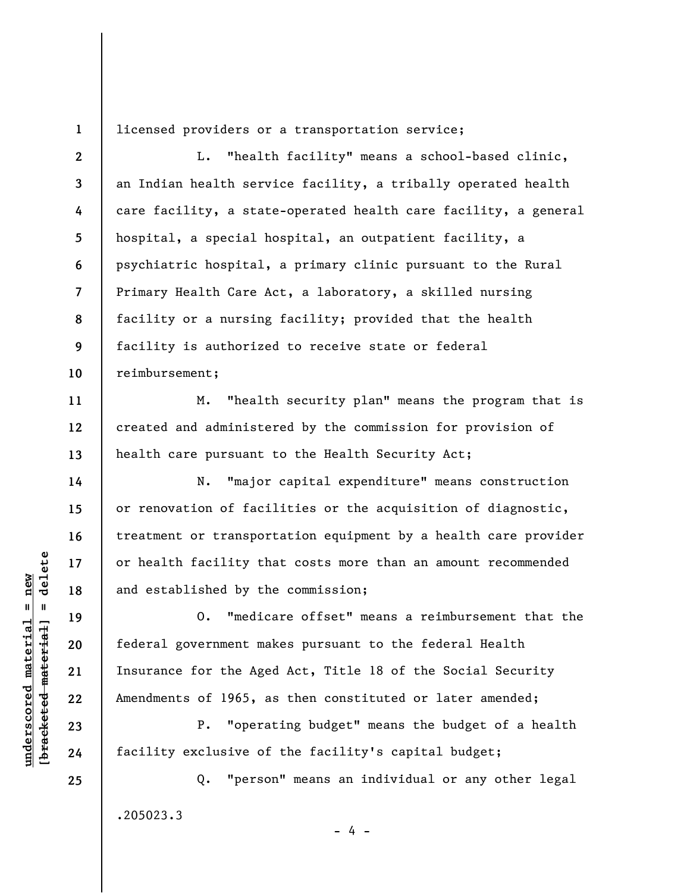licensed providers or a transportation service;

L. "health facility" means a school-based clinic, an Indian health service facility, a tribally operated health care facility, a state-operated health care facility, a general hospital, a special hospital, an outpatient facility, a psychiatric hospital, a primary clinic pursuant to the Rural Primary Health Care Act, a laboratory, a skilled nursing facility or a nursing facility; provided that the health facility is authorized to receive state or federal reimbursement;

M. "health security plan" means the program that is created and administered by the commission for provision of health care pursuant to the Health Security Act;

N. "major capital expenditure" means construction or renovation of facilities or the acquisition of diagnostic, treatment or transportation equipment by a health care provider or health facility that costs more than an amount recommended and established by the commission;

O. "medicare offset" means a reimbursement that the federal government makes pursuant to the federal Health Insurance for the Aged Act, Title 18 of the Social Security Amendments of 1965, as then constituted or later amended;

P. "operating budget" means the budget of a health facility exclusive of the facility's capital budget;

Q. "person" means an individual or any other legal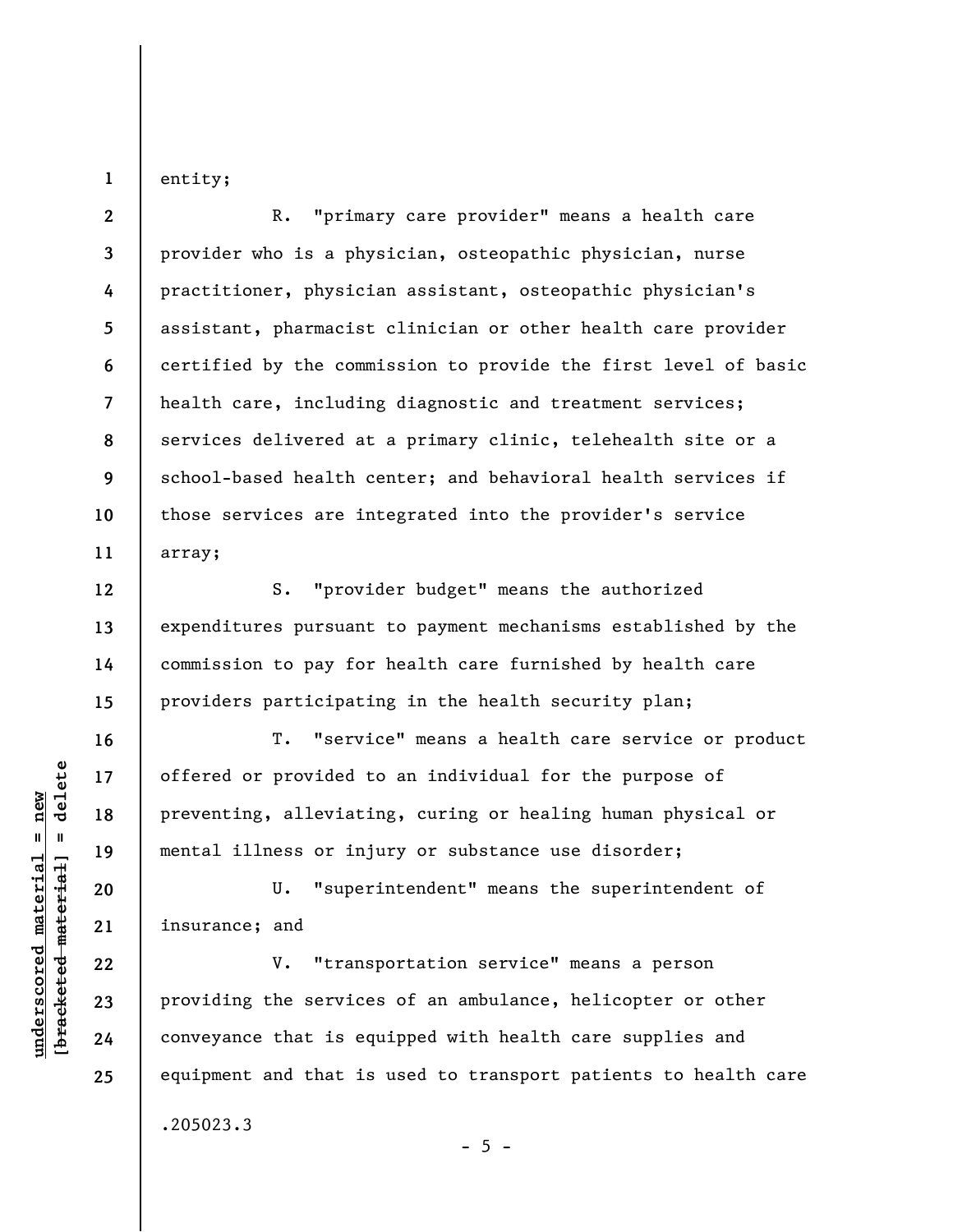entity;

R. "primary care provider" means a health care provider who is a physician, osteopathic physician, nurse practitioner, physician assistant, osteopathic physician's assistant, pharmacist clinician or other health care provider certified by the commission to provide the first level of basic health care, including diagnostic and treatment services; services delivered at a primary clinic, telehealth site or a school-based health center; and behavioral health services if those services are integrated into the provider's service array;

S. "provider budget" means the authorized expenditures pursuant to payment mechanisms established by the commission to pay for health care furnished by health care providers participating in the health security plan;

T. "service" means a health care service or product offered or provided to an individual for the purpose of preventing, alleviating, curing or healing human physical or mental illness or injury or substance use disorder;

U. "superintendent" means the superintendent of insurance; and

V. "transportation service" means a person providing the services of an ambulance, helicopter or other conveyance that is equipped with health care supplies and equipment and that is used to transport patients to health care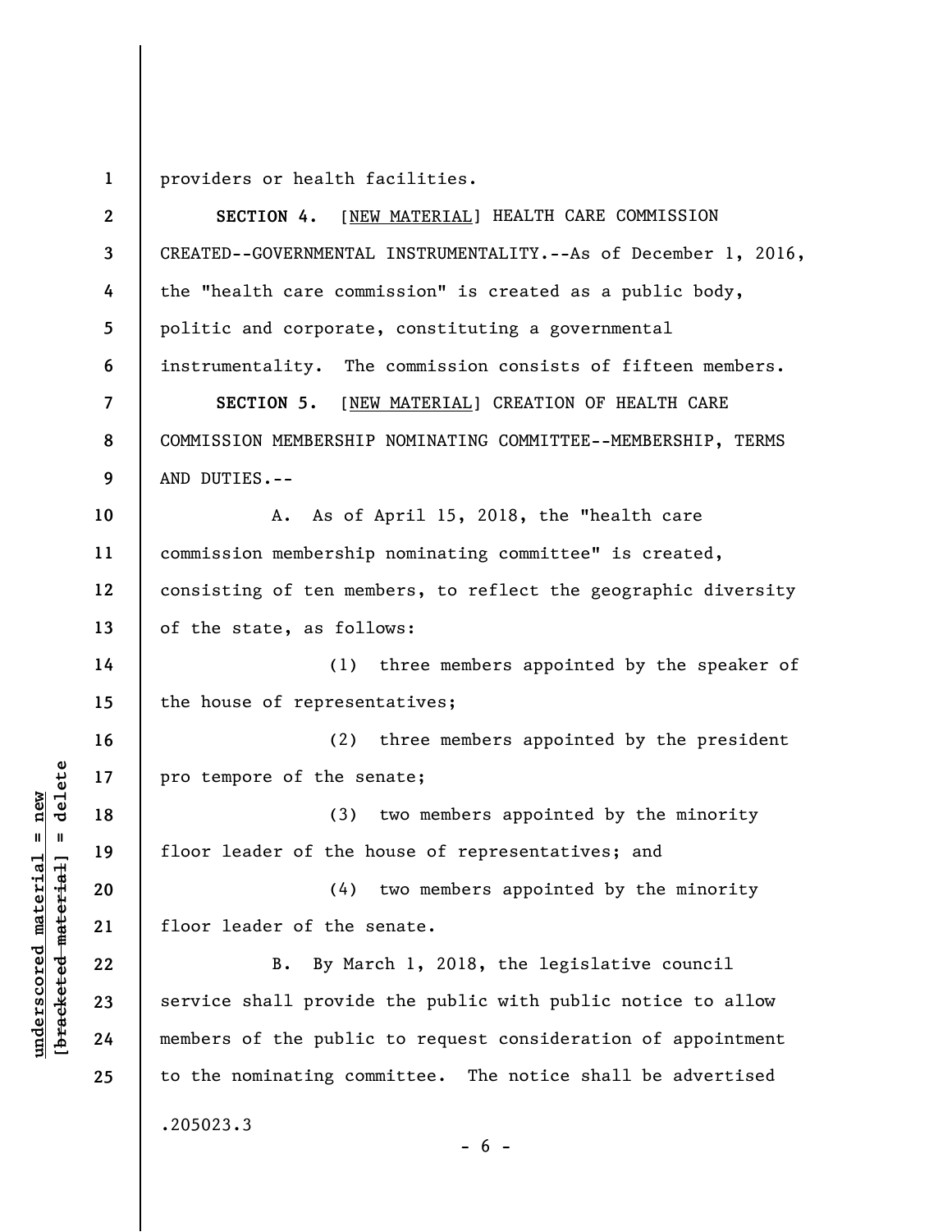providers or health facilities.

**SECTION 4.** [NEW MATERIAL] HEALTH CARE COMMISSION CREATED--GOVERNMENTAL INSTRUMENTALITY.--As of December 1, 2016, the "health care commission" is created as a public body, politic and corporate, constituting a governmental instrumentality. The commission consists of fifteen members.

**SECTION 5.** [NEW MATERIAL] CREATION OF HEALTH CARE COMMISSION MEMBERSHIP NOMINATING COMMITTEE--MEMBERSHIP, TERMS AND DUTIES.--

A. As of April 15, 2018, the "health care commission membership nominating committee" is created, consisting of ten members, to reflect the geographic diversity of the state, as follows:

(1) three members appointed by the speaker of the house of representatives;

(2) three members appointed by the president pro tempore of the senate;

(3) two members appointed by the minority floor leader of the house of representatives; and

(4) two members appointed by the minority floor leader of the senate.

B. By March 1, 2018, the legislative council service shall provide the public with public notice to allow members of the public to request consideration of appointment to the nominating committee. The notice shall be advertised

.205023.3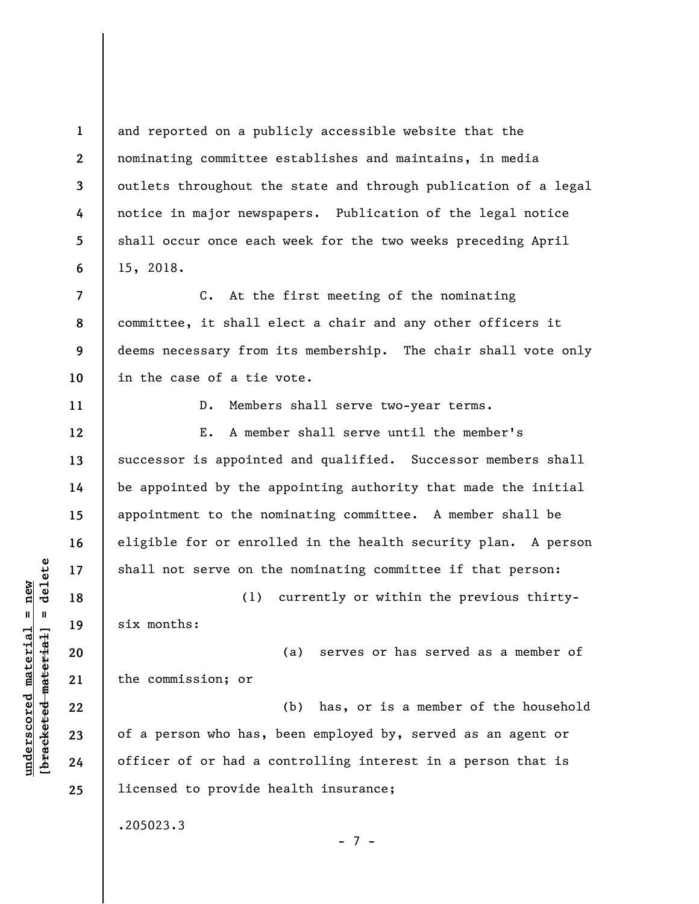and reported on a publicly accessible website that the nominating committee establishes and maintains, in media outlets throughout the state and through publication of a legal notice in major newspapers. Publication of the legal notice shall occur once each week for the two weeks preceding April 15, 2018.

C. At the first meeting of the nominating committee, it shall elect a chair and any other officers it deems necessary from its membership. The chair shall vote only in the case of a tie vote.

D. Members shall serve two-year terms.

E. A member shall serve until the member's successor is appointed and qualified. Successor members shall be appointed by the appointing authority that made the initial appointment to the nominating committee. A member shall be eligible for or enrolled in the health security plan. A person shall not serve on the nominating committee if that person:

(1) currently or within the previous thirty-six months:

(a) serves or has served as a member of the commission; or

(b) has, or is a member of the household of a person who has, been employed by, served as an agent or officer of or had a controlling interest in a person that is licensed to provide health insurance;

.205023.3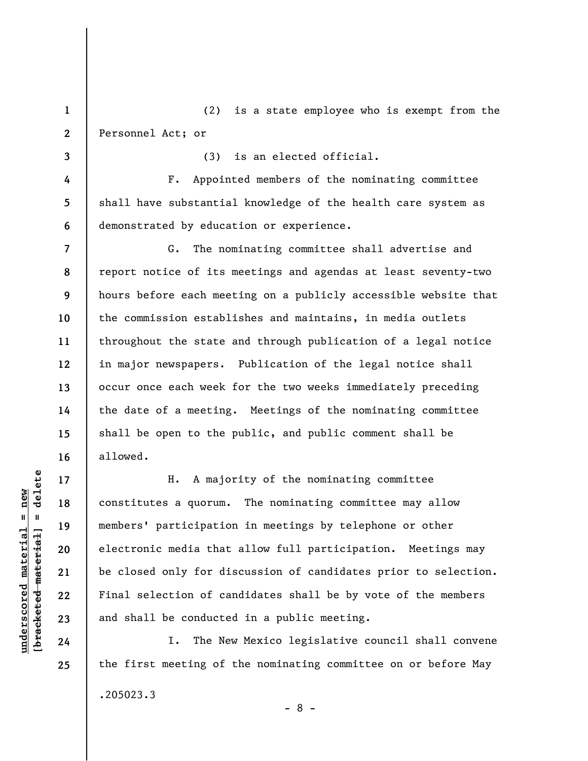(2) is a state employee who is exempt from the Personnel Act; or

(3) is an elected official.

F. Appointed members of the nominating committee shall have substantial knowledge of the health care system as demonstrated by education or experience.

G. The nominating committee shall advertise and report notice of its meetings and agendas at least seventy-two hours before each meeting on a publicly accessible website that the commission establishes and maintains, in media outlets throughout the state and through publication of a legal notice in major newspapers. Publication of the legal notice shall occur once each week for the two weeks immediately preceding the date of a meeting. Meetings of the nominating committee shall be open to the public, and public comment shall be allowed.

H. A majority of the nominating committee constitutes a quorum. The nominating committee may allow members' participation in meetings by telephone or other electronic media that allow full participation. Meetings may be closed only for discussion of candidates prior to selection. Final selection of candidates shall be by vote of the members and shall be conducted in a public meeting.

I. The New Mexico legislative council shall convene the first meeting of the nominating committee on or before May

.205023.3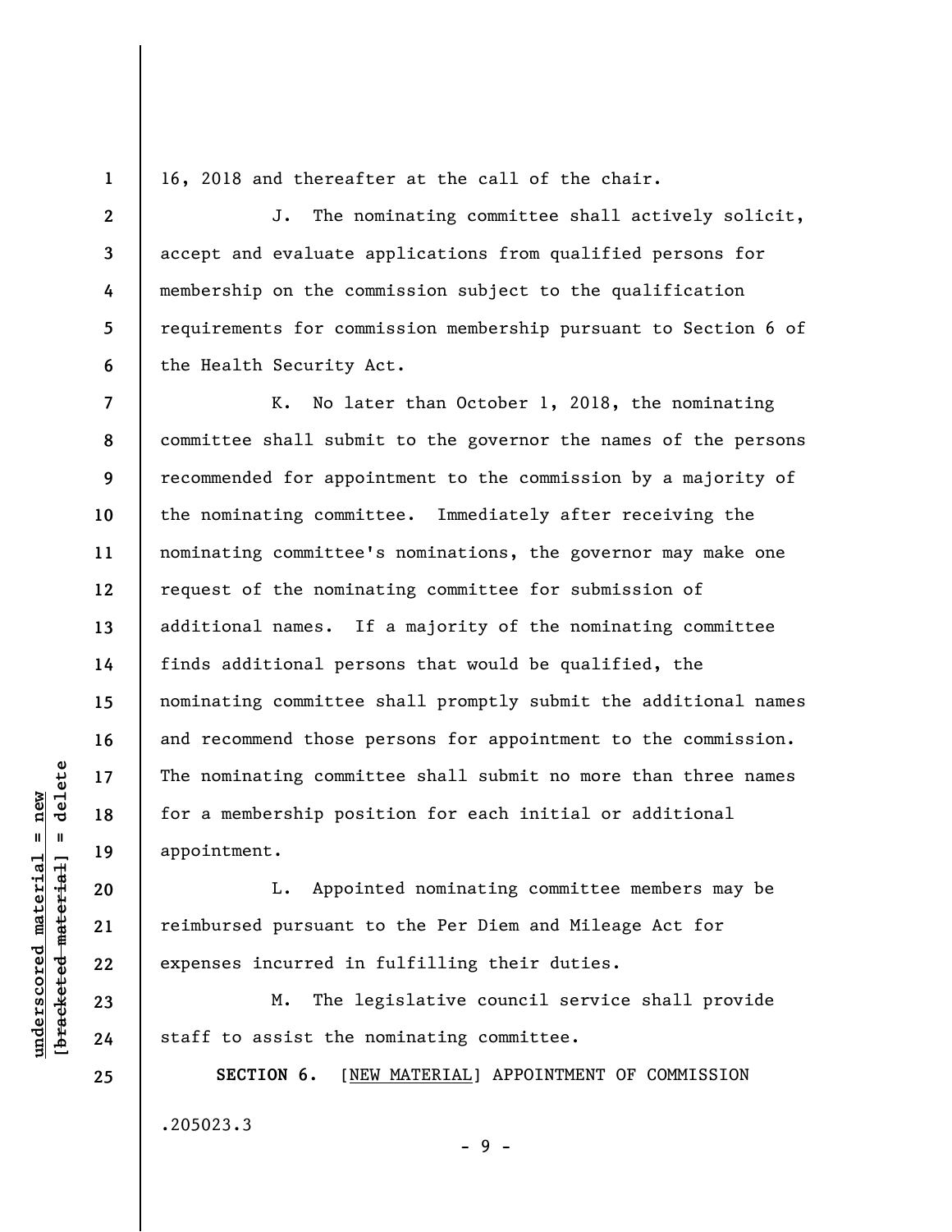16, 2018 and thereafter at the call of the chair.

J. The nominating committee shall actively solicit, accept and evaluate applications from qualified persons for membership on the commission subject to the qualification requirements for commission membership pursuant to Section 6 of the Health Security Act.

K. No later than October 1, 2018, the nominating committee shall submit to the governor the names of the persons recommended for appointment to the commission by a majority of the nominating committee. Immediately after receiving the nominating committee's nominations, the governor may make one request of the nominating committee for submission of additional names. If a majority of the nominating committee finds additional persons that would be qualified, the nominating committee shall promptly submit the additional names and recommend those persons for appointment to the commission. The nominating committee shall submit no more than three names for a membership position for each initial or additional appointment.

L. Appointed nominating committee members may be reimbursed pursuant to the Per Diem and Mileage Act for expenses incurred in fulfilling their duties.

M. The legislative council service shall provide staff to assist the nominating committee.

**SECTION 6.** [NEW MATERIAL] APPOINTMENT OF COMMISSION

.205023.3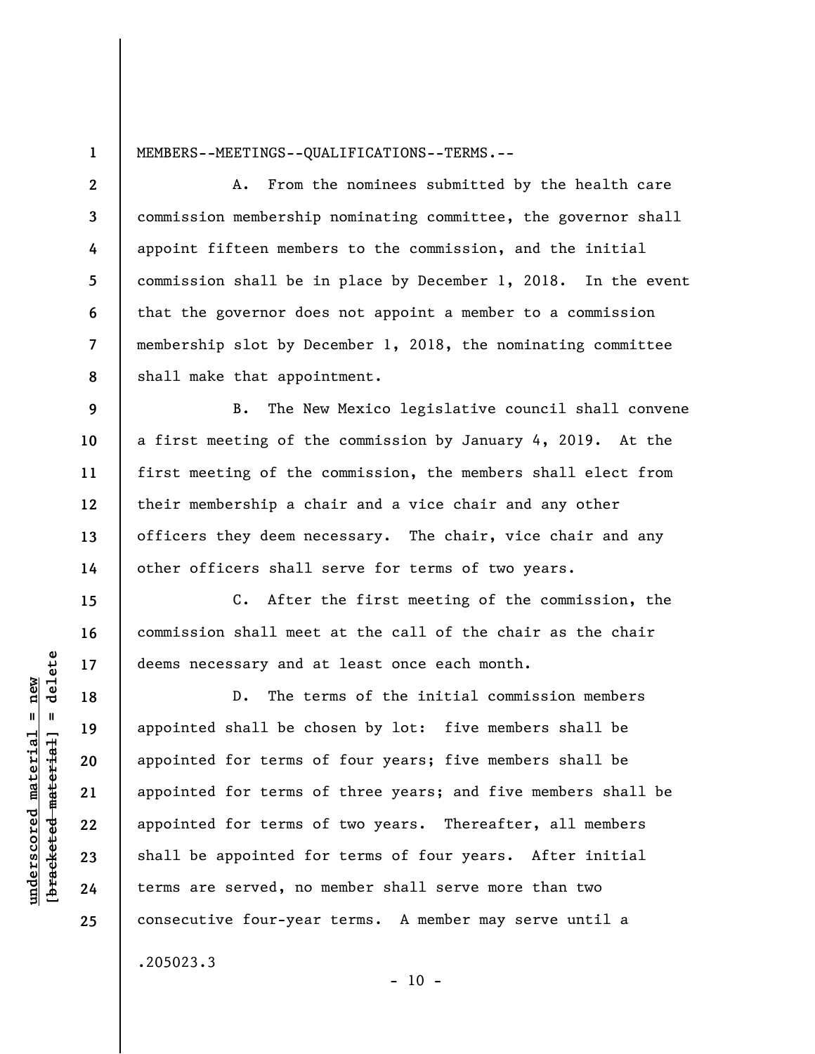MEMBERS--MEETINGS--QUALIFICATIONS--TERMS.--

A. From the nominees submitted by the health care commission membership nominating committee, the governor shall appoint fifteen members to the commission, and the initial commission shall be in place by December 1, 2018. In the event that the governor does not appoint a member to a commission membership slot by December 1, 2018, the nominating committee shall make that appointment.

B. The New Mexico legislative council shall convene a first meeting of the commission by January 4, 2019. At the first meeting of the commission, the members shall elect from their membership a chair and a vice chair and any other officers they deem necessary. The chair, vice chair and any other officers shall serve for terms of two years.

C. After the first meeting of the commission, the commission shall meet at the call of the chair as the chair deems necessary and at least once each month.

D. The terms of the initial commission members appointed shall be chosen by lot: five members shall be appointed for terms of four years; five members shall be appointed for terms of three years; and five members shall be appointed for terms of two years. Thereafter, all members shall be appointed for terms of four years. After initial terms are served, no member shall serve more than two consecutive four-year terms. A member may serve until a

.205023.3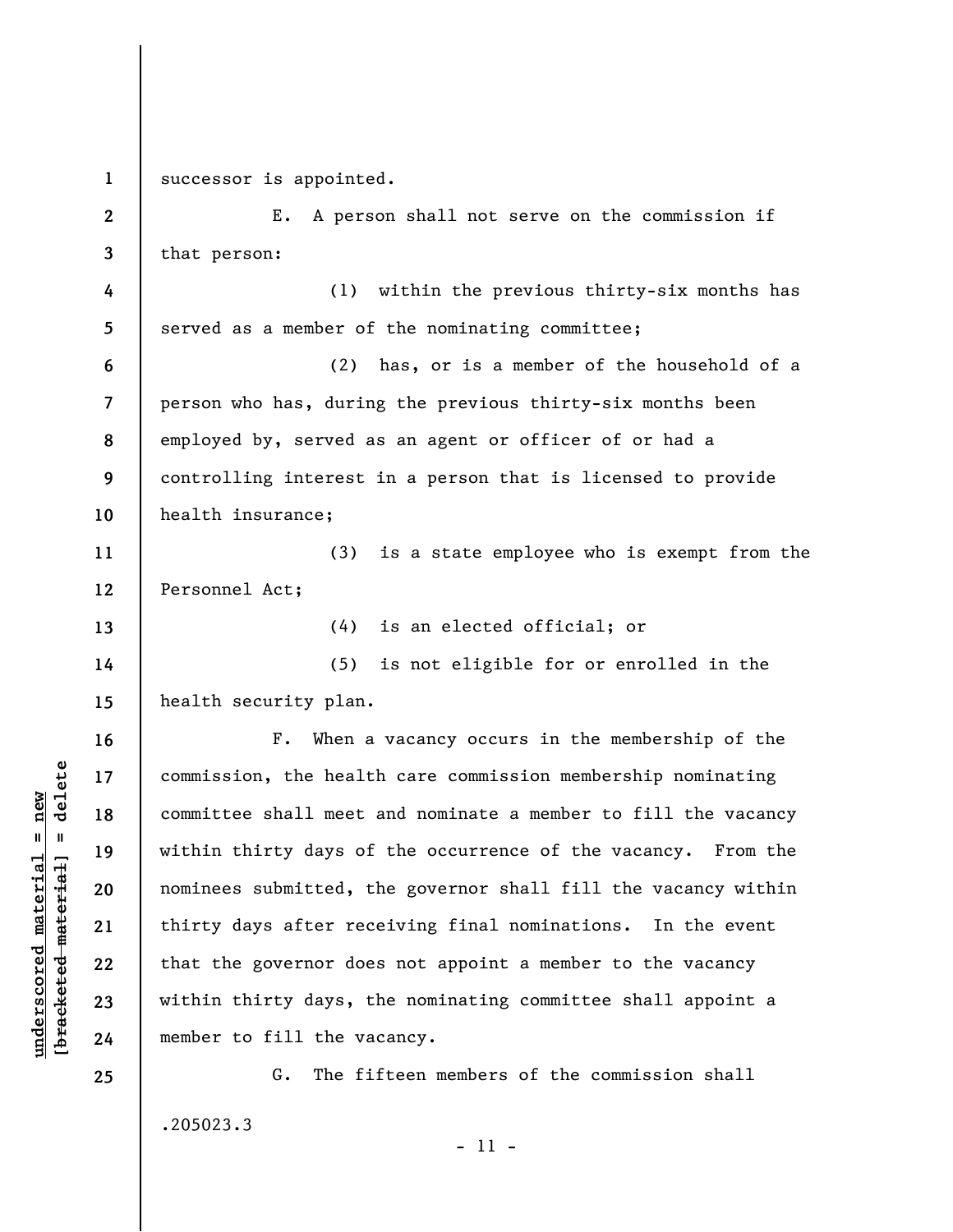successor is appointed.

E. A person shall not serve on the commission if that person:

(1) within the previous thirty-six months has served as a member of the nominating committee;

(2) has, or is a member of the household of a person who has, during the previous thirty-six months been employed by, served as an agent or officer of or had a controlling interest in a person that is licensed to provide health insurance;

(3) is a state employee who is exempt from the Personnel Act;

(4) is an elected official; or

(5) is not eligible for or enrolled in the health security plan.

F. When a vacancy occurs in the membership of the commission, the health care commission membership nominating committee shall meet and nominate a member to fill the vacancy within thirty days of the occurrence of the vacancy. From the nominees submitted, the governor shall fill the vacancy within thirty days after receiving final nominations. In the event that the governor does not appoint a member to the vacancy within thirty days, the nominating committee shall appoint a member to fill the vacancy.

G. The fifteen members of the commission shall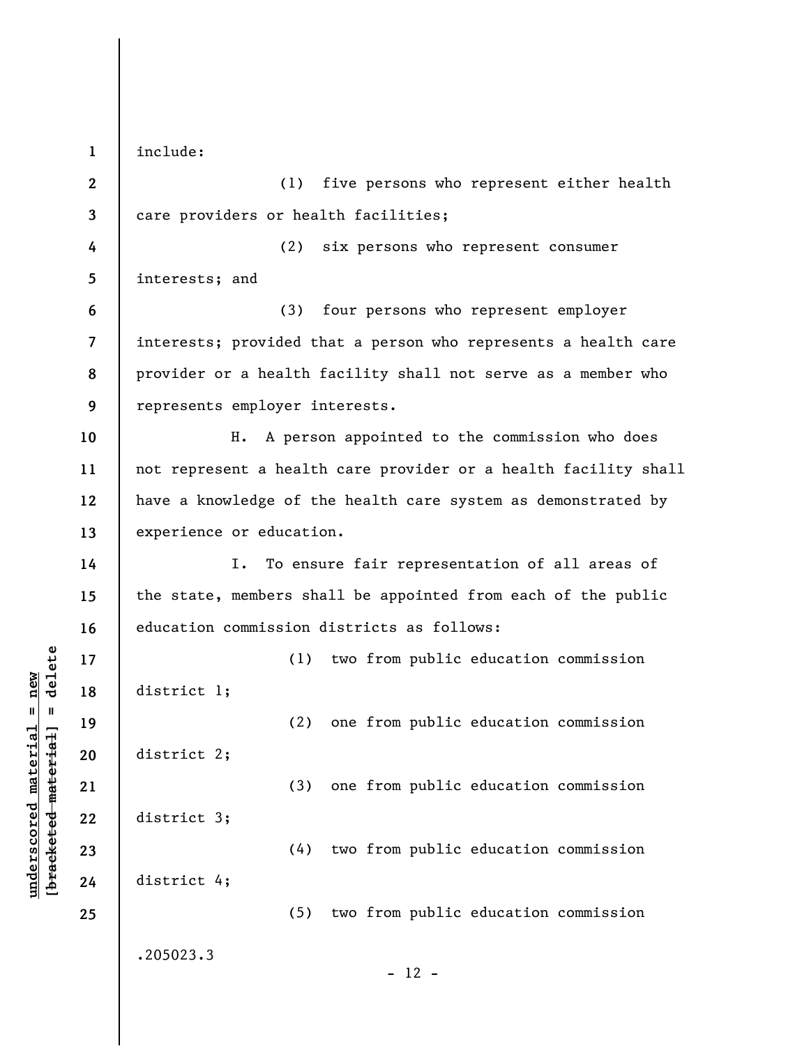include:

(1) five persons who represent either health care providers or health facilities;

(2) six persons who represent consumer interests; and

(3) four persons who represent employer interests; provided that a person who represents a health care provider or a health facility shall not serve as a member who represents employer interests.

H. A person appointed to the commission who does not represent a health care provider or a health facility shall have a knowledge of the health care system as demonstrated by experience or education.

I. To ensure fair representation of all areas of the state, members shall be appointed from each of the public education commission districts as follows:

(1) two from public education commission district 1;

(2) one from public education commission district 2;

(3) one from public education commission district 3;

(4) two from public education commission district 4;

(5) two from public education commission

.205023.3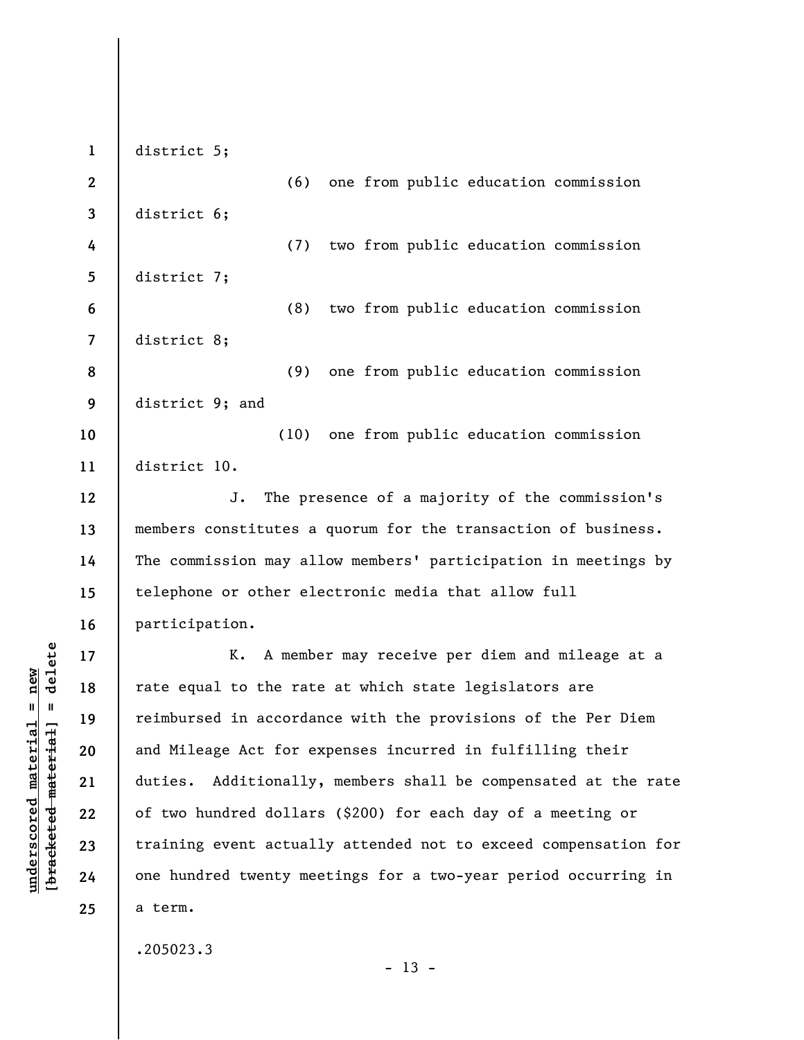district 5;

(6) one from public education commission district 6;

(7) two from public education commission district 7;

(8) two from public education commission district 8;

(9) one from public education commission district 9; and

(10) one from public education commission district 10.

J. The presence of a majority of the commission's members constitutes a quorum for the transaction of business. The commission may allow members' participation in meetings by telephone or other electronic media that allow full participation.

K. A member may receive per diem and mileage at a rate equal to the rate at which state legislators are reimbursed in accordance with the provisions of the Per Diem and Mileage Act for expenses incurred in fulfilling their duties. Additionally, members shall be compensated at the rate of two hundred dollars ($200) for each day of a meeting or training event actually attended not to exceed compensation for one hundred twenty meetings for a two-year period occurring in a term.

.205023.3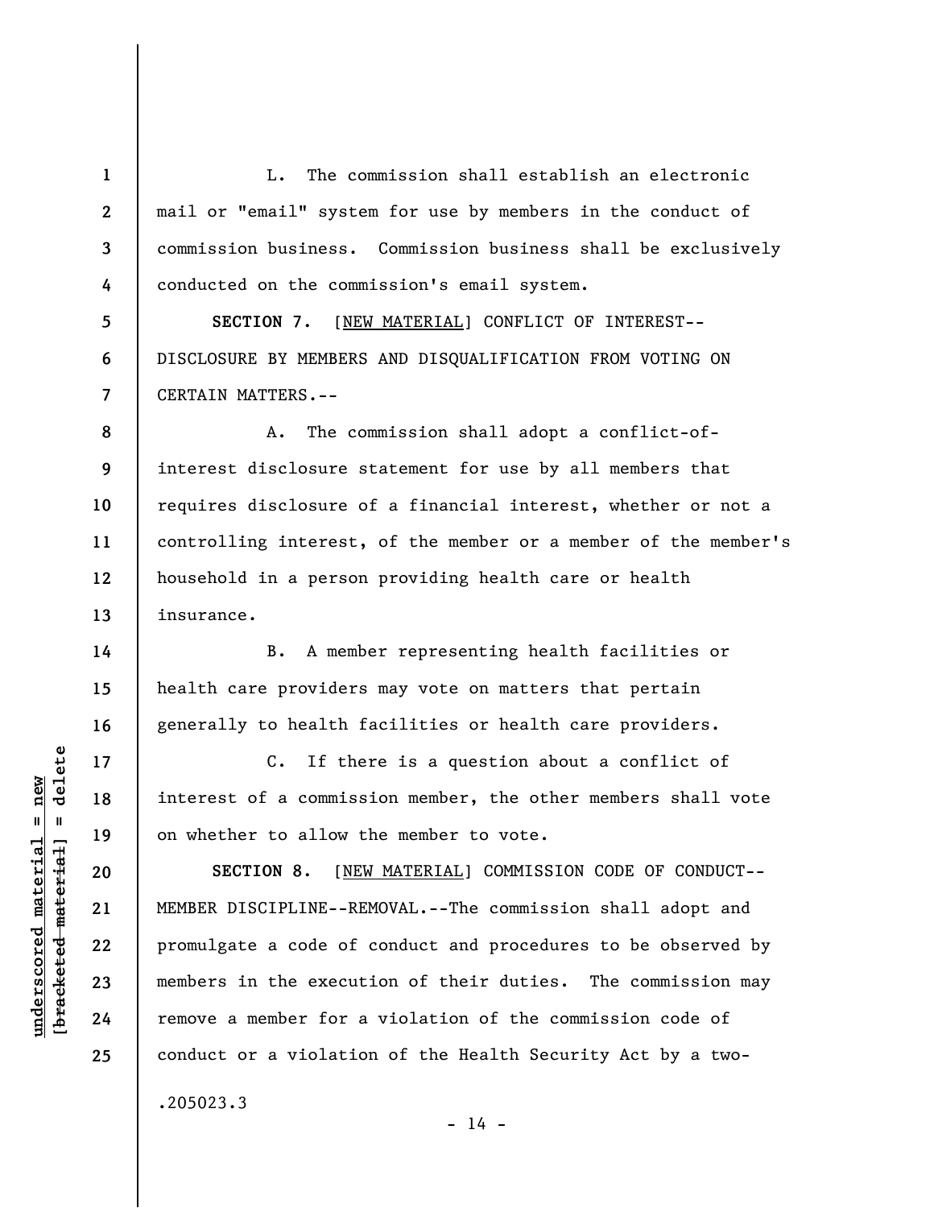L. The commission shall establish an electronic mail or "email" system for use by members in the conduct of commission business. Commission business shall be exclusively conducted on the commission's email system.

**SECTION 7.** [NEW MATERIAL] CONFLICT OF INTEREST--DISCLOSURE BY MEMBERS AND DISQUALIFICATION FROM VOTING ON CERTAIN MATTERS.--

A. The commission shall adopt a conflict-of-interest disclosure statement for use by all members that requires disclosure of a financial interest, whether or not a controlling interest, of the member or a member of the member's household in a person providing health care or health insurance.

B. A member representing health facilities or health care providers may vote on matters that pertain generally to health facilities or health care providers.

C. If there is a question about a conflict of interest of a commission member, the other members shall vote on whether to allow the member to vote.

**SECTION 8.** [NEW MATERIAL] COMMISSION CODE OF CONDUCT--MEMBER DISCIPLINE--REMOVAL.--The commission shall adopt and promulgate a code of conduct and procedures to be observed by members in the execution of their duties. The commission may remove a member for a violation of the commission code of conduct or a violation of the Health Security Act by a two-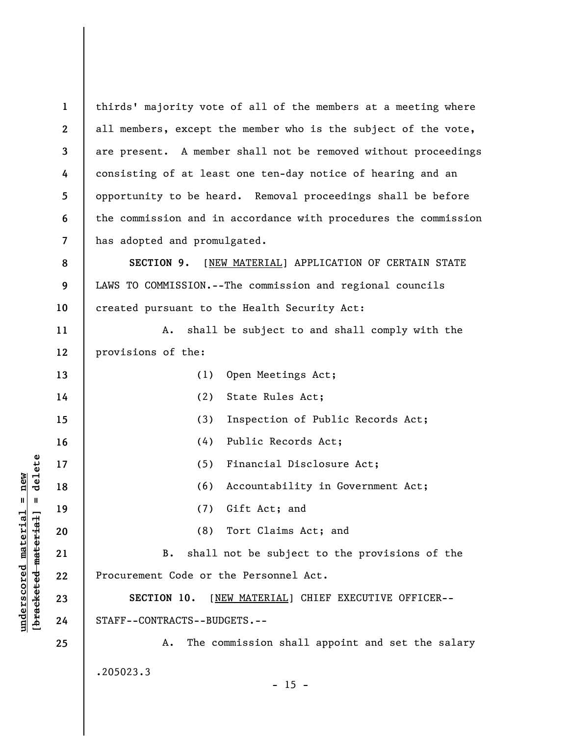thirds' majority vote of all of the members at a meeting where all members, except the member who is the subject of the vote, are present. A member shall not be removed without proceedings consisting of at least one ten-day notice of hearing and an opportunity to be heard. Removal proceedings shall be before the commission and in accordance with procedures the commission has adopted and promulgated.

**SECTION 9.** [NEW MATERIAL] APPLICATION OF CERTAIN STATE LAWS TO COMMISSION.--The commission and regional councils created pursuant to the Health Security Act:

A. shall be subject to and shall comply with the provisions of the:

(1) Open Meetings Act;

(2) State Rules Act;

(3) Inspection of Public Records Act;

(4) Public Records Act;

(5) Financial Disclosure Act;

(6) Accountability in Government Act;

(7) Gift Act; and

(8) Tort Claims Act; and

B. shall not be subject to the provisions of the Procurement Code or the Personnel Act.

**SECTION 10.** [NEW MATERIAL] CHIEF EXECUTIVE OFFICER--STAFF--CONTRACTS--BUDGETS.--

A. The commission shall appoint and set the salary

.205023.3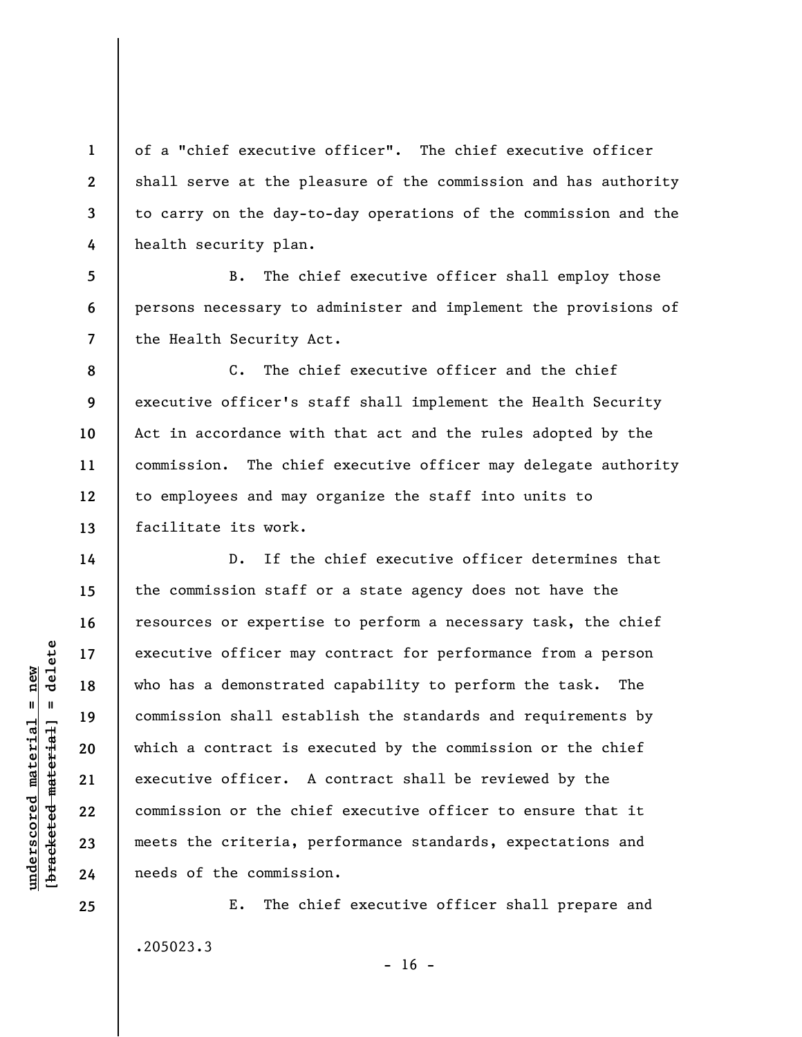of a "chief executive officer". The chief executive officer shall serve at the pleasure of the commission and has authority to carry on the day-to-day operations of the commission and the health security plan.

B. The chief executive officer shall employ those persons necessary to administer and implement the provisions of the Health Security Act.

C. The chief executive officer and the chief executive officer's staff shall implement the Health Security Act in accordance with that act and the rules adopted by the commission. The chief executive officer may delegate authority to employees and may organize the staff into units to facilitate its work.

D. If the chief executive officer determines that the commission staff or a state agency does not have the resources or expertise to perform a necessary task, the chief executive officer may contract for performance from a person who has a demonstrated capability to perform the task. The commission shall establish the standards and requirements by which a contract is executed by the commission or the chief executive officer. A contract shall be reviewed by the commission or the chief executive officer to ensure that it meets the criteria, performance standards, expectations and needs of the commission.

E. The chief executive officer shall prepare and

.205023.3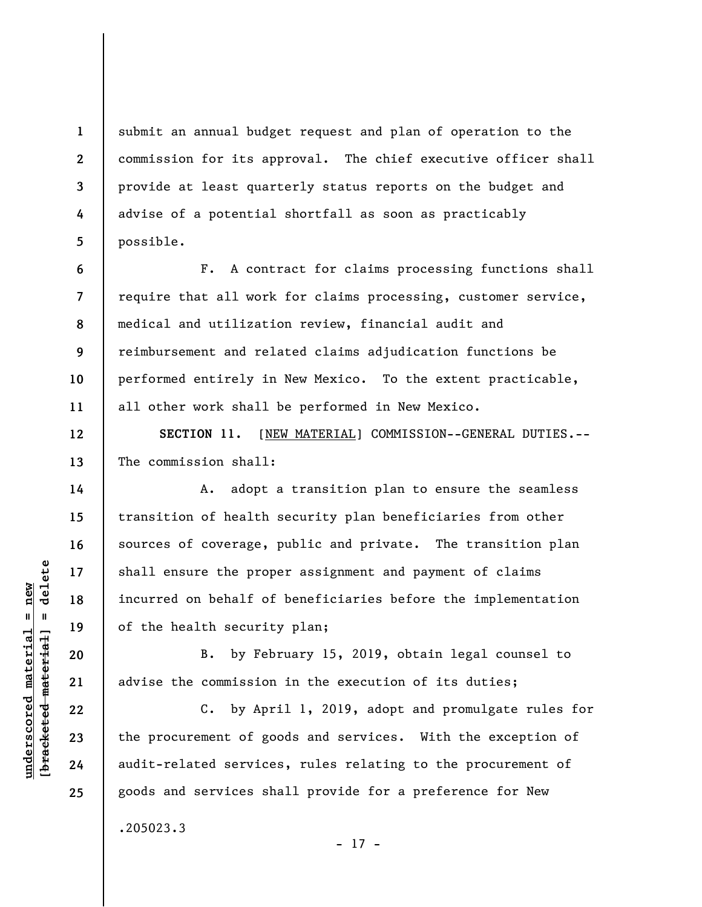submit an annual budget request and plan of operation to the commission for its approval. The chief executive officer shall provide at least quarterly status reports on the budget and advise of a potential shortfall as soon as practicably possible.

F. A contract for claims processing functions shall require that all work for claims processing, customer service, medical and utilization review, financial audit and reimbursement and related claims adjudication functions be performed entirely in New Mexico. To the extent practicable, all other work shall be performed in New Mexico.

**SECTION 11.** [NEW MATERIAL] COMMISSION--GENERAL DUTIES.--The commission shall:

A. adopt a transition plan to ensure the seamless transition of health security plan beneficiaries from other sources of coverage, public and private. The transition plan shall ensure the proper assignment and payment of claims incurred on behalf of beneficiaries before the implementation of the health security plan;

B. by February 15, 2019, obtain legal counsel to advise the commission in the execution of its duties;

C. by April 1, 2019, adopt and promulgate rules for the procurement of goods and services. With the exception of audit-related services, rules relating to the procurement of goods and services shall provide for a preference for New

.205023.3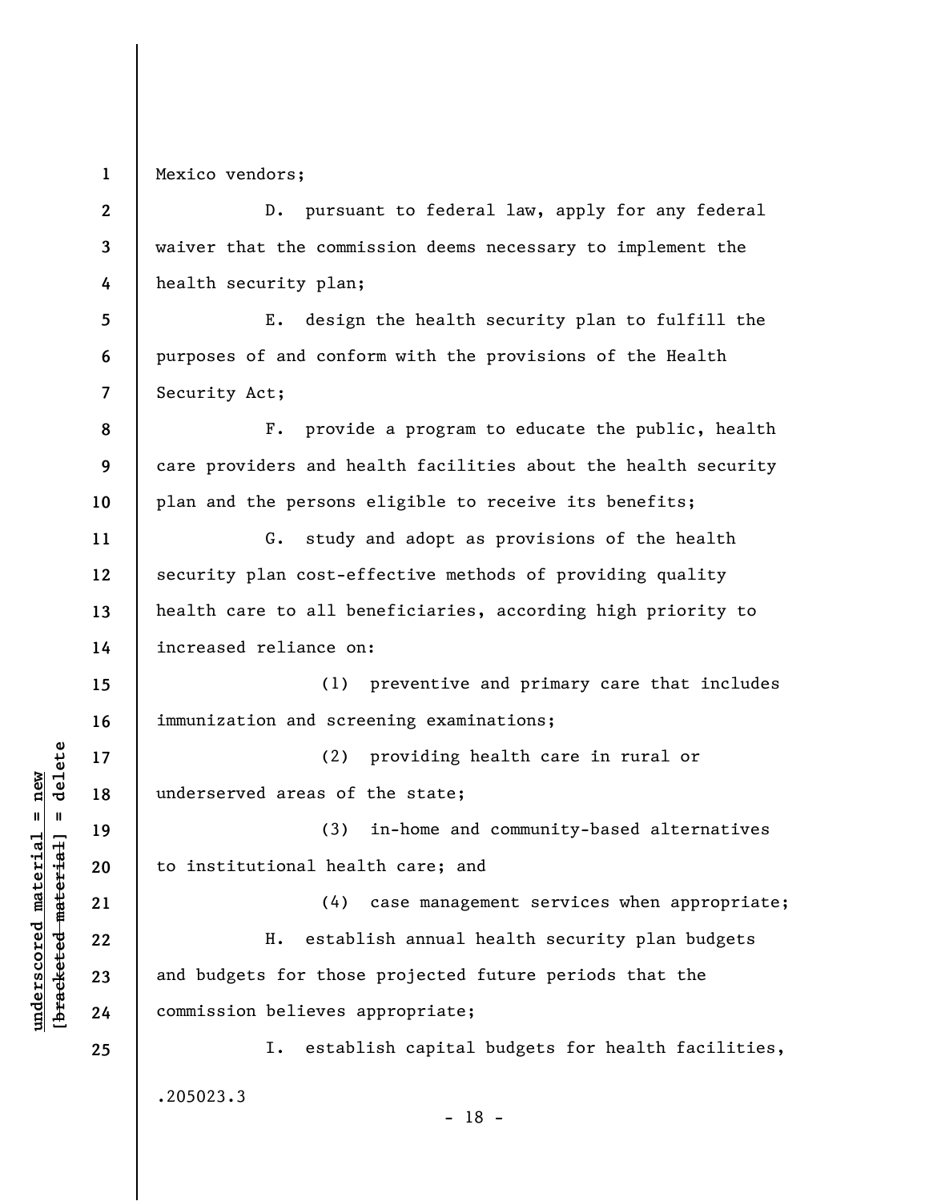Mexico vendors;

D. pursuant to federal law, apply for any federal waiver that the commission deems necessary to implement the health security plan;

E. design the health security plan to fulfill the purposes of and conform with the provisions of the Health Security Act;

F. provide a program to educate the public, health care providers and health facilities about the health security plan and the persons eligible to receive its benefits;

G. study and adopt as provisions of the health security plan cost-effective methods of providing quality health care to all beneficiaries, according high priority to increased reliance on:

(1) preventive and primary care that includes immunization and screening examinations;

(2) providing health care in rural or underserved areas of the state;

(3) in-home and community-based alternatives to institutional health care; and

(4) case management services when appropriate;

H. establish annual health security plan budgets and budgets for those projected future periods that the commission believes appropriate;

I. establish capital budgets for health facilities,

.205023.3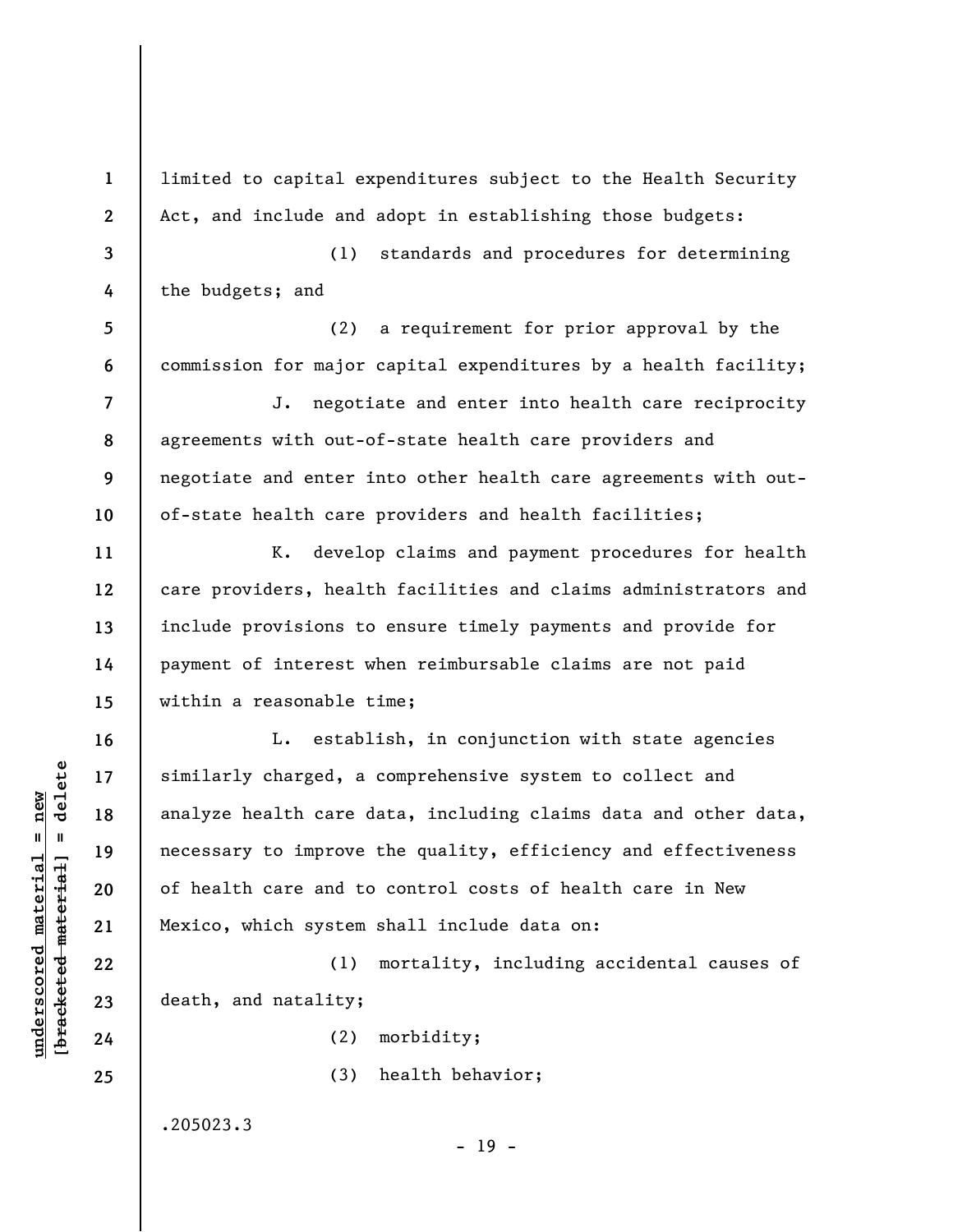limited to capital expenditures subject to the Health Security Act, and include and adopt in establishing those budgets:

(1) standards and procedures for determining the budgets; and

(2) a requirement for prior approval by the commission for major capital expenditures by a health facility;

J. negotiate and enter into health care reciprocity agreements with out-of-state health care providers and negotiate and enter into other health care agreements with out-of-state health care providers and health facilities;

K. develop claims and payment procedures for health care providers, health facilities and claims administrators and include provisions to ensure timely payments and provide for payment of interest when reimbursable claims are not paid within a reasonable time;

L. establish, in conjunction with state agencies similarly charged, a comprehensive system to collect and analyze health care data, including claims data and other data, necessary to improve the quality, efficiency and effectiveness of health care and to control costs of health care in New Mexico, which system shall include data on:

(1) mortality, including accidental causes of death, and natality;

(2) morbidity;

(3) health behavior;

.205023.3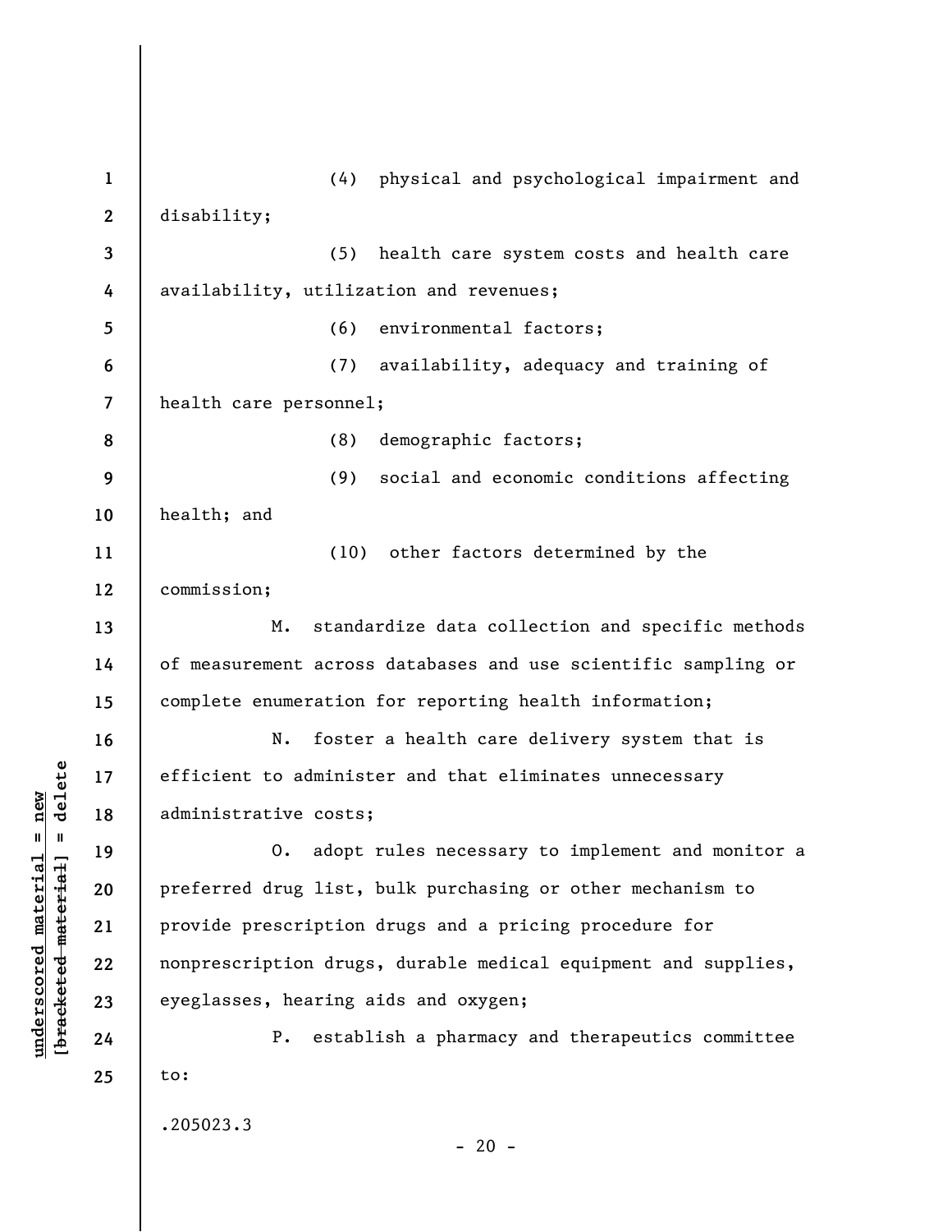(4) physical and psychological impairment and disability;

(5) health care system costs and health care availability, utilization and revenues;

(6) environmental factors;

(7) availability, adequacy and training of health care personnel;

(8) demographic factors;

(9) social and economic conditions affecting health; and

(10) other factors determined by the commission;

M. standardize data collection and specific methods of measurement across databases and use scientific sampling or complete enumeration for reporting health information;

N. foster a health care delivery system that is efficient to administer and that eliminates unnecessary administrative costs;

O. adopt rules necessary to implement and monitor a preferred drug list, bulk purchasing or other mechanism to provide prescription drugs and a pricing procedure for nonprescription drugs, durable medical equipment and supplies, eyeglasses, hearing aids and oxygen;

P. establish a pharmacy and therapeutics committee to:

.205023.3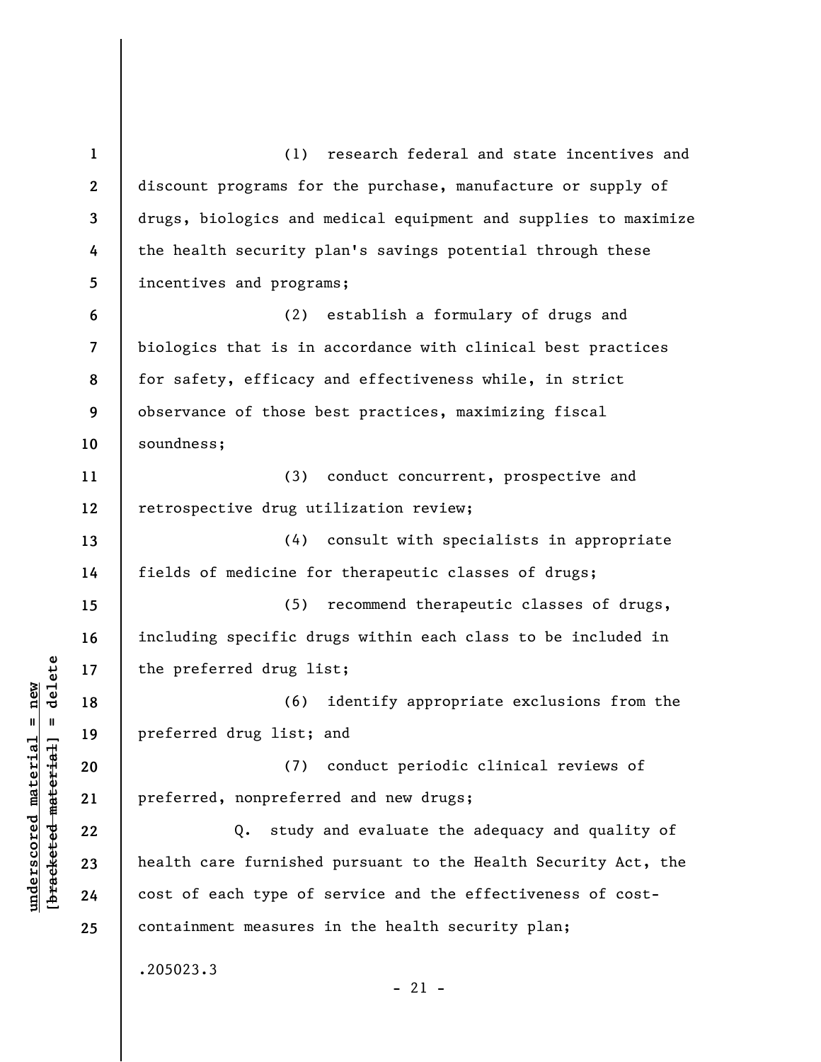(1) research federal and state incentives and discount programs for the purchase, manufacture or supply of drugs, biologics and medical equipment and supplies to maximize the health security plan's savings potential through these incentives and programs;

(2) establish a formulary of drugs and biologics that is in accordance with clinical best practices for safety, efficacy and effectiveness while, in strict observance of those best practices, maximizing fiscal soundness;

(3) conduct concurrent, prospective and retrospective drug utilization review;

(4) consult with specialists in appropriate fields of medicine for therapeutic classes of drugs;

(5) recommend therapeutic classes of drugs, including specific drugs within each class to be included in the preferred drug list;

(6) identify appropriate exclusions from the preferred drug list; and

(7) conduct periodic clinical reviews of preferred, nonpreferred and new drugs;

Q. study and evaluate the adequacy and quality of health care furnished pursuant to the Health Security Act, the cost of each type of service and the effectiveness of cost-containment measures in the health security plan;

.205023.3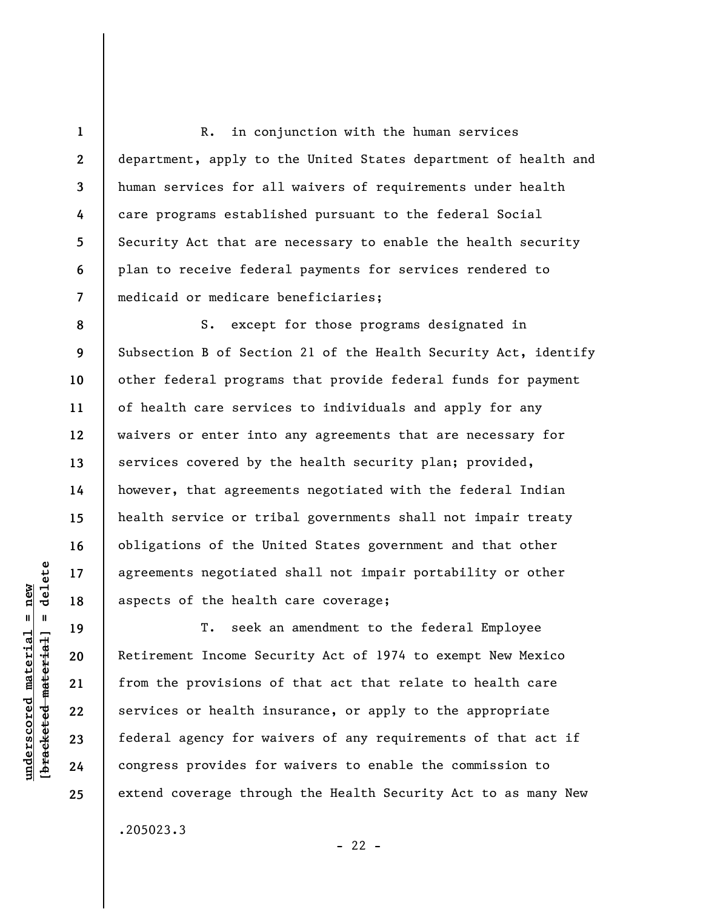R. in conjunction with the human services department, apply to the United States department of health and human services for all waivers of requirements under health care programs established pursuant to the federal Social Security Act that are necessary to enable the health security plan to receive federal payments for services rendered to medicaid or medicare beneficiaries;

S. except for those programs designated in Subsection B of Section 21 of the Health Security Act, identify other federal programs that provide federal funds for payment of health care services to individuals and apply for any waivers or enter into any agreements that are necessary for services covered by the health security plan; provided, however, that agreements negotiated with the federal Indian health service or tribal governments shall not impair treaty obligations of the United States government and that other agreements negotiated shall not impair portability or other aspects of the health care coverage;

T. seek an amendment to the federal Employee Retirement Income Security Act of 1974 to exempt New Mexico from the provisions of that act that relate to health care services or health insurance, or apply to the appropriate federal agency for waivers of any requirements of that act if congress provides for waivers to enable the commission to extend coverage through the Health Security Act to as many New

.205023.3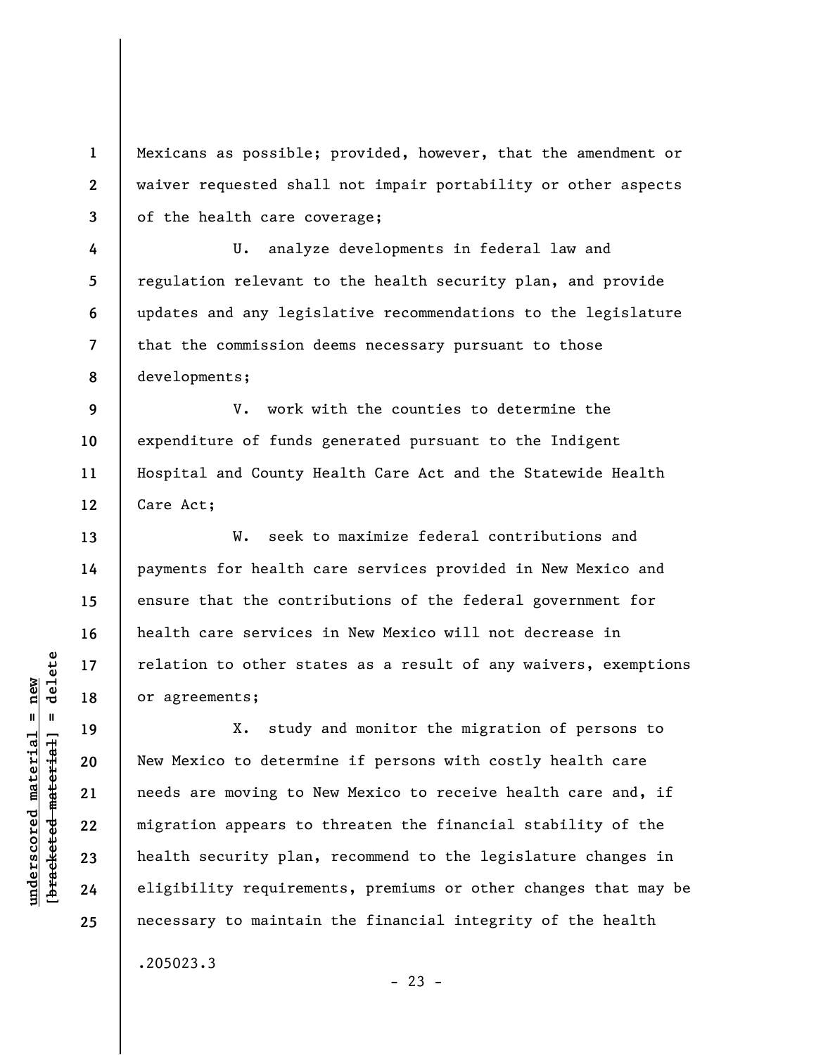Mexicans as possible; provided, however, that the amendment or waiver requested shall not impair portability or other aspects of the health care coverage;

U. analyze developments in federal law and regulation relevant to the health security plan, and provide updates and any legislative recommendations to the legislature that the commission deems necessary pursuant to those developments;

V. work with the counties to determine the expenditure of funds generated pursuant to the Indigent Hospital and County Health Care Act and the Statewide Health Care Act;

W. seek to maximize federal contributions and payments for health care services provided in New Mexico and ensure that the contributions of the federal government for health care services in New Mexico will not decrease in relation to other states as a result of any waivers, exemptions or agreements;

X. study and monitor the migration of persons to New Mexico to determine if persons with costly health care needs are moving to New Mexico to receive health care and, if migration appears to threaten the financial stability of the health security plan, recommend to the legislature changes in eligibility requirements, premiums or other changes that may be necessary to maintain the financial integrity of the health

.205023.3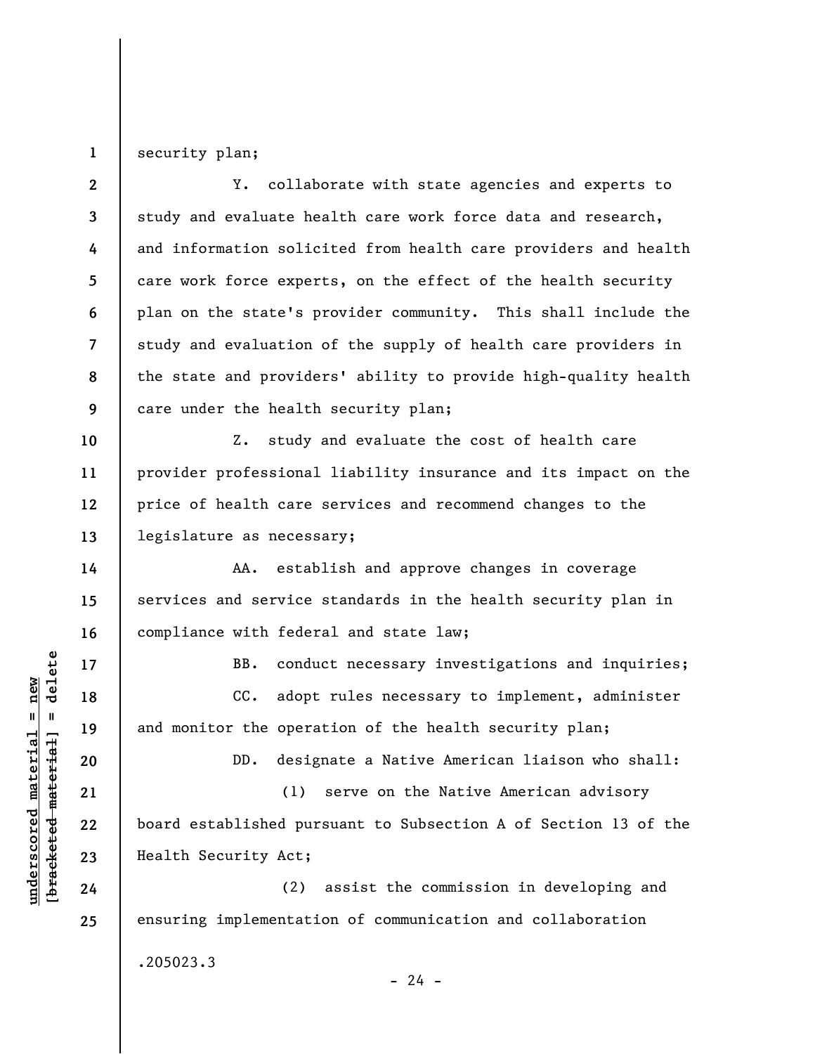security plan;

Y. collaborate with state agencies and experts to study and evaluate health care work force data and research, and information solicited from health care providers and health care work force experts, on the effect of the health security plan on the state's provider community. This shall include the study and evaluation of the supply of health care providers in the state and providers' ability to provide high-quality health care under the health security plan;

Z. study and evaluate the cost of health care provider professional liability insurance and its impact on the price of health care services and recommend changes to the legislature as necessary;

AA. establish and approve changes in coverage services and service standards in the health security plan in compliance with federal and state law;

BB. conduct necessary investigations and inquiries;

CC. adopt rules necessary to implement, administer and monitor the operation of the health security plan;

DD. designate a Native American liaison who shall:

(1) serve on the Native American advisory board established pursuant to Subsection A of Section 13 of the Health Security Act;

(2) assist the commission in developing and ensuring implementation of communication and collaboration

.205023.3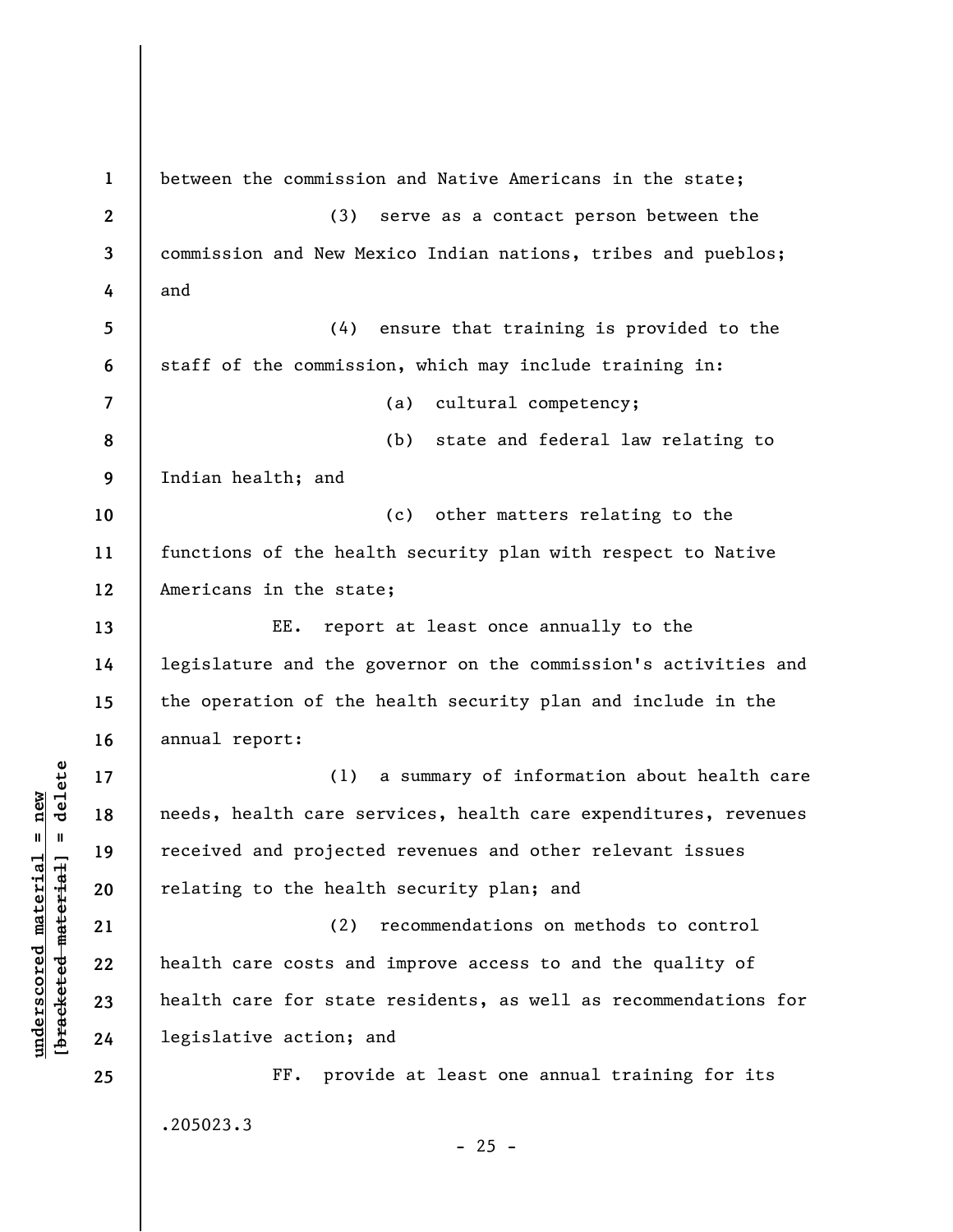between the commission and Native Americans in the state;

(3) serve as a contact person between the commission and New Mexico Indian nations, tribes and pueblos; and

(4) ensure that training is provided to the staff of the commission, which may include training in:

(a) cultural competency;

(b) state and federal law relating to Indian health; and

(c) other matters relating to the functions of the health security plan with respect to Native Americans in the state;

EE. report at least once annually to the legislature and the governor on the commission's activities and the operation of the health security plan and include in the annual report:

(1) a summary of information about health care needs, health care services, health care expenditures, revenues received and projected revenues and other relevant issues relating to the health security plan; and

(2) recommendations on methods to control health care costs and improve access to and the quality of health care for state residents, as well as recommendations for legislative action; and

FF. provide at least one annual training for its

.205023.3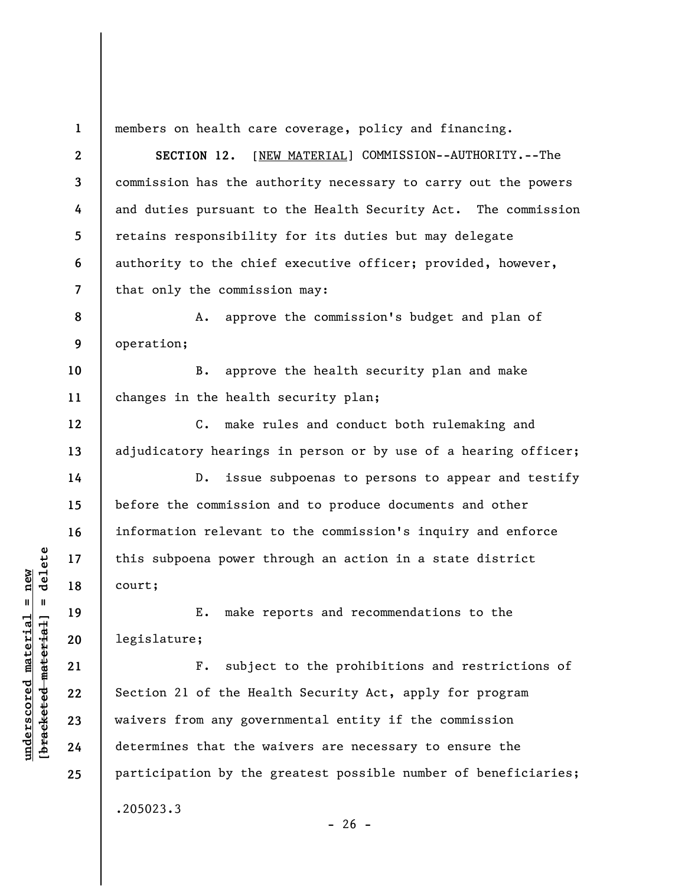members on health care coverage, policy and financing.

**SECTION 12.** [NEW MATERIAL] COMMISSION--AUTHORITY.--The commission has the authority necessary to carry out the powers and duties pursuant to the Health Security Act. The commission retains responsibility for its duties but may delegate authority to the chief executive officer; provided, however, that only the commission may:

A. approve the commission's budget and plan of operation;

B. approve the health security plan and make changes in the health security plan;

C. make rules and conduct both rulemaking and adjudicatory hearings in person or by use of a hearing officer;

D. issue subpoenas to persons to appear and testify before the commission and to produce documents and other information relevant to the commission's inquiry and enforce this subpoena power through an action in a state district court;

E. make reports and recommendations to the legislature;

F. subject to the prohibitions and restrictions of Section 21 of the Health Security Act, apply for program waivers from any governmental entity if the commission determines that the waivers are necessary to ensure the participation by the greatest possible number of beneficiaries;

.205023.3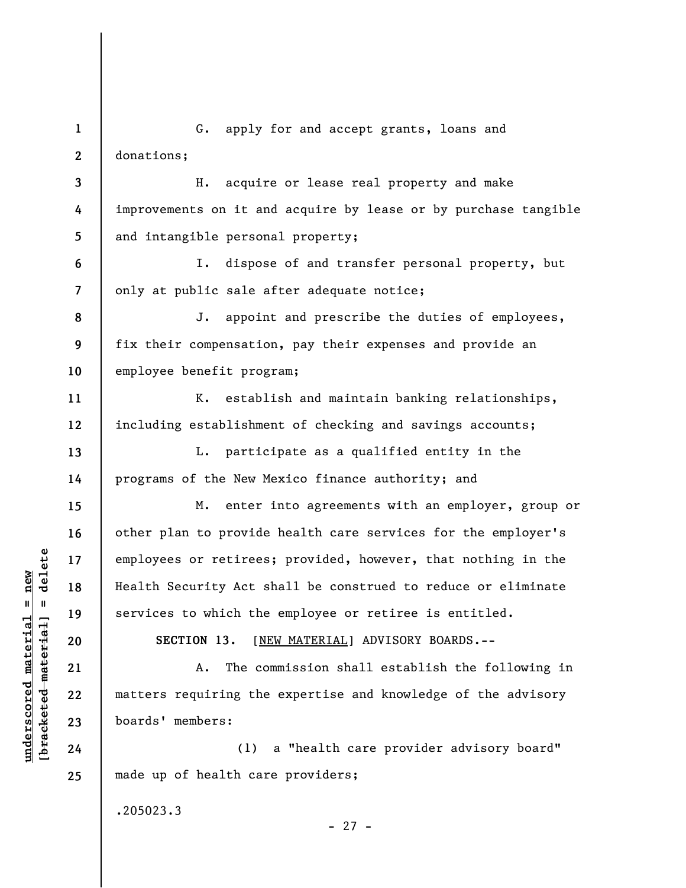G. apply for and accept grants, loans and donations;

H. acquire or lease real property and make improvements on it and acquire by lease or by purchase tangible and intangible personal property;

I. dispose of and transfer personal property, but only at public sale after adequate notice;

J. appoint and prescribe the duties of employees, fix their compensation, pay their expenses and provide an employee benefit program;

K. establish and maintain banking relationships, including establishment of checking and savings accounts;

L. participate as a qualified entity in the programs of the New Mexico finance authority; and

M. enter into agreements with an employer, group or other plan to provide health care services for the employer's employees or retirees; provided, however, that nothing in the Health Security Act shall be construed to reduce or eliminate services to which the employee or retiree is entitled.

**SECTION 13.** [NEW MATERIAL] ADVISORY BOARDS.--

A. The commission shall establish the following in matters requiring the expertise and knowledge of the advisory boards' members:

(1) a "health care provider advisory board" made up of health care providers;

.205023.3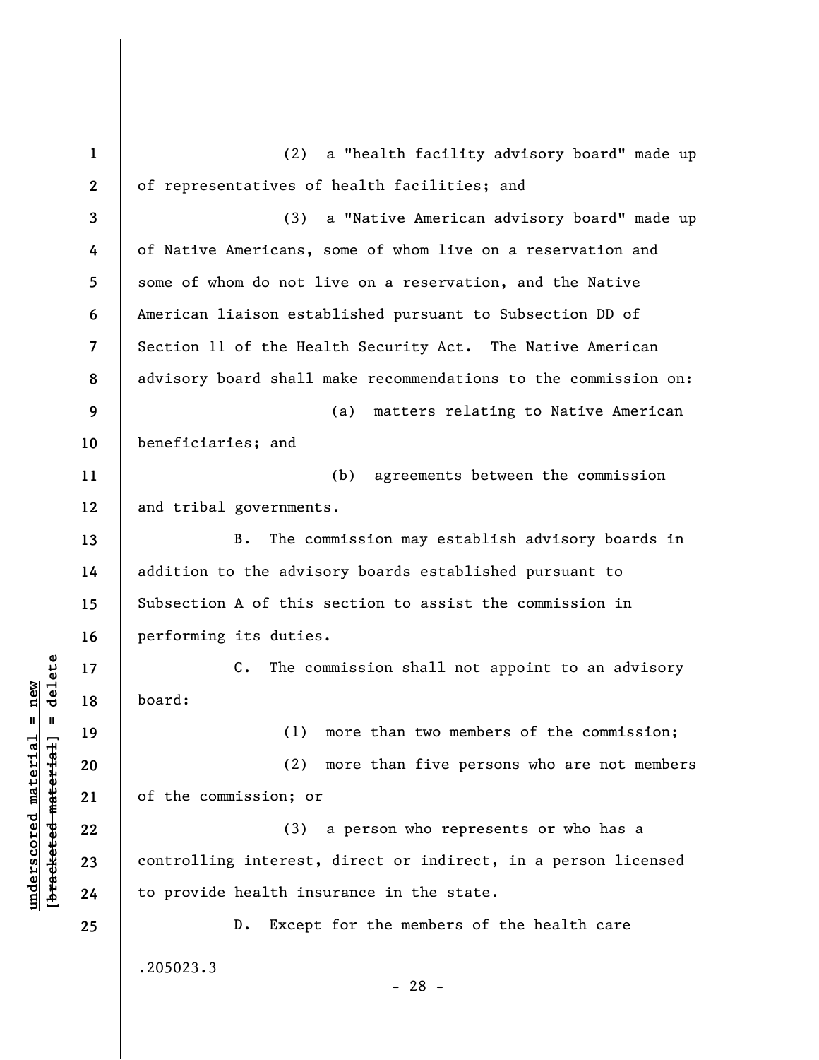(2) a "health facility advisory board" made up of representatives of health facilities; and

(3) a "Native American advisory board" made up of Native Americans, some of whom live on a reservation and some of whom do not live on a reservation, and the Native American liaison established pursuant to Subsection DD of Section 11 of the Health Security Act. The Native American advisory board shall make recommendations to the commission on:

(a) matters relating to Native American beneficiaries; and

(b) agreements between the commission and tribal governments.

B. The commission may establish advisory boards in addition to the advisory boards established pursuant to Subsection A of this section to assist the commission in performing its duties.

C. The commission shall not appoint to an advisory board:

(1) more than two members of the commission;

(2) more than five persons who are not members of the commission; or

(3) a person who represents or who has a controlling interest, direct or indirect, in a person licensed to provide health insurance in the state.

D. Except for the members of the health care

.205023.3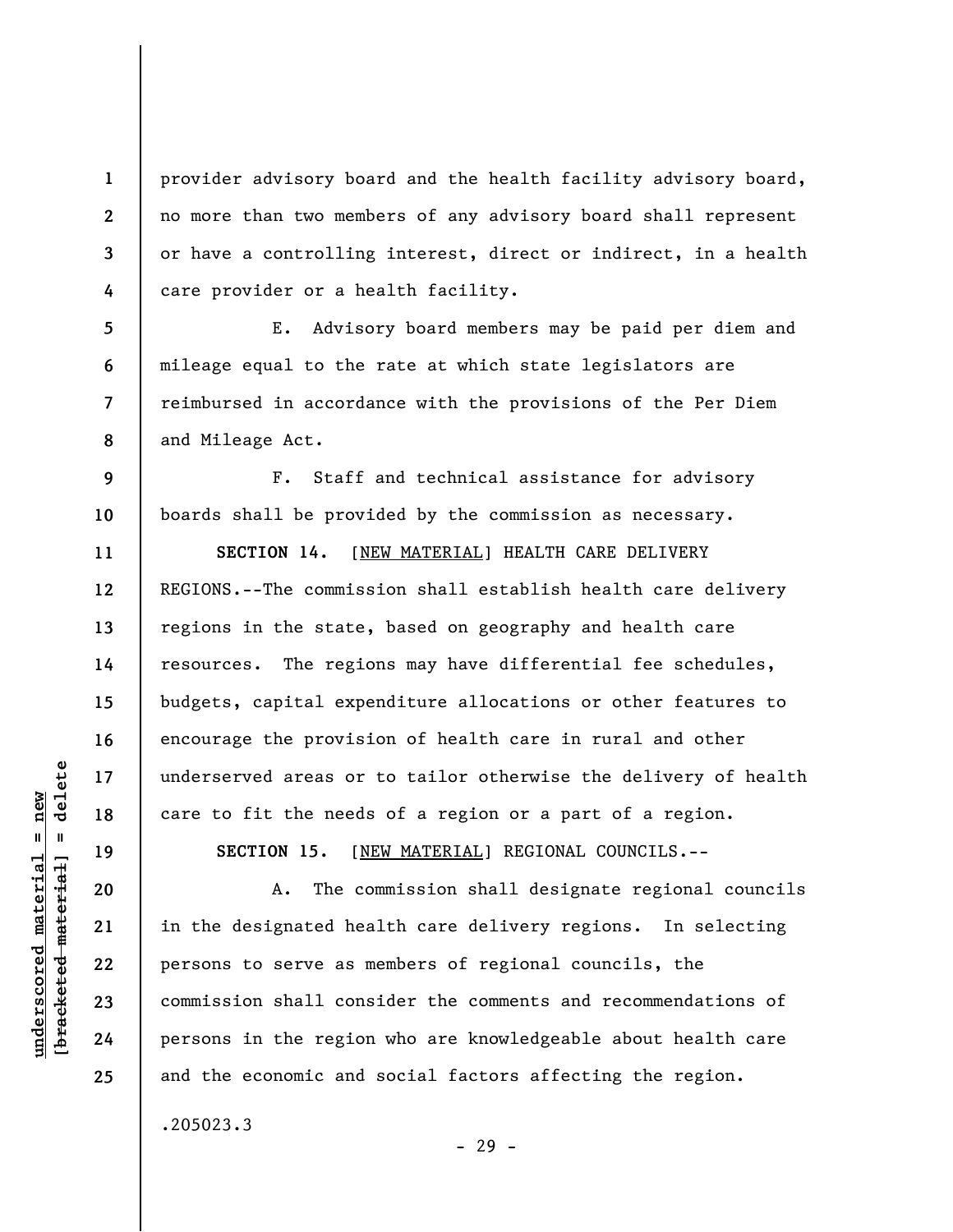provider advisory board and the health facility advisory board, no more than two members of any advisory board shall represent or have a controlling interest, direct or indirect, in a health care provider or a health facility.

E. Advisory board members may be paid per diem and mileage equal to the rate at which state legislators are reimbursed in accordance with the provisions of the Per Diem and Mileage Act.

F. Staff and technical assistance for advisory boards shall be provided by the commission as necessary.

**SECTION 14.** [NEW MATERIAL] HEALTH CARE DELIVERY REGIONS.--The commission shall establish health care delivery regions in the state, based on geography and health care resources. The regions may have differential fee schedules, budgets, capital expenditure allocations or other features to encourage the provision of health care in rural and other underserved areas or to tailor otherwise the delivery of health care to fit the needs of a region or a part of a region.

**SECTION 15.** [NEW MATERIAL] REGIONAL COUNCILS.--

A. The commission shall designate regional councils in the designated health care delivery regions. In selecting persons to serve as members of regional councils, the commission shall consider the comments and recommendations of persons in the region who are knowledgeable about health care and the economic and social factors affecting the region.

.205023.3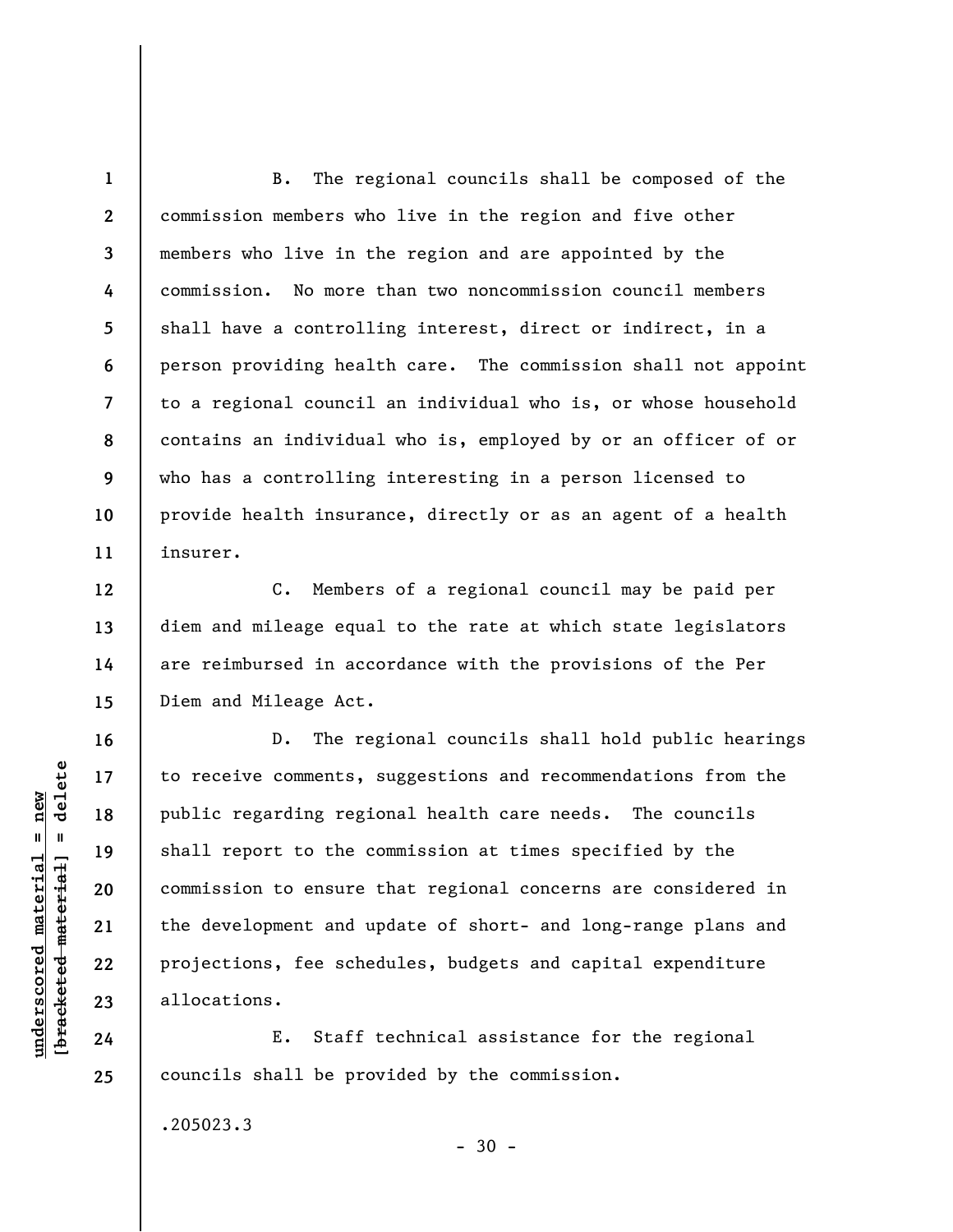B. The regional councils shall be composed of the commission members who live in the region and five other members who live in the region and are appointed by the commission. No more than two noncommission council members shall have a controlling interest, direct or indirect, in a person providing health care. The commission shall not appoint to a regional council an individual who is, or whose household contains an individual who is, employed by or an officer of or who has a controlling interesting in a person licensed to provide health insurance, directly or as an agent of a health insurer.

C. Members of a regional council may be paid per diem and mileage equal to the rate at which state legislators are reimbursed in accordance with the provisions of the Per Diem and Mileage Act.

D. The regional councils shall hold public hearings to receive comments, suggestions and recommendations from the public regarding regional health care needs. The councils shall report to the commission at times specified by the commission to ensure that regional concerns are considered in the development and update of short- and long-range plans and projections, fee schedules, budgets and capital expenditure allocations.

E. Staff technical assistance for the regional councils shall be provided by the commission.

.205023.3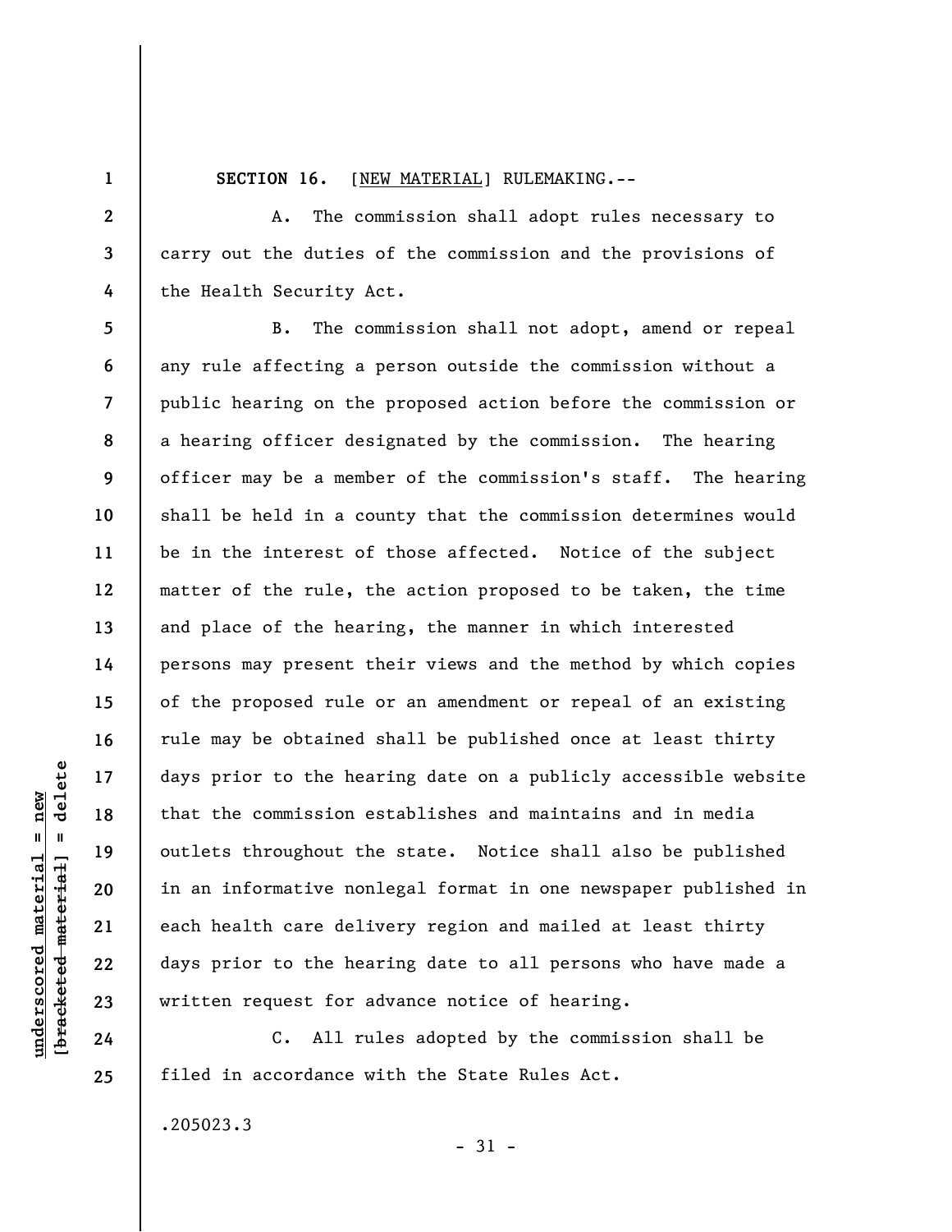**SECTION 16.** [NEW MATERIAL] RULEMAKING.--

A. The commission shall adopt rules necessary to carry out the duties of the commission and the provisions of the Health Security Act.

B. The commission shall not adopt, amend or repeal any rule affecting a person outside the commission without a public hearing on the proposed action before the commission or a hearing officer designated by the commission. The hearing officer may be a member of the commission's staff. The hearing shall be held in a county that the commission determines would be in the interest of those affected. Notice of the subject matter of the rule, the action proposed to be taken, the time and place of the hearing, the manner in which interested persons may present their views and the method by which copies of the proposed rule or an amendment or repeal of an existing rule may be obtained shall be published once at least thirty days prior to the hearing date on a publicly accessible website that the commission establishes and maintains and in media outlets throughout the state. Notice shall also be published in an informative nonlegal format in one newspaper published in each health care delivery region and mailed at least thirty days prior to the hearing date to all persons who have made a written request for advance notice of hearing.

C. All rules adopted by the commission shall be filed in accordance with the State Rules Act.

.205023.3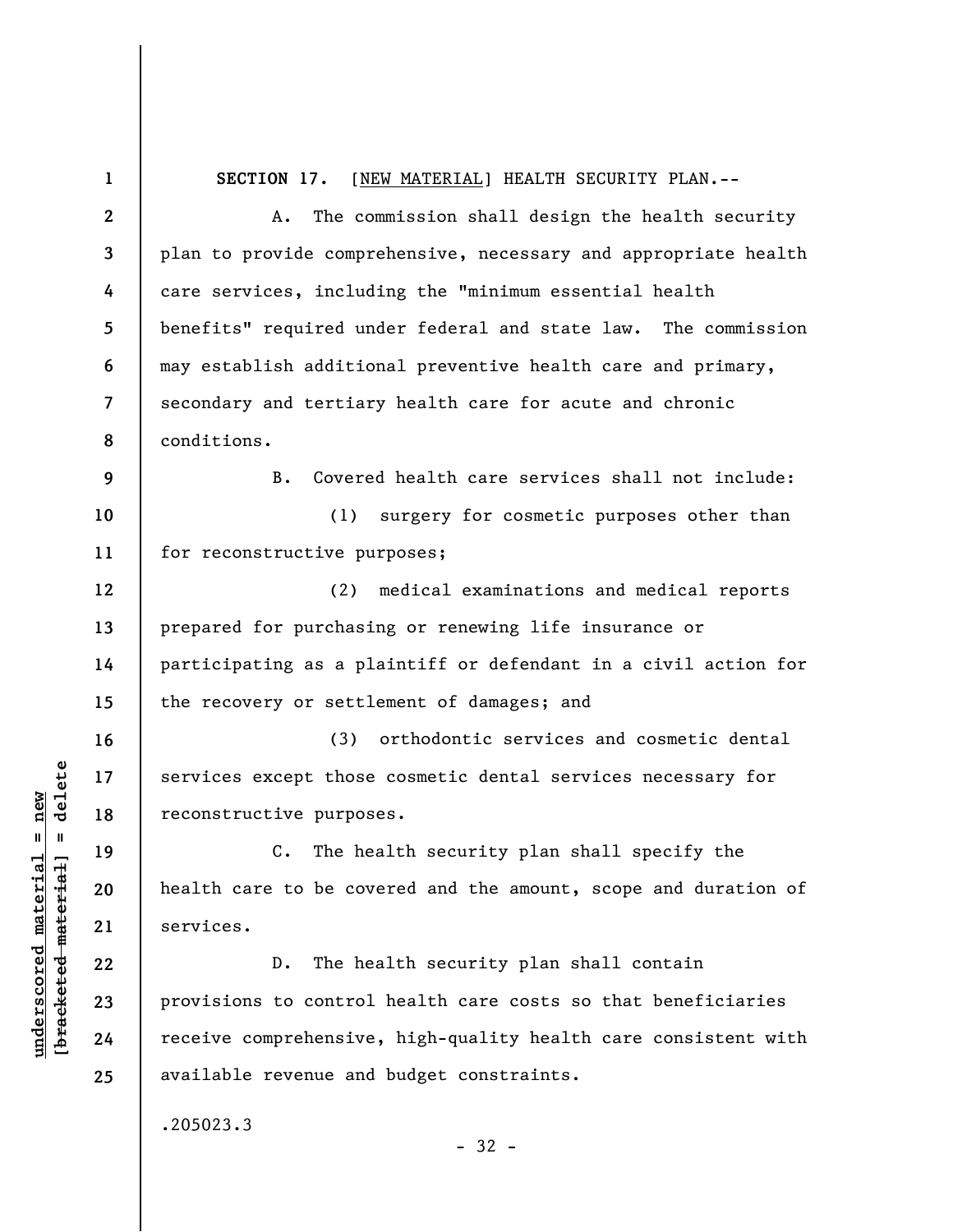**SECTION 17.** [NEW MATERIAL] HEALTH SECURITY PLAN.--

A. The commission shall design the health security plan to provide comprehensive, necessary and appropriate health care services, including the "minimum essential health benefits" required under federal and state law. The commission may establish additional preventive health care and primary, secondary and tertiary health care for acute and chronic conditions.

B. Covered health care services shall not include:

(1) surgery for cosmetic purposes other than for reconstructive purposes;

(2) medical examinations and medical reports prepared for purchasing or renewing life insurance or participating as a plaintiff or defendant in a civil action for the recovery or settlement of damages; and

(3) orthodontic services and cosmetic dental services except those cosmetic dental services necessary for reconstructive purposes.

C. The health security plan shall specify the health care to be covered and the amount, scope and duration of services.

D. The health security plan shall contain provisions to control health care costs so that beneficiaries receive comprehensive, high-quality health care consistent with available revenue and budget constraints.

.205023.3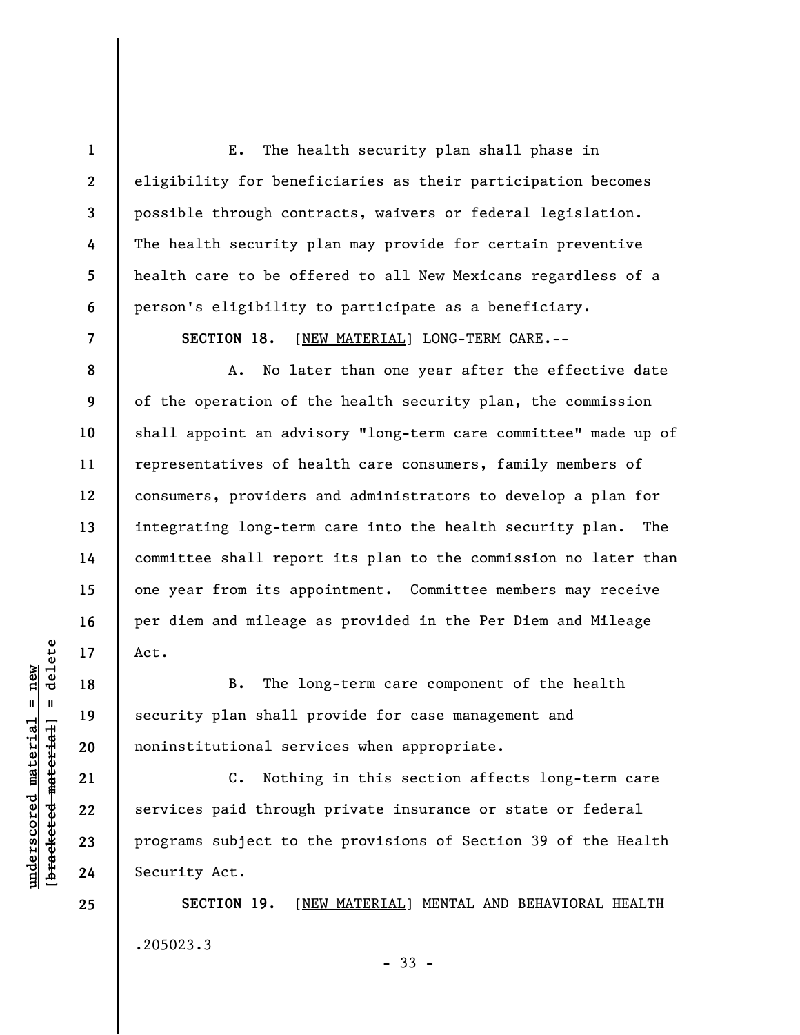E. The health security plan shall phase in eligibility for beneficiaries as their participation becomes possible through contracts, waivers or federal legislation. The health security plan may provide for certain preventive health care to be offered to all New Mexicans regardless of a person's eligibility to participate as a beneficiary.

**SECTION 18.** [NEW MATERIAL] LONG-TERM CARE.--

A. No later than one year after the effective date of the operation of the health security plan, the commission shall appoint an advisory "long-term care committee" made up of representatives of health care consumers, family members of consumers, providers and administrators to develop a plan for integrating long-term care into the health security plan. The committee shall report its plan to the commission no later than one year from its appointment. Committee members may receive per diem and mileage as provided in the Per Diem and Mileage Act.

B. The long-term care component of the health security plan shall provide for case management and noninstitutional services when appropriate.

C. Nothing in this section affects long-term care services paid through private insurance or state or federal programs subject to the provisions of Section 39 of the Health Security Act.

**SECTION 19.** [NEW MATERIAL] MENTAL AND BEHAVIORAL HEALTH

.205023.3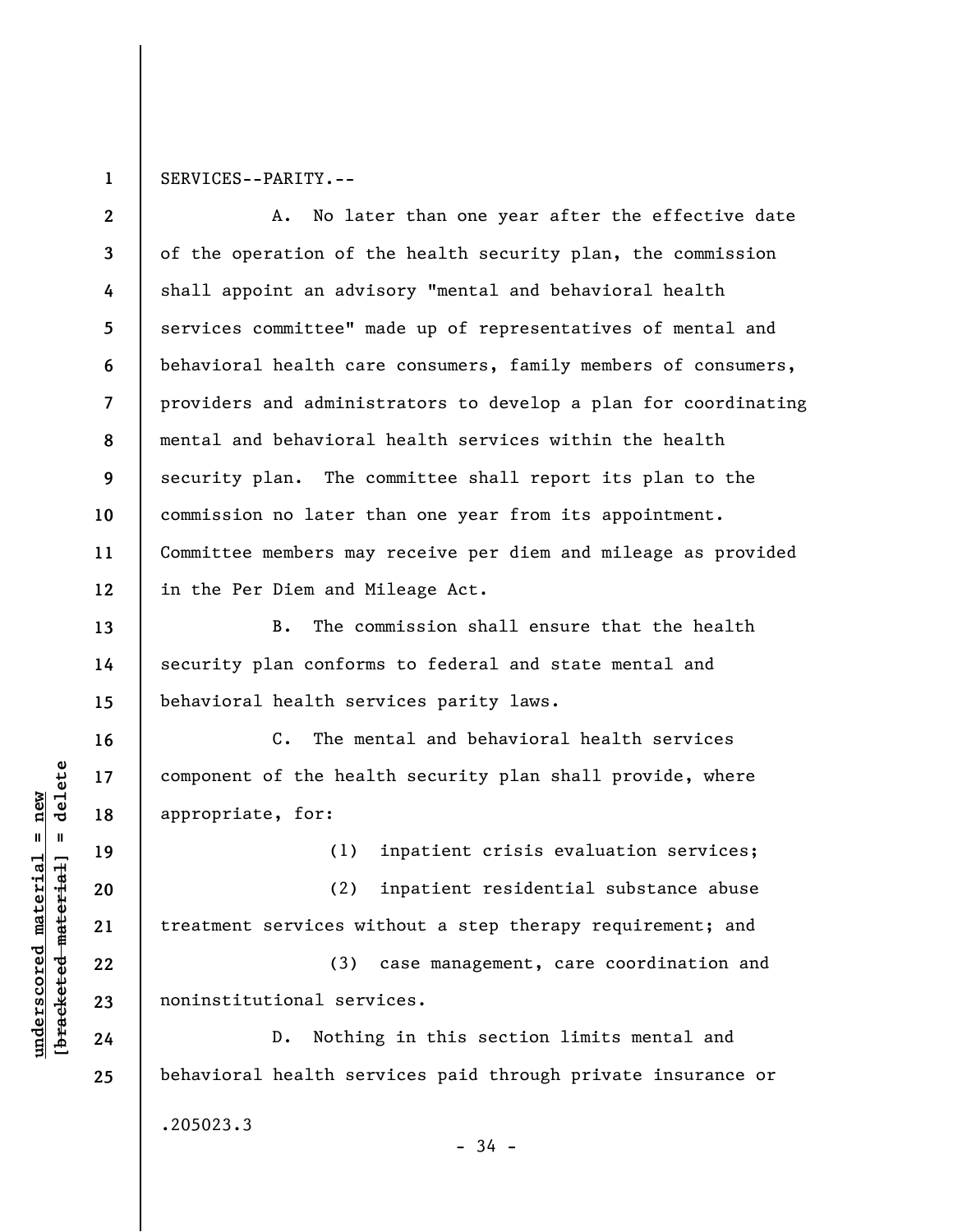SERVICES--PARITY.--

A. No later than one year after the effective date of the operation of the health security plan, the commission shall appoint an advisory "mental and behavioral health services committee" made up of representatives of mental and behavioral health care consumers, family members of consumers, providers and administrators to develop a plan for coordinating mental and behavioral health services within the health security plan. The committee shall report its plan to the commission no later than one year from its appointment. Committee members may receive per diem and mileage as provided in the Per Diem and Mileage Act.

B. The commission shall ensure that the health security plan conforms to federal and state mental and behavioral health services parity laws.

C. The mental and behavioral health services component of the health security plan shall provide, where appropriate, for:

(1) inpatient crisis evaluation services;

(2) inpatient residential substance abuse treatment services without a step therapy requirement; and

(3) case management, care coordination and noninstitutional services.

D. Nothing in this section limits mental and behavioral health services paid through private insurance or

.205023.3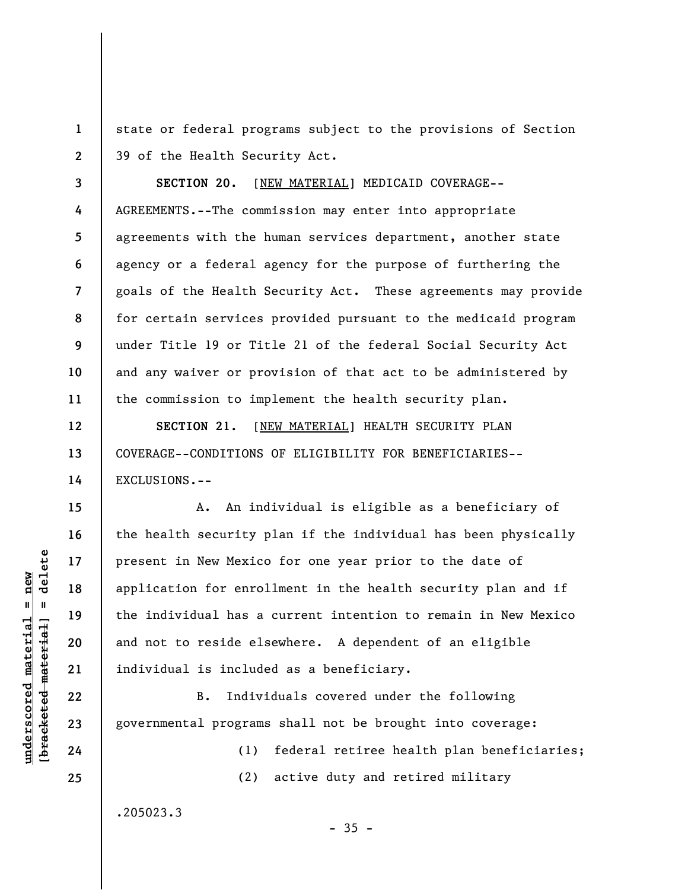state or federal programs subject to the provisions of Section 39 of the Health Security Act.

**SECTION 20.** [NEW MATERIAL] MEDICAID COVERAGE--AGREEMENTS.--The commission may enter into appropriate agreements with the human services department, another state agency or a federal agency for the purpose of furthering the goals of the Health Security Act. These agreements may provide for certain services provided pursuant to the medicaid program under Title 19 or Title 21 of the federal Social Security Act and any waiver or provision of that act to be administered by the commission to implement the health security plan.

**SECTION 21.** [NEW MATERIAL] HEALTH SECURITY PLAN COVERAGE--CONDITIONS OF ELIGIBILITY FOR BENEFICIARIES--EXCLUSIONS.--

A. An individual is eligible as a beneficiary of the health security plan if the individual has been physically present in New Mexico for one year prior to the date of application for enrollment in the health security plan and if the individual has a current intention to remain in New Mexico and not to reside elsewhere. A dependent of an eligible individual is included as a beneficiary.

B. Individuals covered under the following governmental programs shall not be brought into coverage:

(1) federal retiree health plan beneficiaries;

(2) active duty and retired military

.205023.3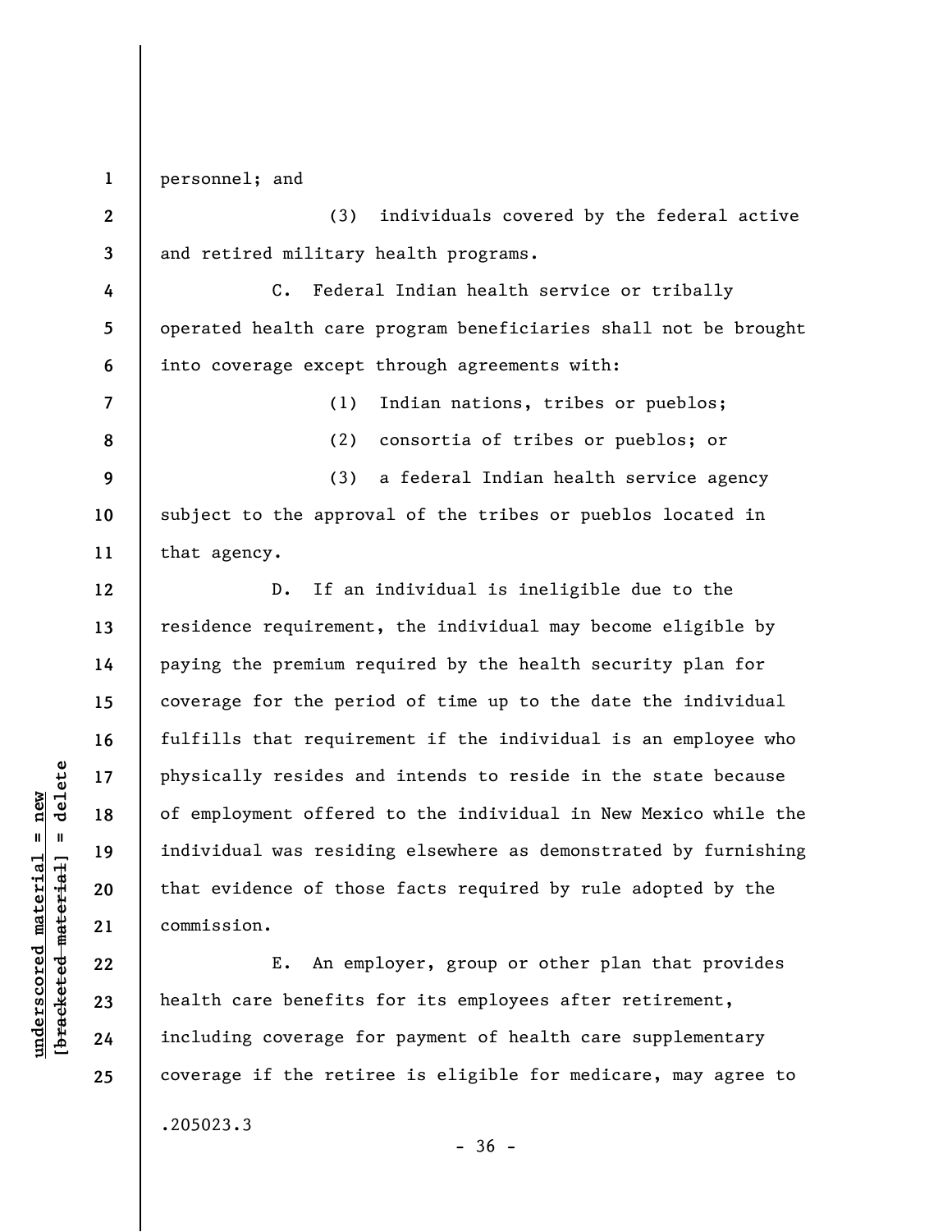personnel; and

(3) individuals covered by the federal active and retired military health programs.

C. Federal Indian health service or tribally operated health care program beneficiaries shall not be brought into coverage except through agreements with:

(1) Indian nations, tribes or pueblos;

(2) consortia of tribes or pueblos; or

(3) a federal Indian health service agency subject to the approval of the tribes or pueblos located in that agency.

D. If an individual is ineligible due to the residence requirement, the individual may become eligible by paying the premium required by the health security plan for coverage for the period of time up to the date the individual fulfills that requirement if the individual is an employee who physically resides and intends to reside in the state because of employment offered to the individual in New Mexico while the individual was residing elsewhere as demonstrated by furnishing that evidence of those facts required by rule adopted by the commission.

E. An employer, group or other plan that provides health care benefits for its employees after retirement, including coverage for payment of health care supplementary coverage if the retiree is eligible for medicare, may agree to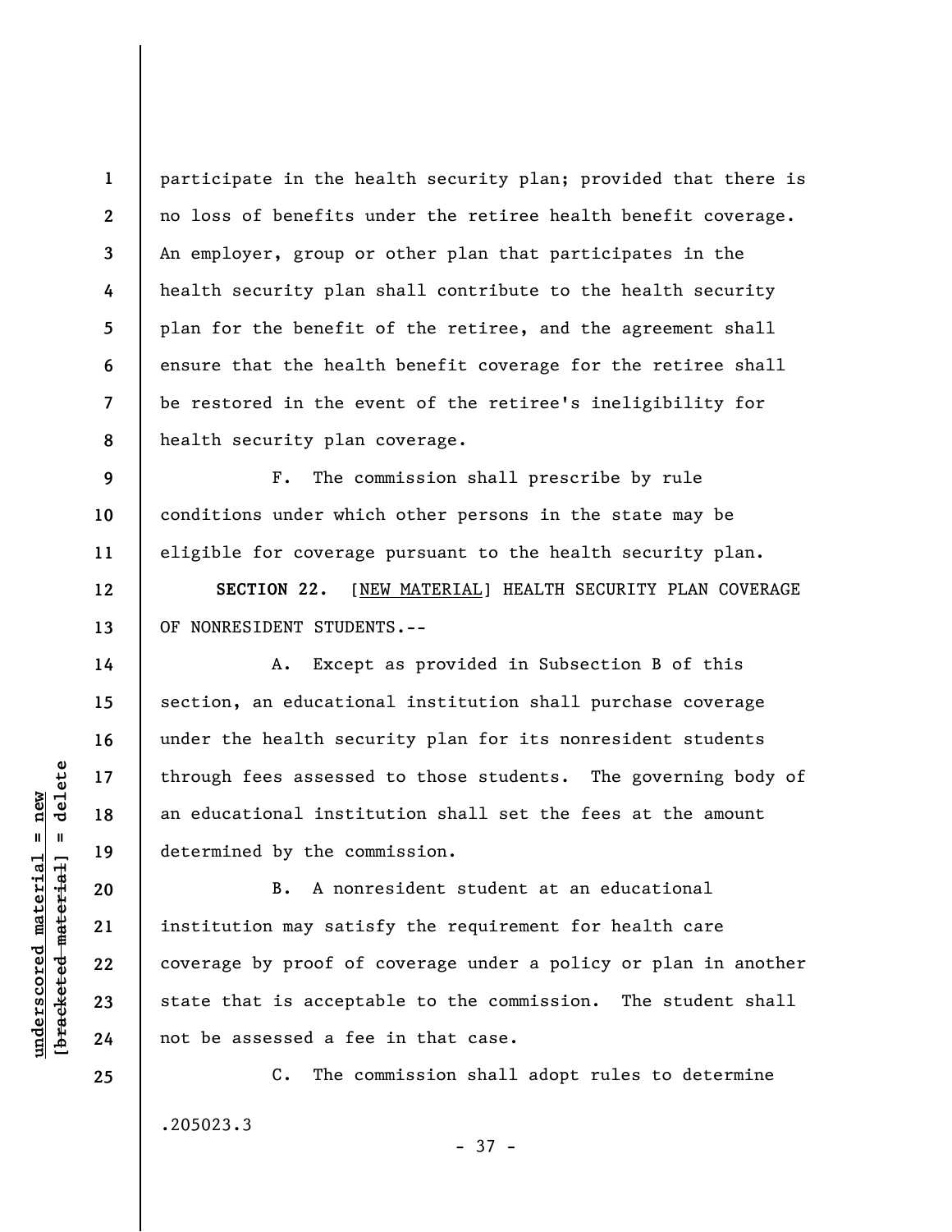participate in the health security plan; provided that there is no loss of benefits under the retiree health benefit coverage. An employer, group or other plan that participates in the health security plan shall contribute to the health security plan for the benefit of the retiree, and the agreement shall ensure that the health benefit coverage for the retiree shall be restored in the event of the retiree's ineligibility for health security plan coverage.

F. The commission shall prescribe by rule conditions under which other persons in the state may be eligible for coverage pursuant to the health security plan.

**SECTION 22.** [NEW MATERIAL] HEALTH SECURITY PLAN COVERAGE OF NONRESIDENT STUDENTS.--

A. Except as provided in Subsection B of this section, an educational institution shall purchase coverage under the health security plan for its nonresident students through fees assessed to those students. The governing body of an educational institution shall set the fees at the amount determined by the commission.

B. A nonresident student at an educational institution may satisfy the requirement for health care coverage by proof of coverage under a policy or plan in another state that is acceptable to the commission. The student shall not be assessed a fee in that case.

C. The commission shall adopt rules to determine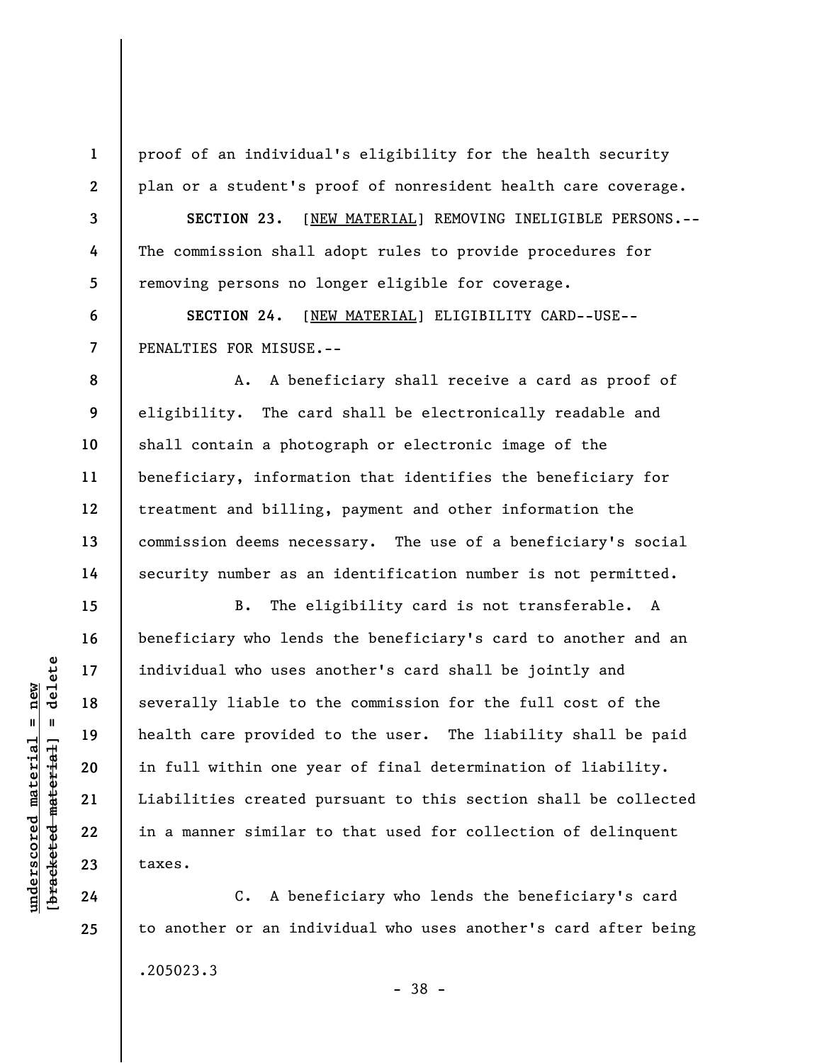proof of an individual's eligibility for the health security plan or a student's proof of nonresident health care coverage.

**SECTION 23.** [NEW MATERIAL] REMOVING INELIGIBLE PERSONS.--The commission shall adopt rules to provide procedures for removing persons no longer eligible for coverage.

**SECTION 24.** [NEW MATERIAL] ELIGIBILITY CARD--USE--PENALTIES FOR MISUSE.--

A. A beneficiary shall receive a card as proof of eligibility. The card shall be electronically readable and shall contain a photograph or electronic image of the beneficiary, information that identifies the beneficiary for treatment and billing, payment and other information the commission deems necessary. The use of a beneficiary's social security number as an identification number is not permitted.

B. The eligibility card is not transferable. A beneficiary who lends the beneficiary's card to another and an individual who uses another's card shall be jointly and severally liable to the commission for the full cost of the health care provided to the user. The liability shall be paid in full within one year of final determination of liability. Liabilities created pursuant to this section shall be collected in a manner similar to that used for collection of delinquent taxes.

C. A beneficiary who lends the beneficiary's card to another or an individual who uses another's card after being

.205023.3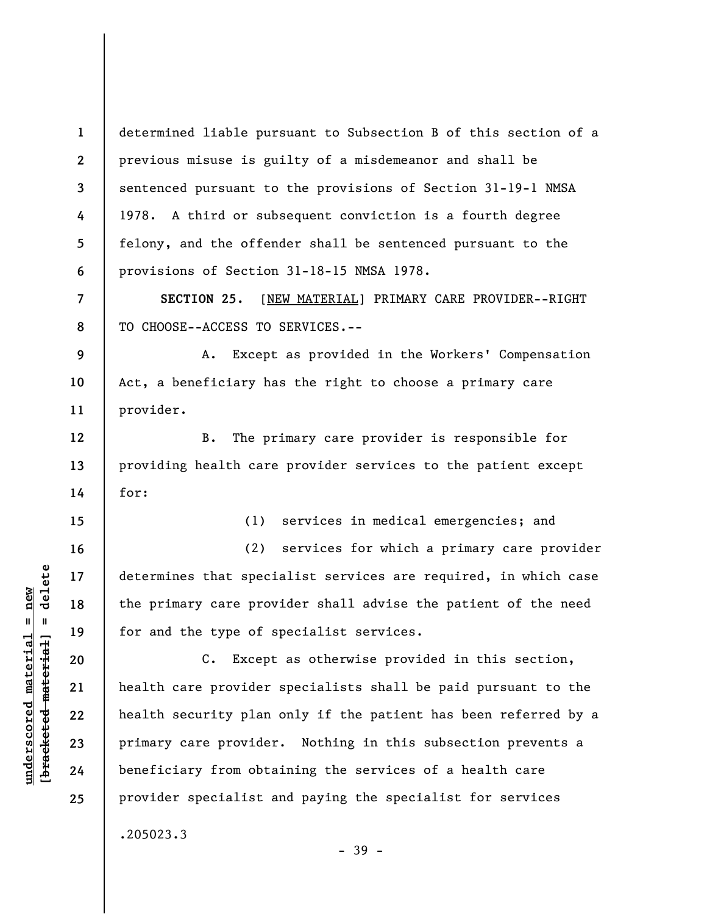determined liable pursuant to Subsection B of this section of a previous misuse is guilty of a misdemeanor and shall be sentenced pursuant to the provisions of Section 31-19-1 NMSA 1978. A third or subsequent conviction is a fourth degree felony, and the offender shall be sentenced pursuant to the provisions of Section 31-18-15 NMSA 1978.

**SECTION 25.** [NEW MATERIAL] PRIMARY CARE PROVIDER--RIGHT TO CHOOSE--ACCESS TO SERVICES.--

A. Except as provided in the Workers' Compensation Act, a beneficiary has the right to choose a primary care provider.

B. The primary care provider is responsible for providing health care provider services to the patient except for:

(1) services in medical emergencies; and

(2) services for which a primary care provider determines that specialist services are required, in which case the primary care provider shall advise the patient of the need for and the type of specialist services.

C. Except as otherwise provided in this section, health care provider specialists shall be paid pursuant to the health security plan only if the patient has been referred by a primary care provider. Nothing in this subsection prevents a beneficiary from obtaining the services of a health care provider specialist and paying the specialist for services

.205023.3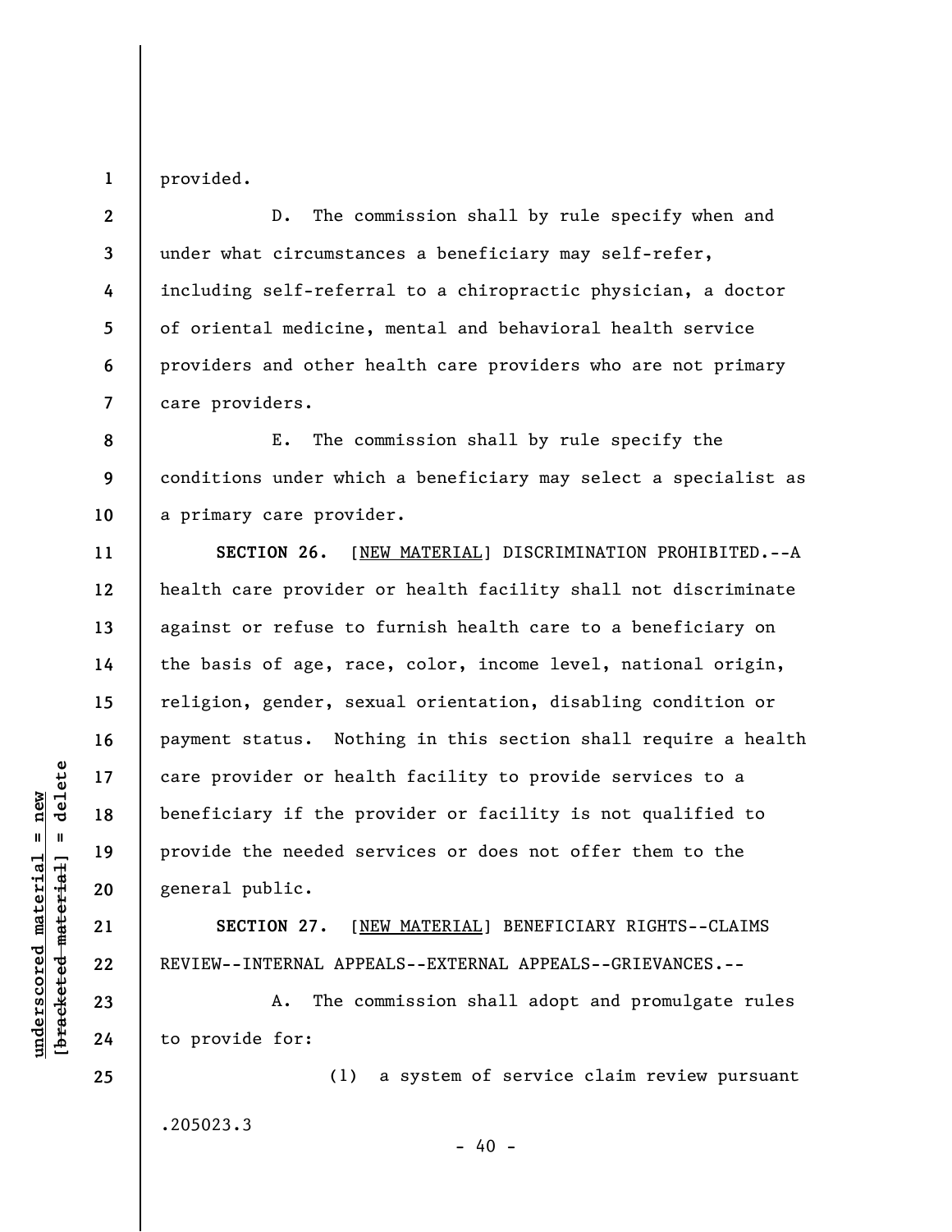provided.

D. The commission shall by rule specify when and under what circumstances a beneficiary may self-refer, including self-referral to a chiropractic physician, a doctor of oriental medicine, mental and behavioral health service providers and other health care providers who are not primary care providers.

E. The commission shall by rule specify the conditions under which a beneficiary may select a specialist as a primary care provider.

**SECTION 26.** [NEW MATERIAL] DISCRIMINATION PROHIBITED.--A health care provider or health facility shall not discriminate against or refuse to furnish health care to a beneficiary on the basis of age, race, color, income level, national origin, religion, gender, sexual orientation, disabling condition or payment status. Nothing in this section shall require a health care provider or health facility to provide services to a beneficiary if the provider or facility is not qualified to provide the needed services or does not offer them to the general public.

**SECTION 27.** [NEW MATERIAL] BENEFICIARY RIGHTS--CLAIMS REVIEW--INTERNAL APPEALS--EXTERNAL APPEALS--GRIEVANCES.--

A. The commission shall adopt and promulgate rules to provide for:

(1) a system of service claim review pursuant

.205023.3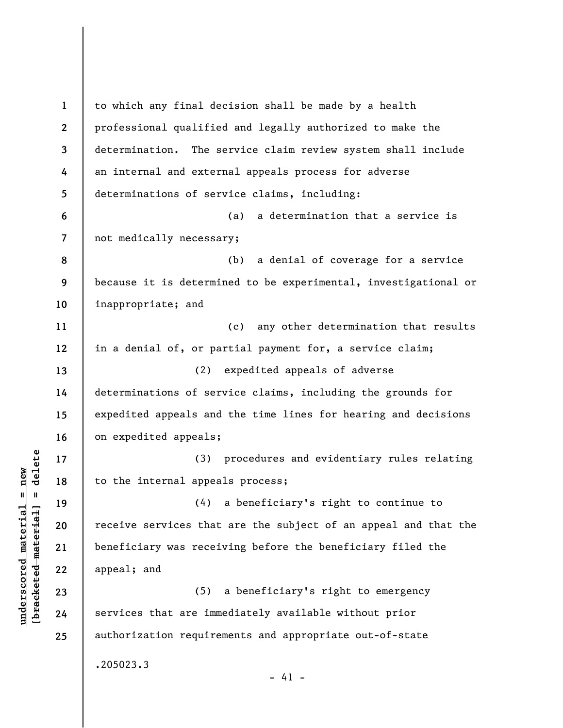to which any final decision shall be made by a health professional qualified and legally authorized to make the determination. The service claim review system shall include an internal and external appeals process for adverse determinations of service claims, including:

(a) a determination that a service is not medically necessary;

(b) a denial of coverage for a service because it is determined to be experimental, investigational or inappropriate; and

(c) any other determination that results in a denial of, or partial payment for, a service claim;

(2) expedited appeals of adverse determinations of service claims, including the grounds for expedited appeals and the time lines for hearing and decisions on expedited appeals;

(3) procedures and evidentiary rules relating to the internal appeals process;

(4) a beneficiary's right to continue to receive services that are the subject of an appeal and that the beneficiary was receiving before the beneficiary filed the appeal; and

(5) a beneficiary's right to emergency services that are immediately available without prior authorization requirements and appropriate out-of-state

.205023.3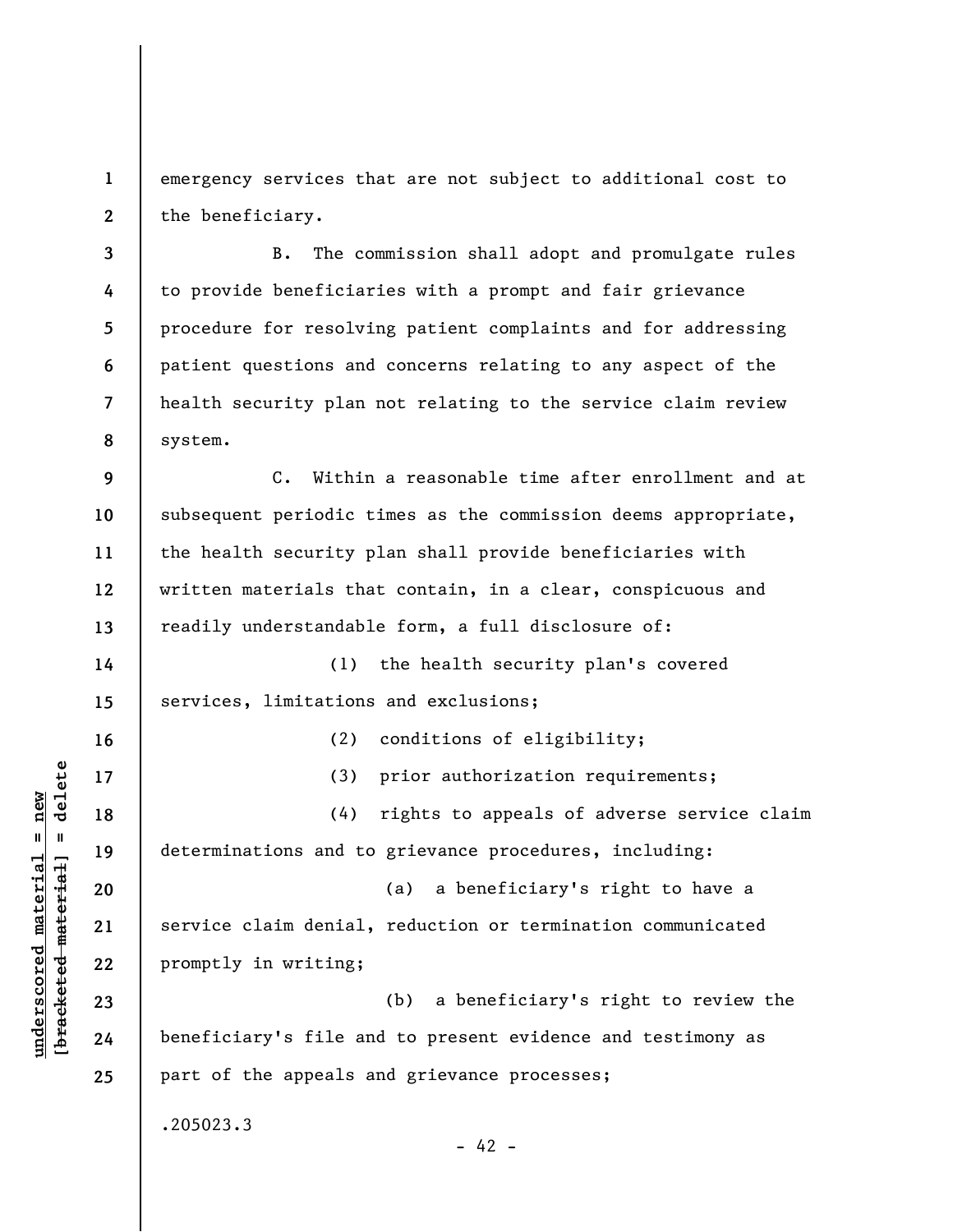emergency services that are not subject to additional cost to the beneficiary.

B. The commission shall adopt and promulgate rules to provide beneficiaries with a prompt and fair grievance procedure for resolving patient complaints and for addressing patient questions and concerns relating to any aspect of the health security plan not relating to the service claim review system.

C. Within a reasonable time after enrollment and at subsequent periodic times as the commission deems appropriate, the health security plan shall provide beneficiaries with written materials that contain, in a clear, conspicuous and readily understandable form, a full disclosure of:

(1) the health security plan's covered services, limitations and exclusions;

(2) conditions of eligibility;

(3) prior authorization requirements;

(4) rights to appeals of adverse service claim determinations and to grievance procedures, including:

(a) a beneficiary's right to have a service claim denial, reduction or termination communicated promptly in writing;

(b) a beneficiary's right to review the beneficiary's file and to present evidence and testimony as part of the appeals and grievance processes;

.205023.3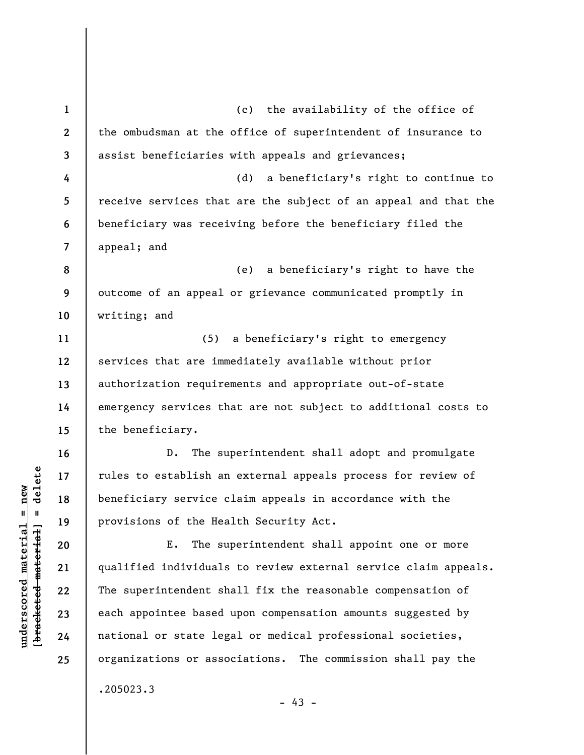(c) the availability of the office of the ombudsman at the office of superintendent of insurance to assist beneficiaries with appeals and grievances;

(d) a beneficiary's right to continue to receive services that are the subject of an appeal and that the beneficiary was receiving before the beneficiary filed the appeal; and

(e) a beneficiary's right to have the outcome of an appeal or grievance communicated promptly in writing; and

(5) a beneficiary's right to emergency services that are immediately available without prior authorization requirements and appropriate out-of-state emergency services that are not subject to additional costs to the beneficiary.

D. The superintendent shall adopt and promulgate rules to establish an external appeals process for review of beneficiary service claim appeals in accordance with the provisions of the Health Security Act.

E. The superintendent shall appoint one or more qualified individuals to review external service claim appeals. The superintendent shall fix the reasonable compensation of each appointee based upon compensation amounts suggested by national or state legal or medical professional societies, organizations or associations. The commission shall pay the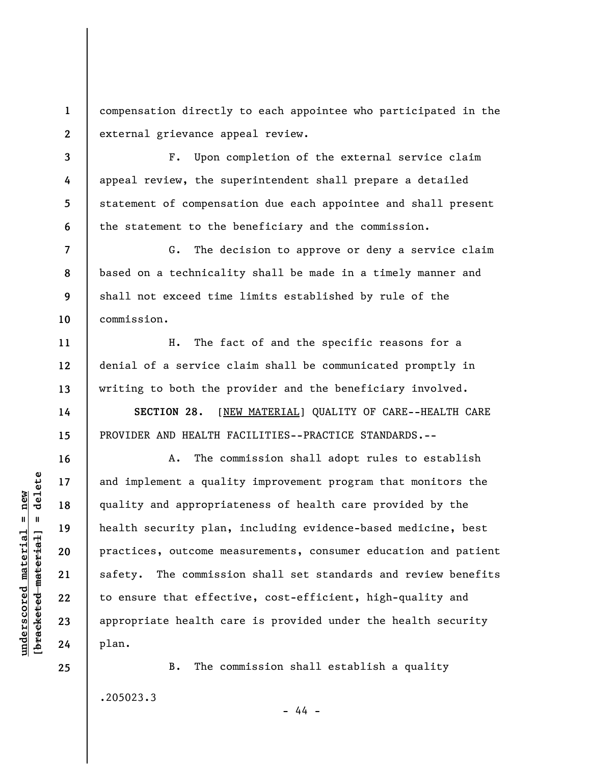compensation directly to each appointee who participated in the external grievance appeal review.

F. Upon completion of the external service claim appeal review, the superintendent shall prepare a detailed statement of compensation due each appointee and shall present the statement to the beneficiary and the commission.

G. The decision to approve or deny a service claim based on a technicality shall be made in a timely manner and shall not exceed time limits established by rule of the commission.

H. The fact of and the specific reasons for a denial of a service claim shall be communicated promptly in writing to both the provider and the beneficiary involved.

**SECTION 28.** [NEW MATERIAL] QUALITY OF CARE--HEALTH CARE PROVIDER AND HEALTH FACILITIES--PRACTICE STANDARDS.--

A. The commission shall adopt rules to establish and implement a quality improvement program that monitors the quality and appropriateness of health care provided by the health security plan, including evidence-based medicine, best practices, outcome measurements, consumer education and patient safety. The commission shall set standards and review benefits to ensure that effective, cost-efficient, high-quality and appropriate health care is provided under the health security plan.

B. The commission shall establish a quality

.205023.3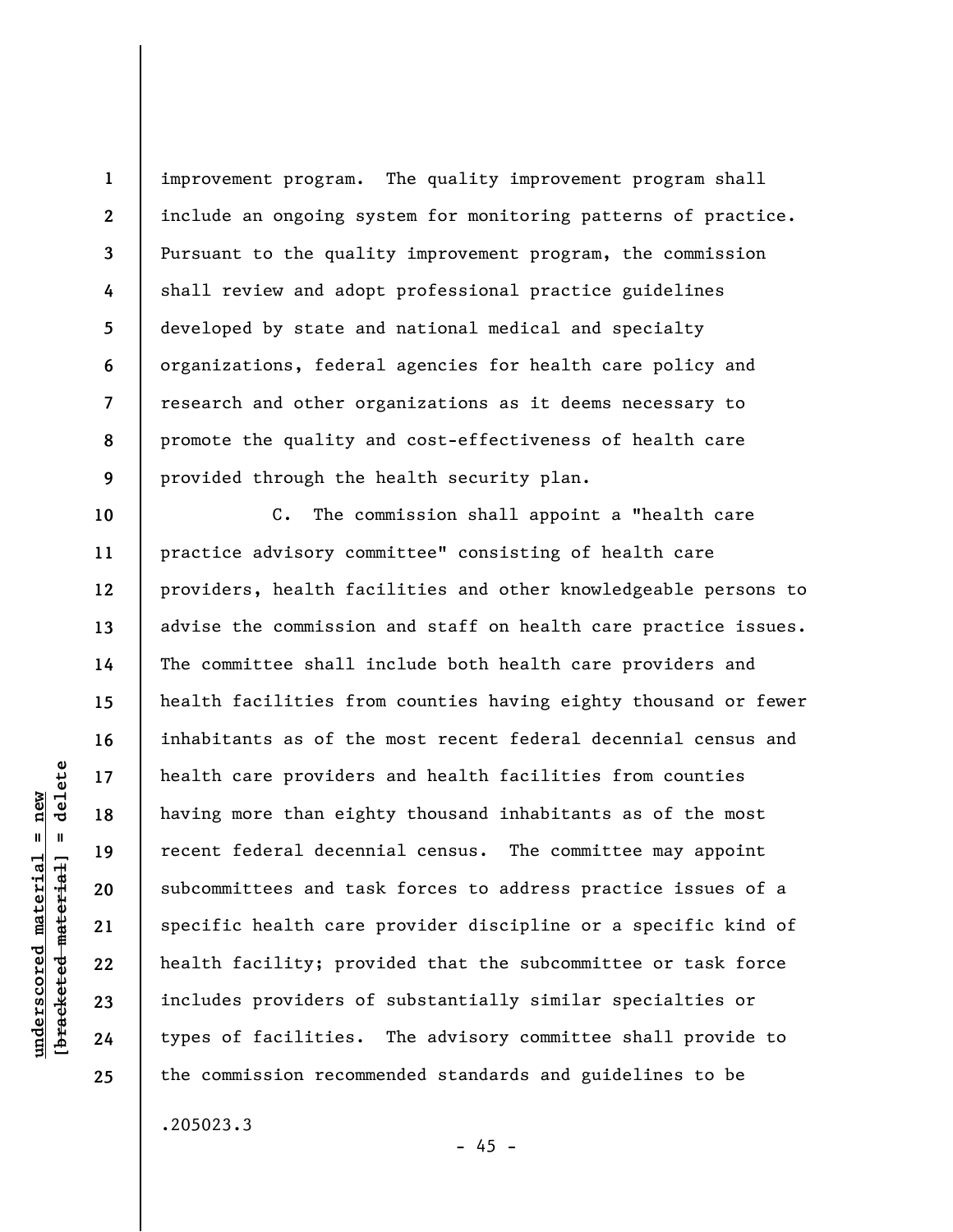improvement program. The quality improvement program shall include an ongoing system for monitoring patterns of practice. Pursuant to the quality improvement program, the commission shall review and adopt professional practice guidelines developed by state and national medical and specialty organizations, federal agencies for health care policy and research and other organizations as it deems necessary to promote the quality and cost-effectiveness of health care provided through the health security plan.

C. The commission shall appoint a "health care practice advisory committee" consisting of health care providers, health facilities and other knowledgeable persons to advise the commission and staff on health care practice issues. The committee shall include both health care providers and health facilities from counties having eighty thousand or fewer inhabitants as of the most recent federal decennial census and health care providers and health facilities from counties having more than eighty thousand inhabitants as of the most recent federal decennial census. The committee may appoint subcommittees and task forces to address practice issues of a specific health care provider discipline or a specific kind of health facility; provided that the subcommittee or task force includes providers of substantially similar specialties or types of facilities. The advisory committee shall provide to the commission recommended standards and guidelines to be

.205023.3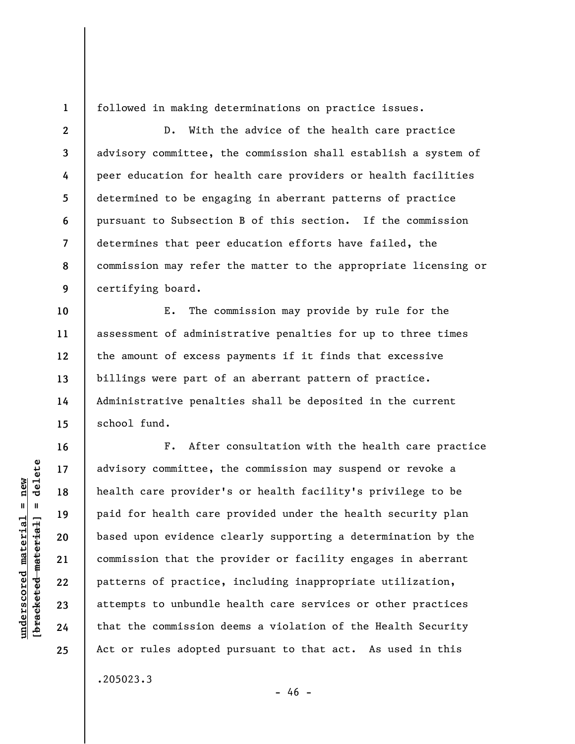followed in making determinations on practice issues.

D. With the advice of the health care practice advisory committee, the commission shall establish a system of peer education for health care providers or health facilities determined to be engaging in aberrant patterns of practice pursuant to Subsection B of this section. If the commission determines that peer education efforts have failed, the commission may refer the matter to the appropriate licensing or certifying board.

E. The commission may provide by rule for the assessment of administrative penalties for up to three times the amount of excess payments if it finds that excessive billings were part of an aberrant pattern of practice. Administrative penalties shall be deposited in the current school fund.

F. After consultation with the health care practice advisory committee, the commission may suspend or revoke a health care provider's or health facility's privilege to be paid for health care provided under the health security plan based upon evidence clearly supporting a determination by the commission that the provider or facility engages in aberrant patterns of practice, including inappropriate utilization, attempts to unbundle health care services or other practices that the commission deems a violation of the Health Security Act or rules adopted pursuant to that act. As used in this

.205023.3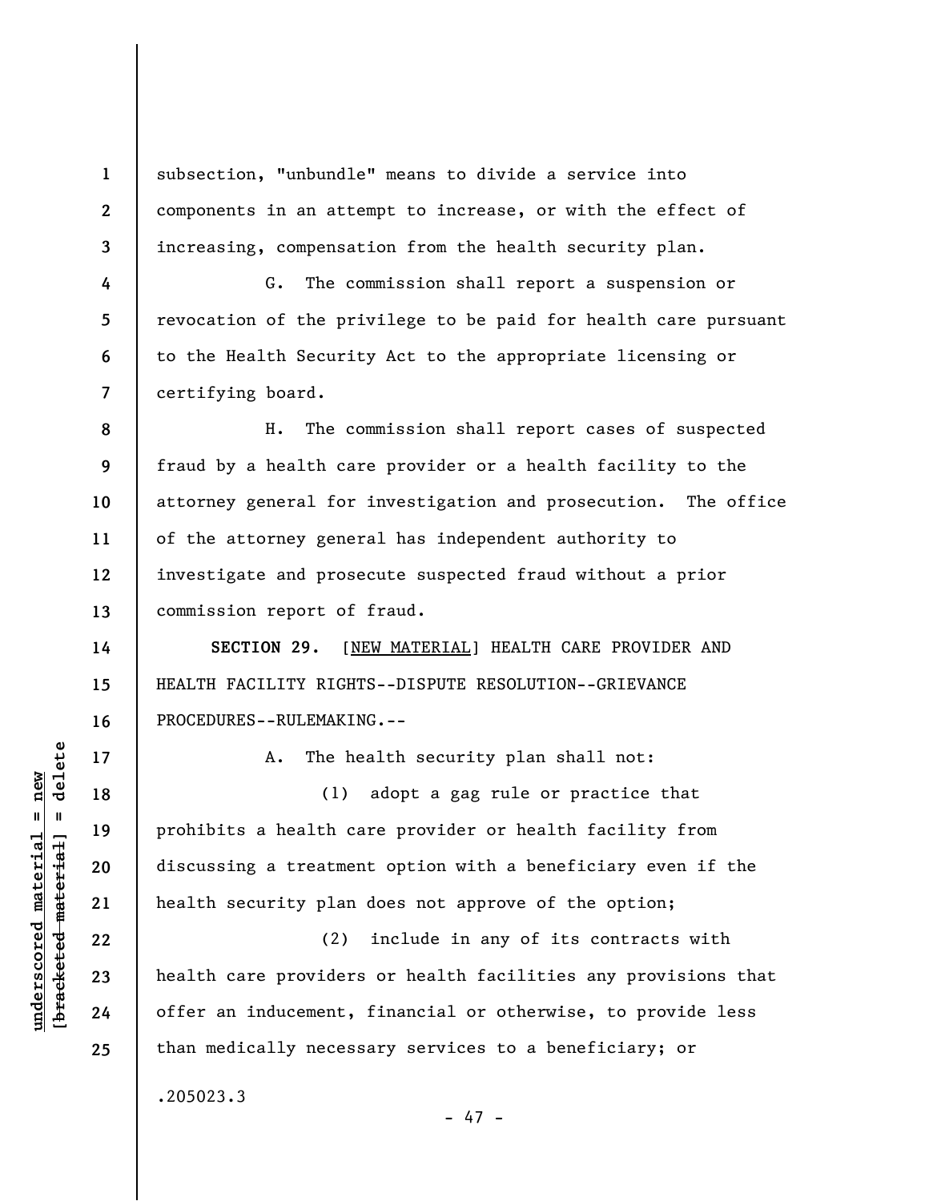subsection, "unbundle" means to divide a service into components in an attempt to increase, or with the effect of increasing, compensation from the health security plan.

G. The commission shall report a suspension or revocation of the privilege to be paid for health care pursuant to the Health Security Act to the appropriate licensing or certifying board.

H. The commission shall report cases of suspected fraud by a health care provider or a health facility to the attorney general for investigation and prosecution. The office of the attorney general has independent authority to investigate and prosecute suspected fraud without a prior commission report of fraud.

**SECTION 29.** [NEW MATERIAL] HEALTH CARE PROVIDER AND HEALTH FACILITY RIGHTS--DISPUTE RESOLUTION--GRIEVANCE PROCEDURES--RULEMAKING.--

A. The health security plan shall not:

(1) adopt a gag rule or practice that prohibits a health care provider or health facility from discussing a treatment option with a beneficiary even if the health security plan does not approve of the option;

(2) include in any of its contracts with health care providers or health facilities any provisions that offer an inducement, financial or otherwise, to provide less than medically necessary services to a beneficiary; or

.205023.3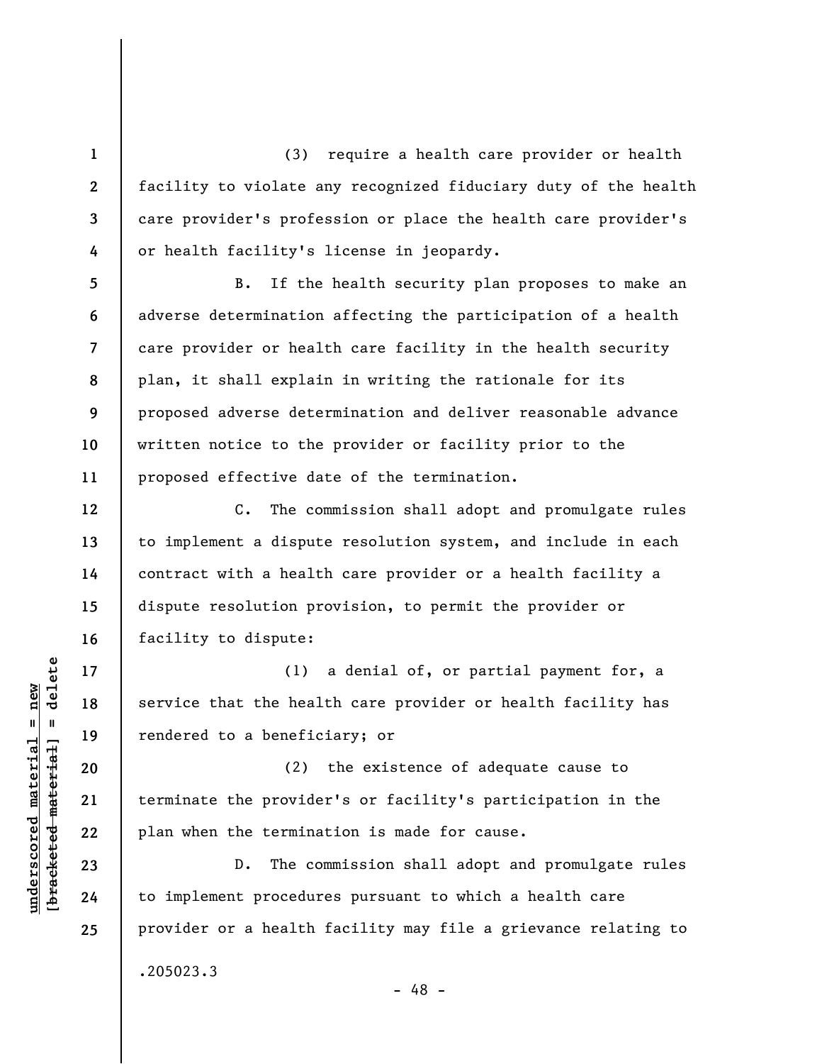(3) require a health care provider or health facility to violate any recognized fiduciary duty of the health care provider's profession or place the health care provider's or health facility's license in jeopardy.

B. If the health security plan proposes to make an adverse determination affecting the participation of a health care provider or health care facility in the health security plan, it shall explain in writing the rationale for its proposed adverse determination and deliver reasonable advance written notice to the provider or facility prior to the proposed effective date of the termination.

C. The commission shall adopt and promulgate rules to implement a dispute resolution system, and include in each contract with a health care provider or a health facility a dispute resolution provision, to permit the provider or facility to dispute:

(1) a denial of, or partial payment for, a service that the health care provider or health facility has rendered to a beneficiary; or

(2) the existence of adequate cause to terminate the provider's or facility's participation in the plan when the termination is made for cause.

D. The commission shall adopt and promulgate rules to implement procedures pursuant to which a health care provider or a health facility may file a grievance relating to

.205023.3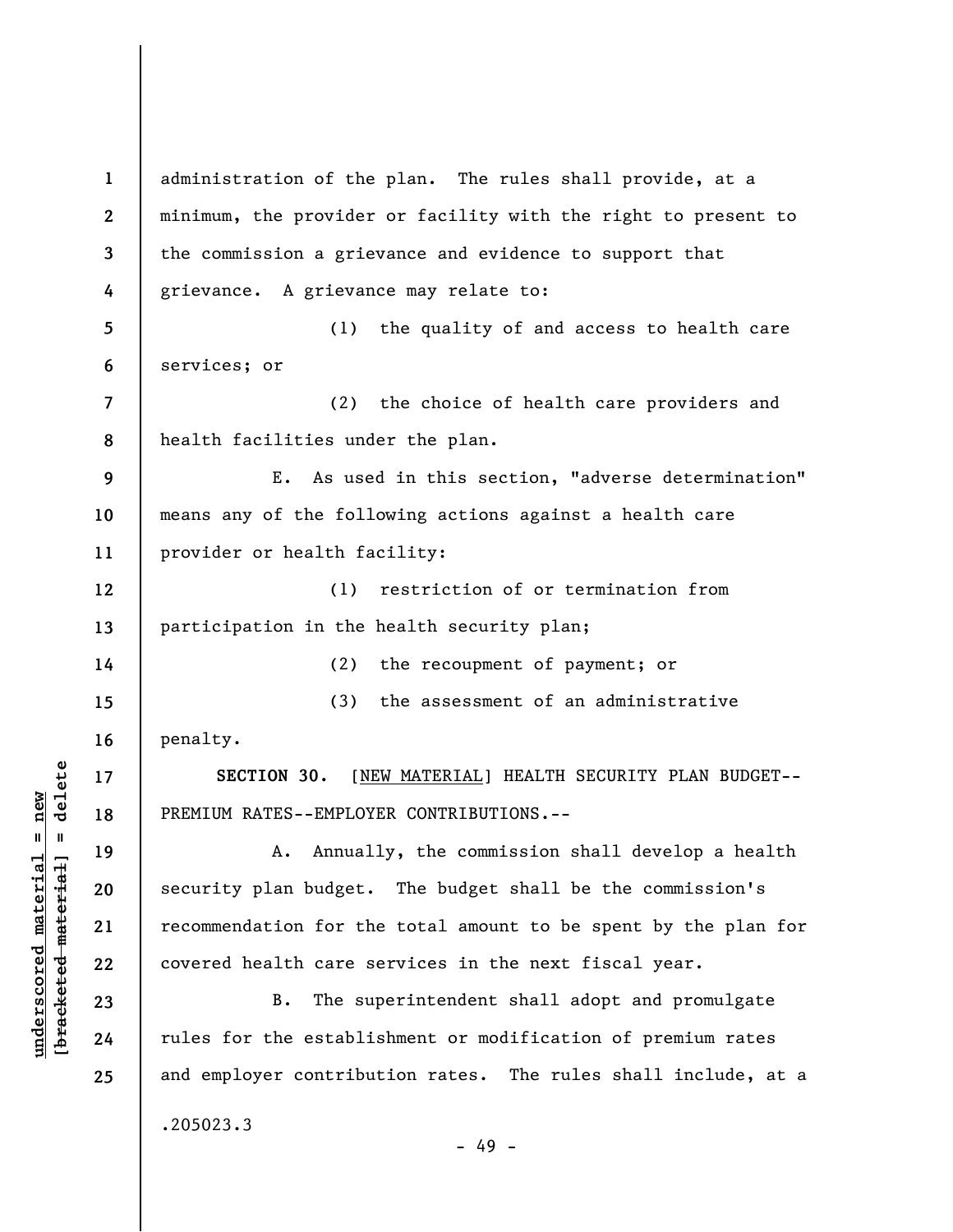administration of the plan. The rules shall provide, at a minimum, the provider or facility with the right to present to the commission a grievance and evidence to support that grievance. A grievance may relate to:

(1) the quality of and access to health care services; or

(2) the choice of health care providers and health facilities under the plan.

E. As used in this section, "adverse determination" means any of the following actions against a health care provider or health facility:

(1) restriction of or termination from participation in the health security plan;

(2) the recoupment of payment; or

(3) the assessment of an administrative penalty.

**SECTION 30.** [NEW MATERIAL] HEALTH SECURITY PLAN BUDGET--PREMIUM RATES--EMPLOYER CONTRIBUTIONS.--

A. Annually, the commission shall develop a health security plan budget. The budget shall be the commission's recommendation for the total amount to be spent by the plan for covered health care services in the next fiscal year.

B. The superintendent shall adopt and promulgate rules for the establishment or modification of premium rates and employer contribution rates. The rules shall include, at a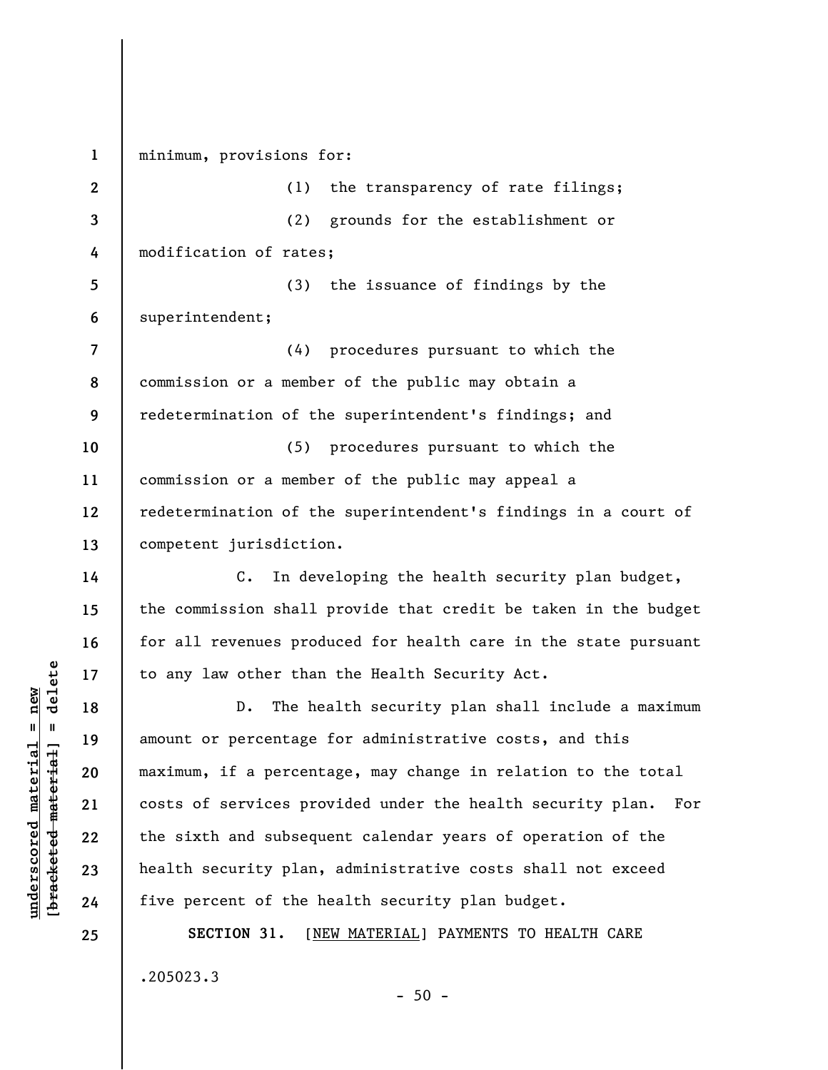minimum, provisions for:

(1) the transparency of rate filings;

(2) grounds for the establishment or modification of rates;

(3) the issuance of findings by the superintendent;

(4) procedures pursuant to which the commission or a member of the public may obtain a redetermination of the superintendent's findings; and

(5) procedures pursuant to which the commission or a member of the public may appeal a redetermination of the superintendent's findings in a court of competent jurisdiction.

C. In developing the health security plan budget, the commission shall provide that credit be taken in the budget for all revenues produced for health care in the state pursuant to any law other than the Health Security Act.

D. The health security plan shall include a maximum amount or percentage for administrative costs, and this maximum, if a percentage, may change in relation to the total costs of services provided under the health security plan. For the sixth and subsequent calendar years of operation of the health security plan, administrative costs shall not exceed five percent of the health security plan budget.

**SECTION 31.** [NEW MATERIAL] PAYMENTS TO HEALTH CARE

.205023.3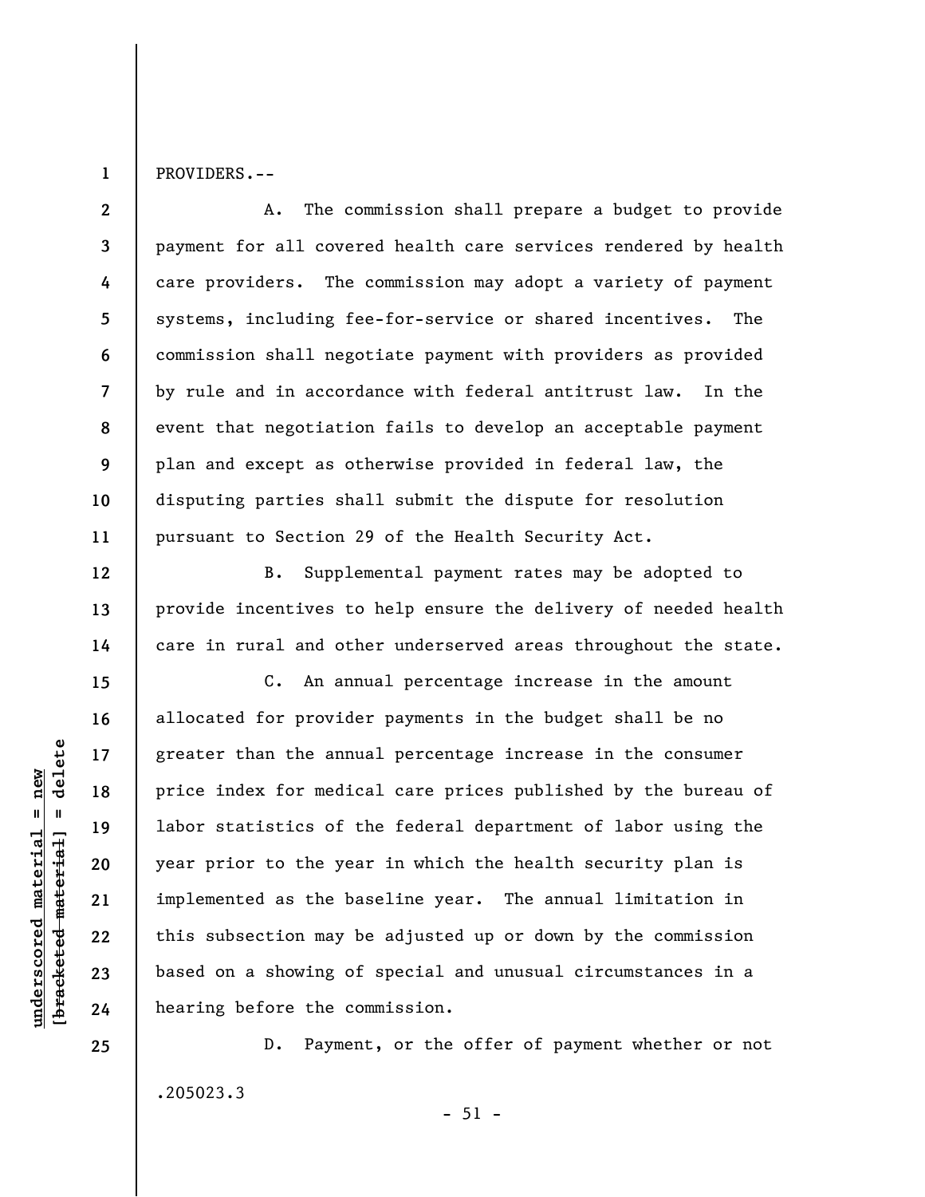PROVIDERS.--

A. The commission shall prepare a budget to provide payment for all covered health care services rendered by health care providers. The commission may adopt a variety of payment systems, including fee-for-service or shared incentives. The commission shall negotiate payment with providers as provided by rule and in accordance with federal antitrust law. In the event that negotiation fails to develop an acceptable payment plan and except as otherwise provided in federal law, the disputing parties shall submit the dispute for resolution pursuant to Section 29 of the Health Security Act.

B. Supplemental payment rates may be adopted to provide incentives to help ensure the delivery of needed health care in rural and other underserved areas throughout the state.

C. An annual percentage increase in the amount allocated for provider payments in the budget shall be no greater than the annual percentage increase in the consumer price index for medical care prices published by the bureau of labor statistics of the federal department of labor using the year prior to the year in which the health security plan is implemented as the baseline year. The annual limitation in this subsection may be adjusted up or down by the commission based on a showing of special and unusual circumstances in a hearing before the commission.

D. Payment, or the offer of payment whether or not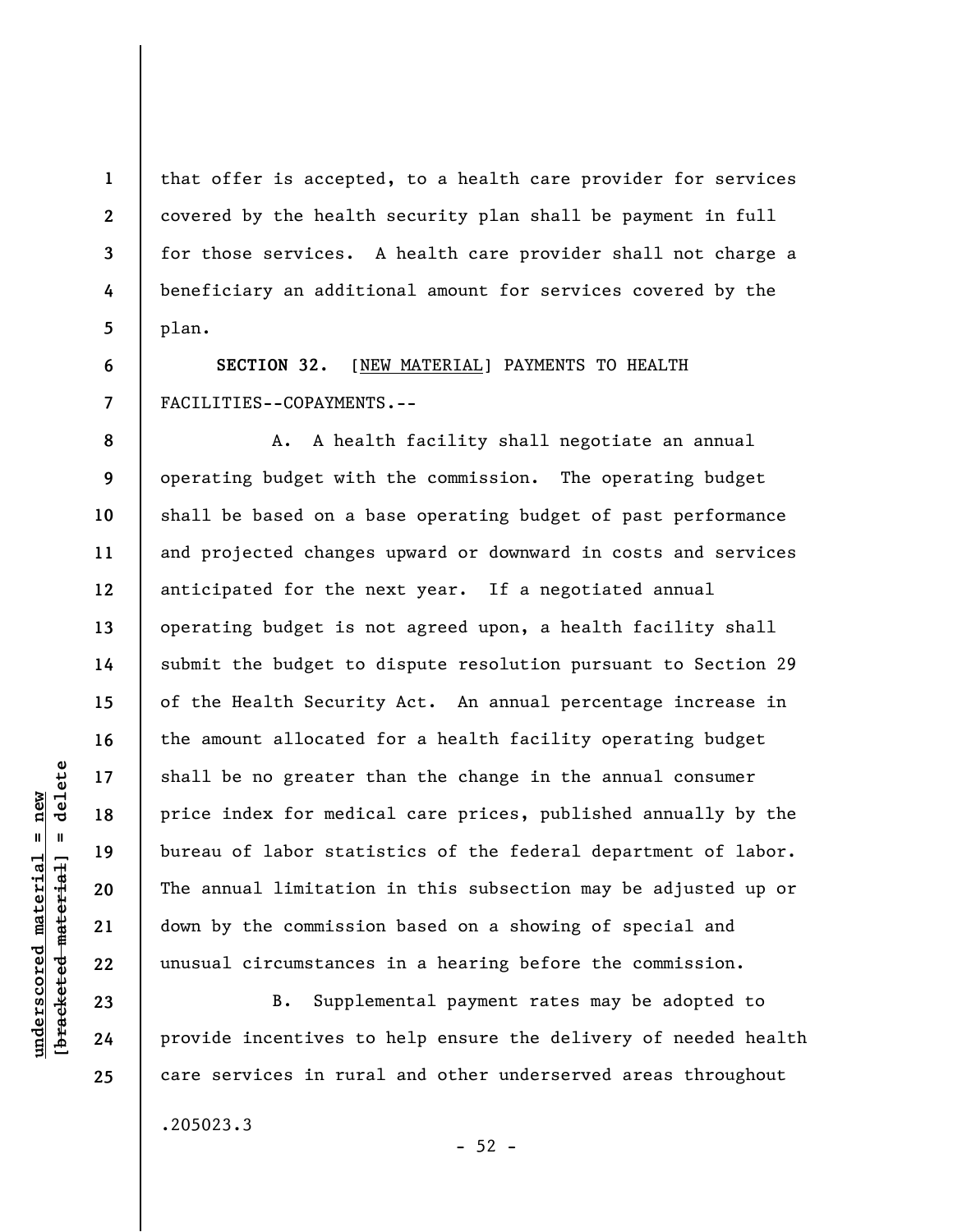that offer is accepted, to a health care provider for services covered by the health security plan shall be payment in full for those services. A health care provider shall not charge a beneficiary an additional amount for services covered by the plan.

**SECTION 32.** [NEW MATERIAL] PAYMENTS TO HEALTH FACILITIES--COPAYMENTS.--

A. A health facility shall negotiate an annual operating budget with the commission. The operating budget shall be based on a base operating budget of past performance and projected changes upward or downward in costs and services anticipated for the next year. If a negotiated annual operating budget is not agreed upon, a health facility shall submit the budget to dispute resolution pursuant to Section 29 of the Health Security Act. An annual percentage increase in the amount allocated for a health facility operating budget shall be no greater than the change in the annual consumer price index for medical care prices, published annually by the bureau of labor statistics of the federal department of labor. The annual limitation in this subsection may be adjusted up or down by the commission based on a showing of special and unusual circumstances in a hearing before the commission.

B. Supplemental payment rates may be adopted to provide incentives to help ensure the delivery of needed health care services in rural and other underserved areas throughout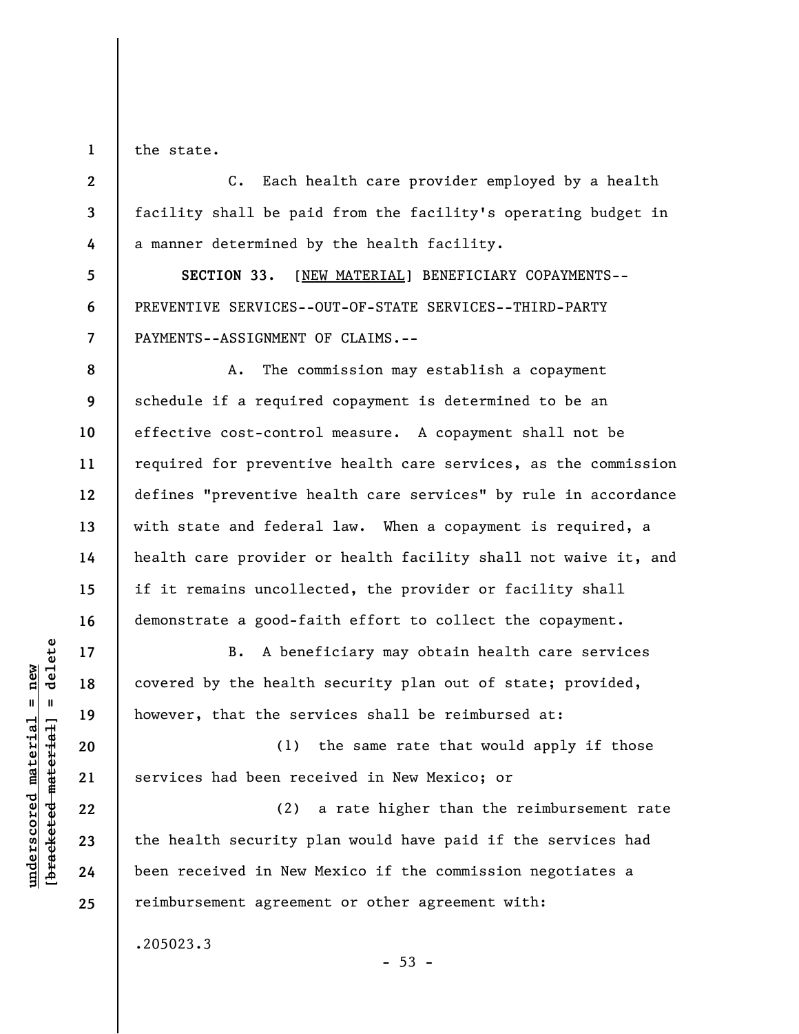the state.

C. Each health care provider employed by a health facility shall be paid from the facility's operating budget in a manner determined by the health facility.

**SECTION 33.** [NEW MATERIAL] BENEFICIARY COPAYMENTS--PREVENTIVE SERVICES--OUT-OF-STATE SERVICES--THIRD-PARTY PAYMENTS--ASSIGNMENT OF CLAIMS.--

A. The commission may establish a copayment schedule if a required copayment is determined to be an effective cost-control measure. A copayment shall not be required for preventive health care services, as the commission defines "preventive health care services" by rule in accordance with state and federal law. When a copayment is required, a health care provider or health facility shall not waive it, and if it remains uncollected, the provider or facility shall demonstrate a good-faith effort to collect the copayment.

B. A beneficiary may obtain health care services covered by the health security plan out of state; provided, however, that the services shall be reimbursed at:

(1) the same rate that would apply if those services had been received in New Mexico; or

(2) a rate higher than the reimbursement rate the health security plan would have paid if the services had been received in New Mexico if the commission negotiates a reimbursement agreement or other agreement with:

.205023.3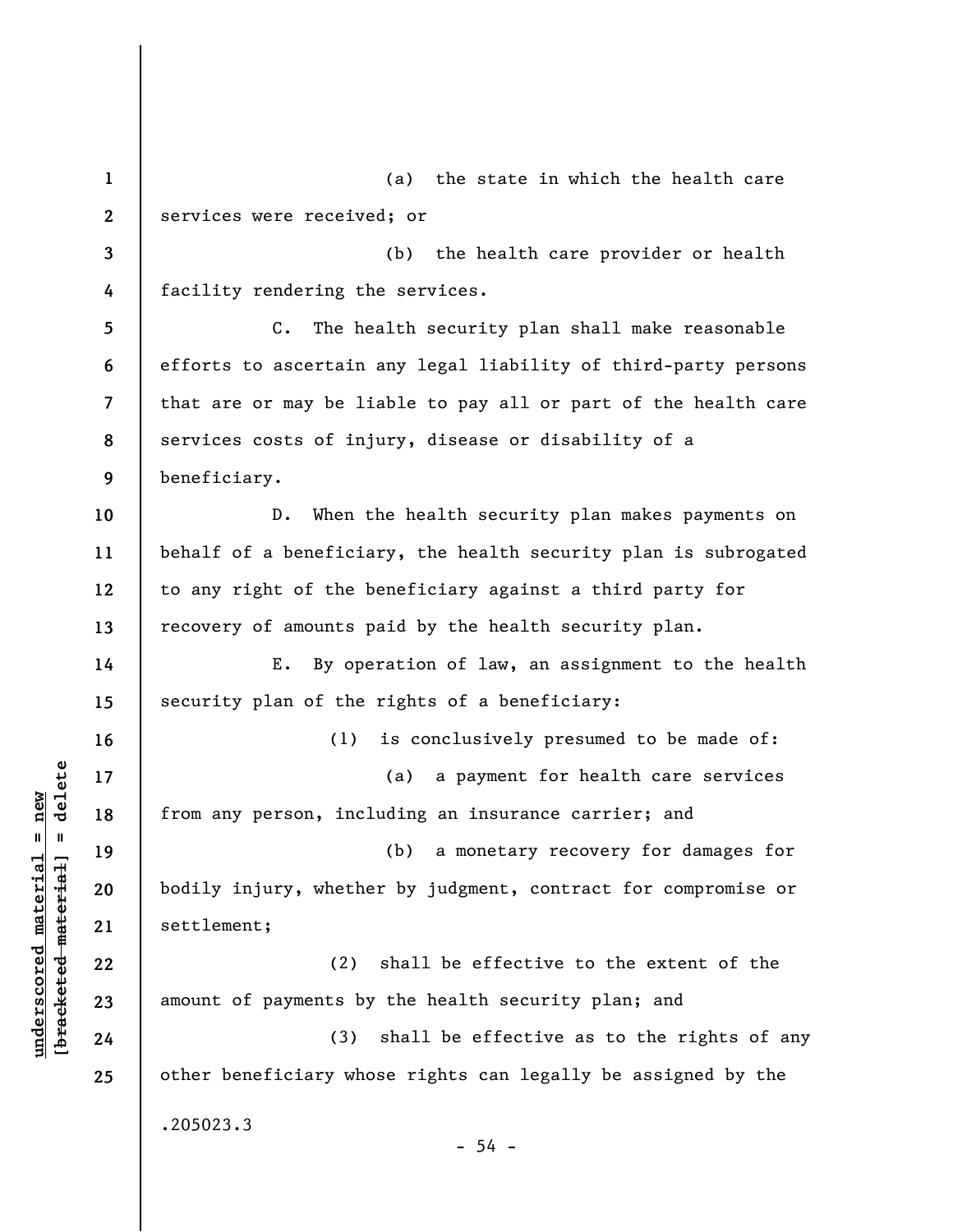(a) the state in which the health care services were received; or

(b) the health care provider or health facility rendering the services.

C. The health security plan shall make reasonable efforts to ascertain any legal liability of third-party persons that are or may be liable to pay all or part of the health care services costs of injury, disease or disability of a beneficiary.

D. When the health security plan makes payments on behalf of a beneficiary, the health security plan is subrogated to any right of the beneficiary against a third party for recovery of amounts paid by the health security plan.

E. By operation of law, an assignment to the health security plan of the rights of a beneficiary:

(1) is conclusively presumed to be made of:

(a) a payment for health care services from any person, including an insurance carrier; and

(b) a monetary recovery for damages for bodily injury, whether by judgment, contract for compromise or settlement;

(2) shall be effective to the extent of the amount of payments by the health security plan; and

(3) shall be effective as to the rights of any other beneficiary whose rights can legally be assigned by the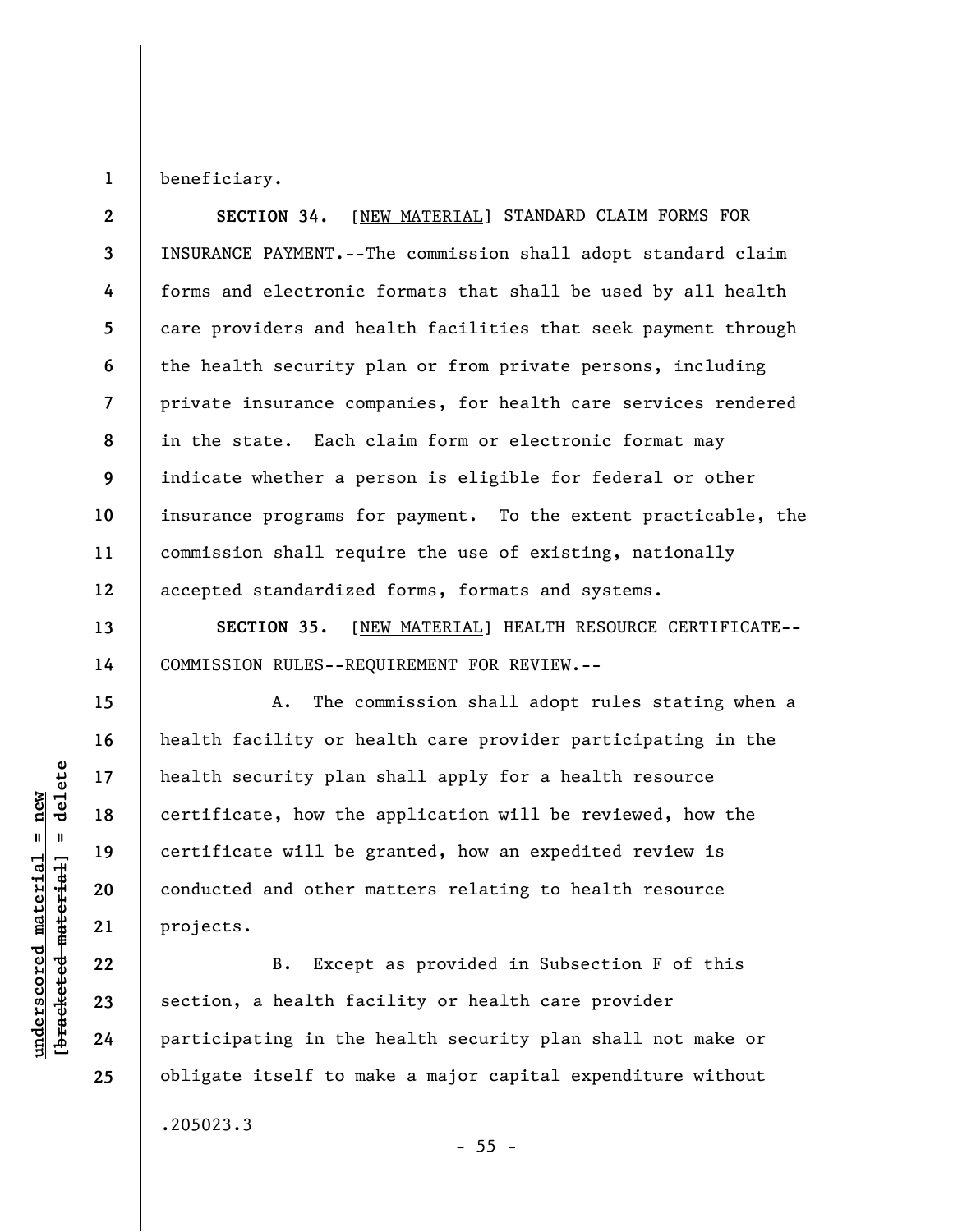beneficiary.

**SECTION 34.** [NEW MATERIAL] STANDARD CLAIM FORMS FOR INSURANCE PAYMENT.--The commission shall adopt standard claim forms and electronic formats that shall be used by all health care providers and health facilities that seek payment through the health security plan or from private persons, including private insurance companies, for health care services rendered in the state. Each claim form or electronic format may indicate whether a person is eligible for federal or other insurance programs for payment. To the extent practicable, the commission shall require the use of existing, nationally accepted standardized forms, formats and systems.

**SECTION 35.** [NEW MATERIAL] HEALTH RESOURCE CERTIFICATE--COMMISSION RULES--REQUIREMENT FOR REVIEW.--

A. The commission shall adopt rules stating when a health facility or health care provider participating in the health security plan shall apply for a health resource certificate, how the application will be reviewed, how the certificate will be granted, how an expedited review is conducted and other matters relating to health resource projects.

B. Except as provided in Subsection F of this section, a health facility or health care provider participating in the health security plan shall not make or obligate itself to make a major capital expenditure without

.205023.3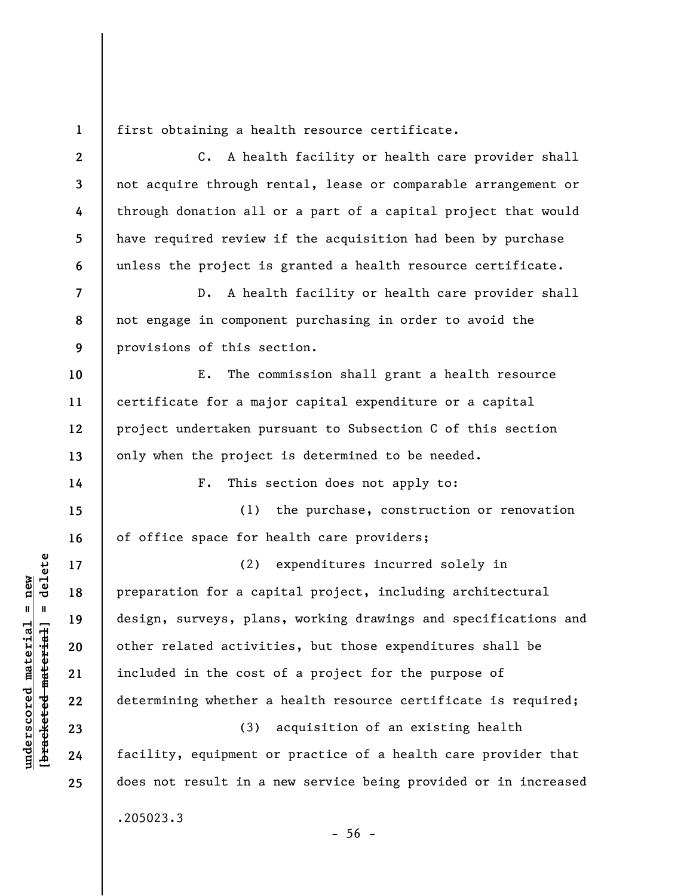first obtaining a health resource certificate.

C. A health facility or health care provider shall not acquire through rental, lease or comparable arrangement or through donation all or a part of a capital project that would have required review if the acquisition had been by purchase unless the project is granted a health resource certificate.

D. A health facility or health care provider shall not engage in component purchasing in order to avoid the provisions of this section.

E. The commission shall grant a health resource certificate for a major capital expenditure or a capital project undertaken pursuant to Subsection C of this section only when the project is determined to be needed.

F. This section does not apply to:

(1) the purchase, construction or renovation of office space for health care providers;

(2) expenditures incurred solely in preparation for a capital project, including architectural design, surveys, plans, working drawings and specifications and other related activities, but those expenditures shall be included in the cost of a project for the purpose of determining whether a health resource certificate is required;

(3) acquisition of an existing health facility, equipment or practice of a health care provider that does not result in a new service being provided or in increased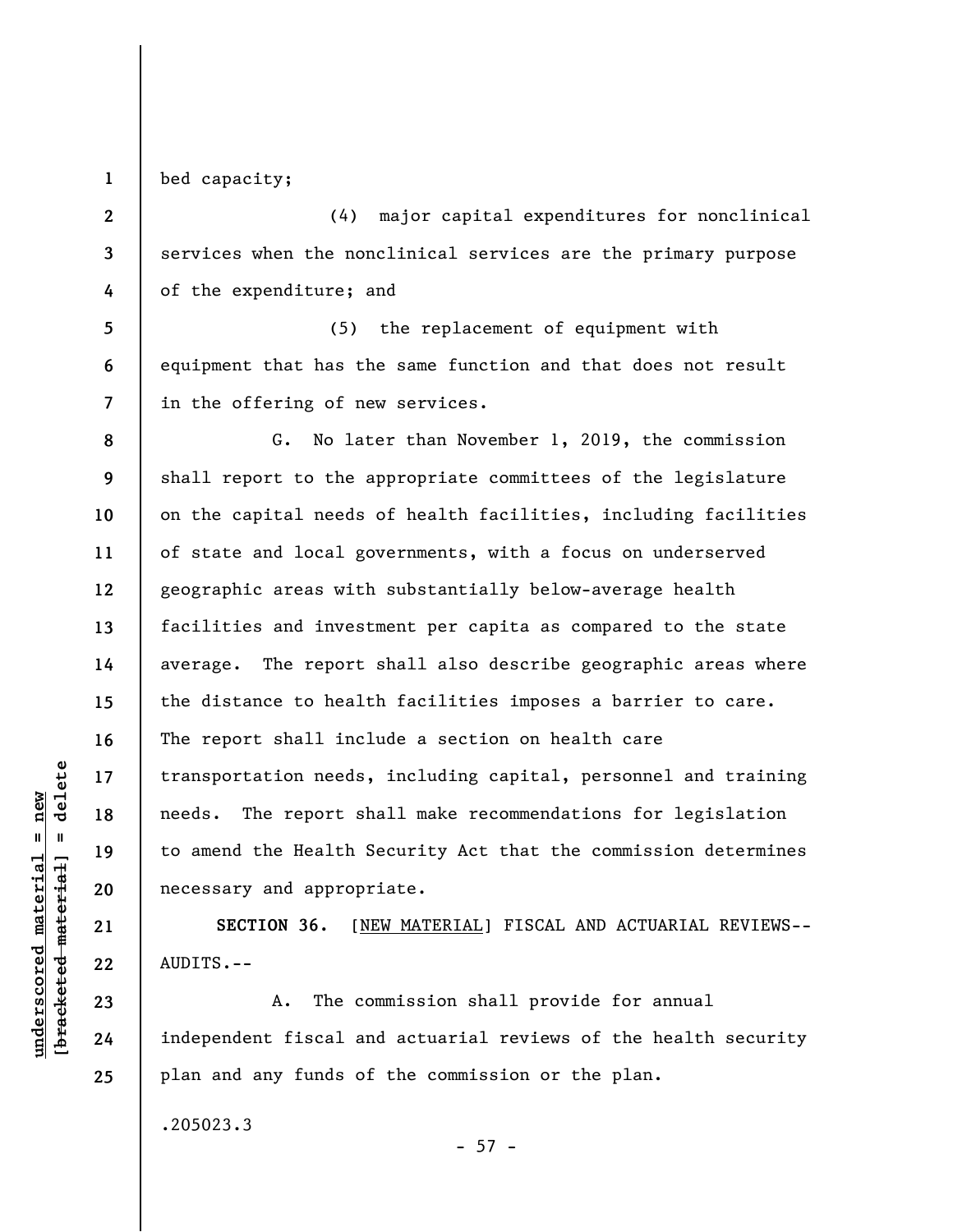bed capacity;

(4) major capital expenditures for nonclinical services when the nonclinical services are the primary purpose of the expenditure; and

(5) the replacement of equipment with equipment that has the same function and that does not result in the offering of new services.

G. No later than November 1, 2019, the commission shall report to the appropriate committees of the legislature on the capital needs of health facilities, including facilities of state and local governments, with a focus on underserved geographic areas with substantially below-average health facilities and investment per capita as compared to the state average. The report shall also describe geographic areas where the distance to health facilities imposes a barrier to care. The report shall include a section on health care transportation needs, including capital, personnel and training needs. The report shall make recommendations for legislation to amend the Health Security Act that the commission determines necessary and appropriate.

**SECTION 36.** [NEW MATERIAL] FISCAL AND ACTUARIAL REVIEWS--AUDITS.--

A. The commission shall provide for annual independent fiscal and actuarial reviews of the health security plan and any funds of the commission or the plan.

.205023.3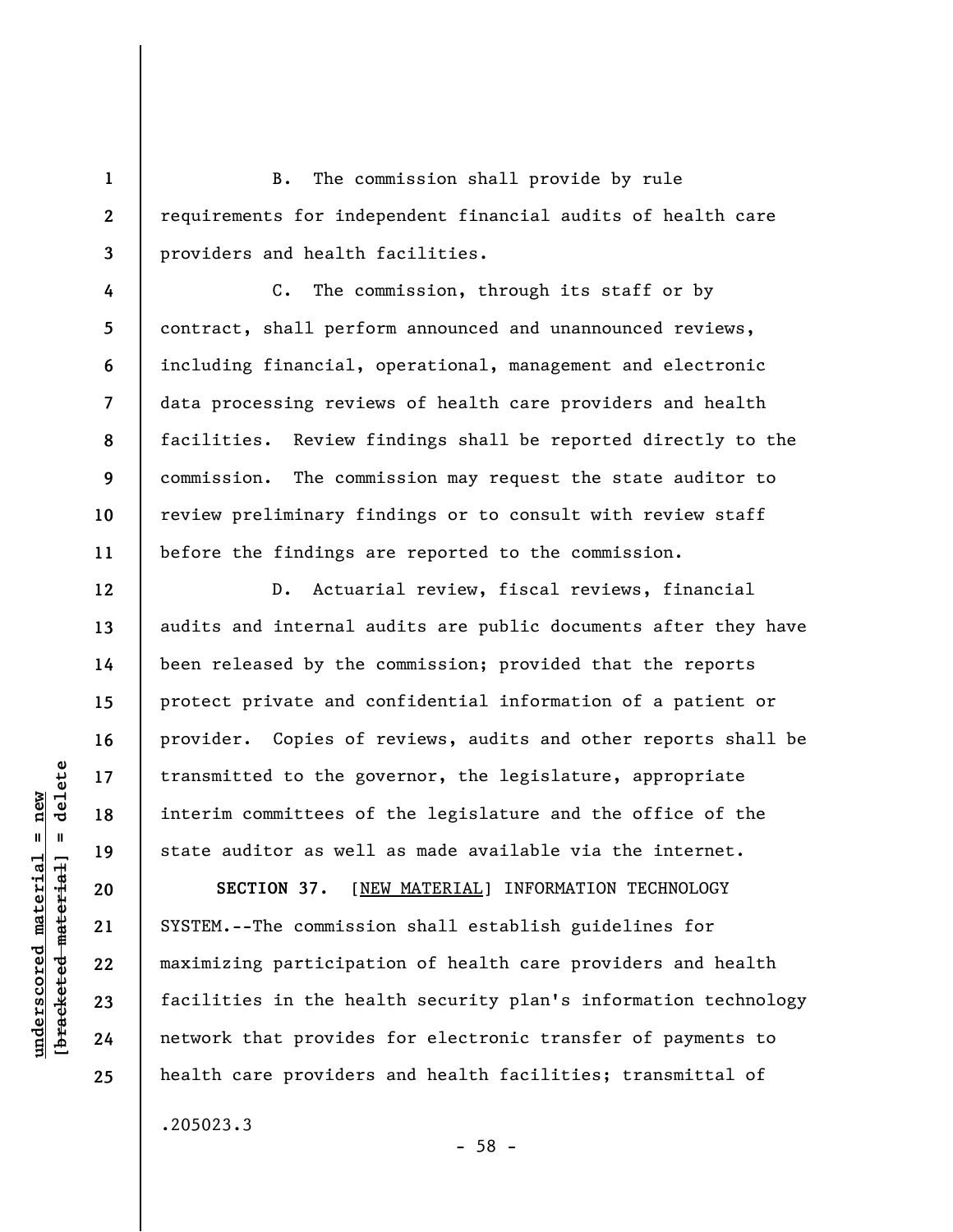B. The commission shall provide by rule requirements for independent financial audits of health care providers and health facilities.

C. The commission, through its staff or by contract, shall perform announced and unannounced reviews, including financial, operational, management and electronic data processing reviews of health care providers and health facilities. Review findings shall be reported directly to the commission. The commission may request the state auditor to review preliminary findings or to consult with review staff before the findings are reported to the commission.

D. Actuarial review, fiscal reviews, financial audits and internal audits are public documents after they have been released by the commission; provided that the reports protect private and confidential information of a patient or provider. Copies of reviews, audits and other reports shall be transmitted to the governor, the legislature, appropriate interim committees of the legislature and the office of the state auditor as well as made available via the internet.

**SECTION 37.** [NEW MATERIAL] INFORMATION TECHNOLOGY SYSTEM.--The commission shall establish guidelines for maximizing participation of health care providers and health facilities in the health security plan's information technology network that provides for electronic transfer of payments to health care providers and health facilities; transmittal of

.205023.3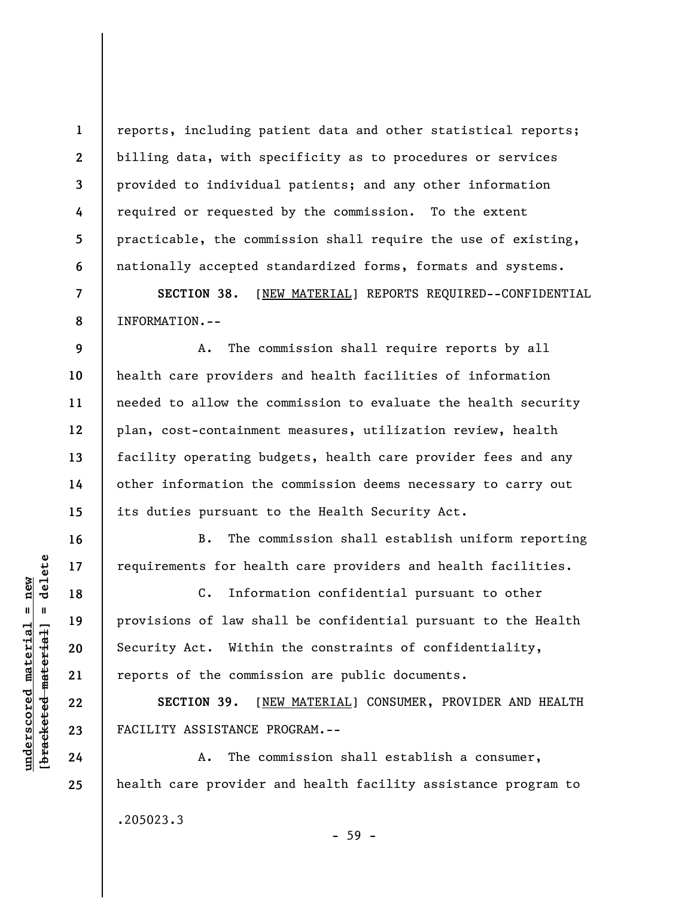reports, including patient data and other statistical reports; billing data, with specificity as to procedures or services provided to individual patients; and any other information required or requested by the commission. To the extent practicable, the commission shall require the use of existing, nationally accepted standardized forms, formats and systems.

**SECTION 38.** [NEW MATERIAL] REPORTS REQUIRED--CONFIDENTIAL INFORMATION.--

A. The commission shall require reports by all health care providers and health facilities of information needed to allow the commission to evaluate the health security plan, cost-containment measures, utilization review, health facility operating budgets, health care provider fees and any other information the commission deems necessary to carry out its duties pursuant to the Health Security Act.

B. The commission shall establish uniform reporting requirements for health care providers and health facilities.

C. Information confidential pursuant to other provisions of law shall be confidential pursuant to the Health Security Act. Within the constraints of confidentiality, reports of the commission are public documents.

**SECTION 39.** [NEW MATERIAL] CONSUMER, PROVIDER AND HEALTH FACILITY ASSISTANCE PROGRAM.--

A. The commission shall establish a consumer, health care provider and health facility assistance program to

.205023.3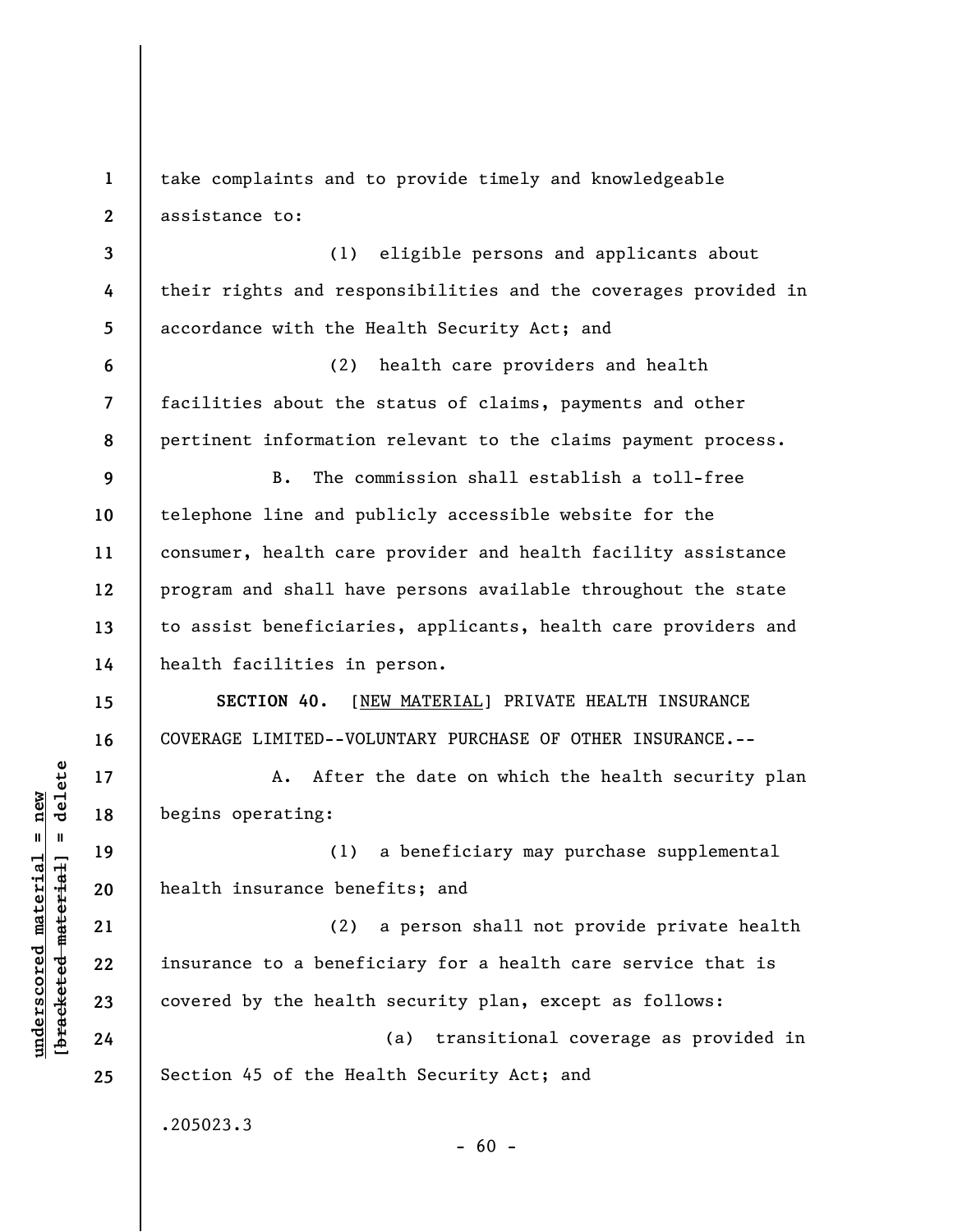take complaints and to provide timely and knowledgeable assistance to:

(1) eligible persons and applicants about their rights and responsibilities and the coverages provided in accordance with the Health Security Act; and

(2) health care providers and health facilities about the status of claims, payments and other pertinent information relevant to the claims payment process.

B. The commission shall establish a toll-free telephone line and publicly accessible website for the consumer, health care provider and health facility assistance program and shall have persons available throughout the state to assist beneficiaries, applicants, health care providers and health facilities in person.

**SECTION 40.** [NEW MATERIAL] PRIVATE HEALTH INSURANCE COVERAGE LIMITED--VOLUNTARY PURCHASE OF OTHER INSURANCE.--

A. After the date on which the health security plan begins operating:

(1) a beneficiary may purchase supplemental health insurance benefits; and

(2) a person shall not provide private health insurance to a beneficiary for a health care service that is covered by the health security plan, except as follows:

(a) transitional coverage as provided in Section 45 of the Health Security Act; and

.205023.3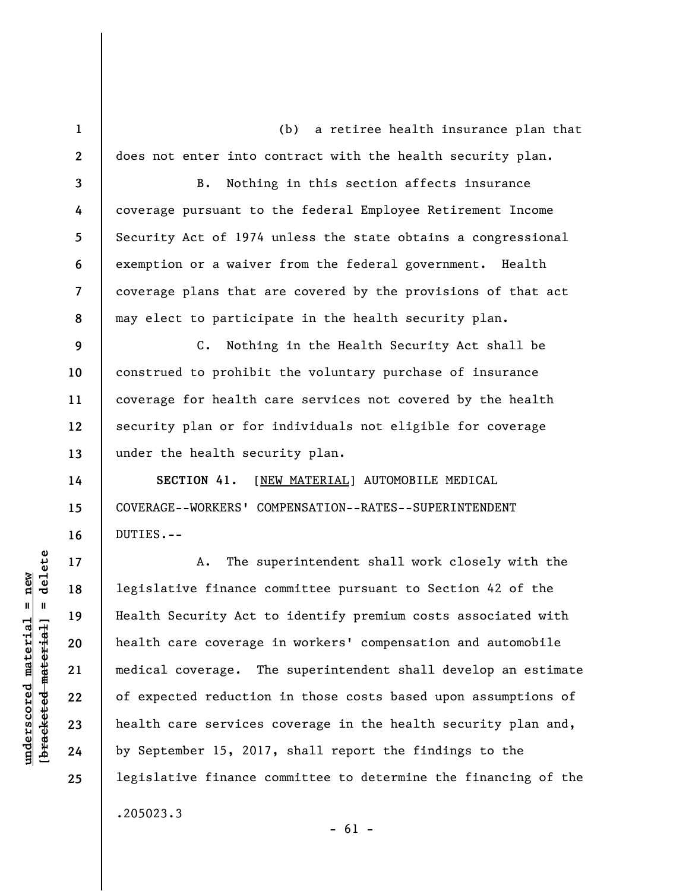(b) a retiree health insurance plan that does not enter into contract with the health security plan.

B. Nothing in this section affects insurance coverage pursuant to the federal Employee Retirement Income Security Act of 1974 unless the state obtains a congressional exemption or a waiver from the federal government. Health coverage plans that are covered by the provisions of that act may elect to participate in the health security plan.

C. Nothing in the Health Security Act shall be construed to prohibit the voluntary purchase of insurance coverage for health care services not covered by the health security plan or for individuals not eligible for coverage under the health security plan.

**SECTION 41.** [NEW MATERIAL] AUTOMOBILE MEDICAL COVERAGE--WORKERS' COMPENSATION--RATES--SUPERINTENDENT DUTIES.--

A. The superintendent shall work closely with the legislative finance committee pursuant to Section 42 of the Health Security Act to identify premium costs associated with health care coverage in workers' compensation and automobile medical coverage. The superintendent shall develop an estimate of expected reduction in those costs based upon assumptions of health care services coverage in the health security plan and, by September 15, 2017, shall report the findings to the legislative finance committee to determine the financing of the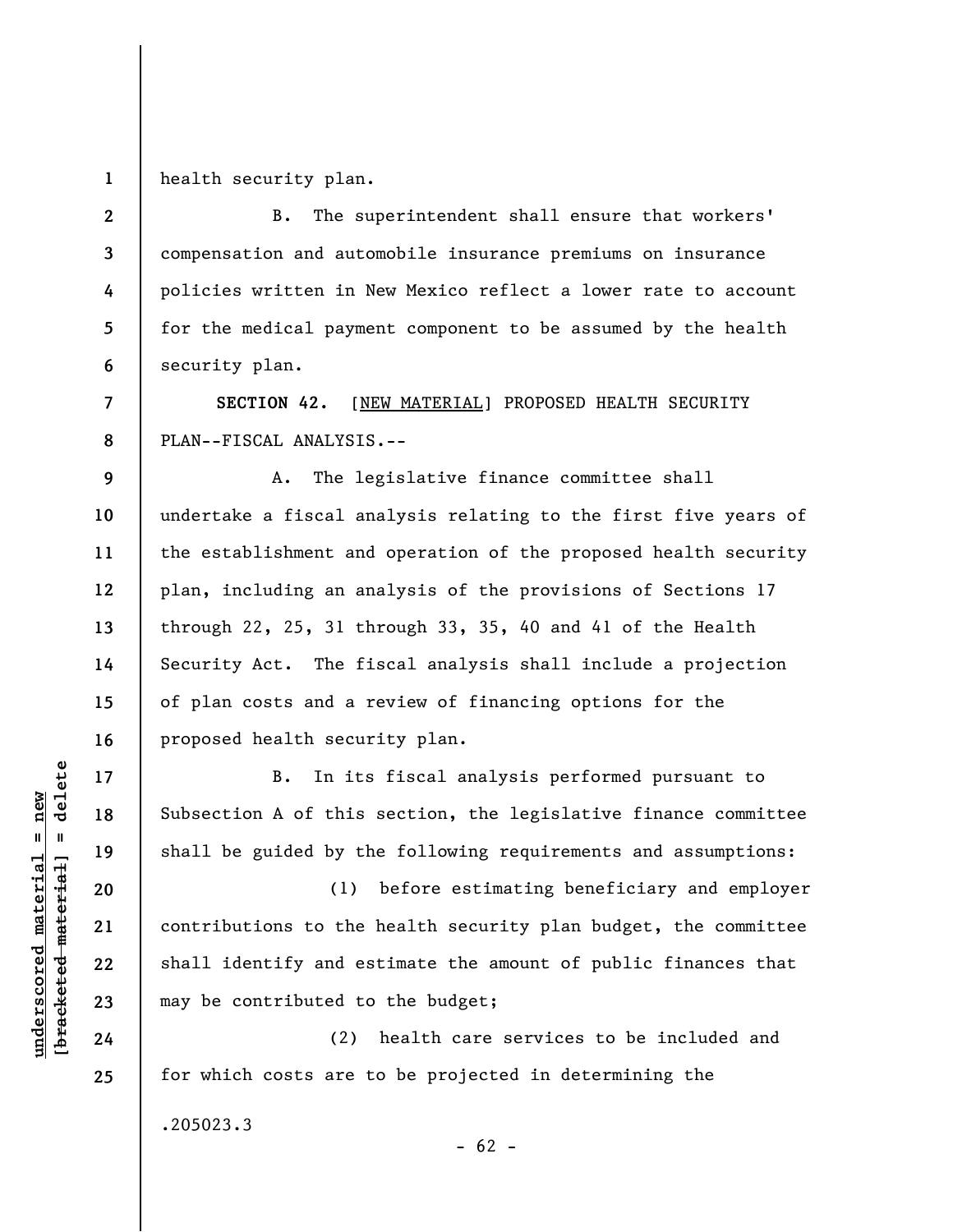health security plan.

B. The superintendent shall ensure that workers' compensation and automobile insurance premiums on insurance policies written in New Mexico reflect a lower rate to account for the medical payment component to be assumed by the health security plan.

**SECTION 42.** [NEW MATERIAL] PROPOSED HEALTH SECURITY PLAN--FISCAL ANALYSIS.--

A. The legislative finance committee shall undertake a fiscal analysis relating to the first five years of the establishment and operation of the proposed health security plan, including an analysis of the provisions of Sections 17 through 22, 25, 31 through 33, 35, 40 and 41 of the Health Security Act. The fiscal analysis shall include a projection of plan costs and a review of financing options for the proposed health security plan.

B. In its fiscal analysis performed pursuant to Subsection A of this section, the legislative finance committee shall be guided by the following requirements and assumptions:

(1) before estimating beneficiary and employer contributions to the health security plan budget, the committee shall identify and estimate the amount of public finances that may be contributed to the budget;

(2) health care services to be included and for which costs are to be projected in determining the

.205023.3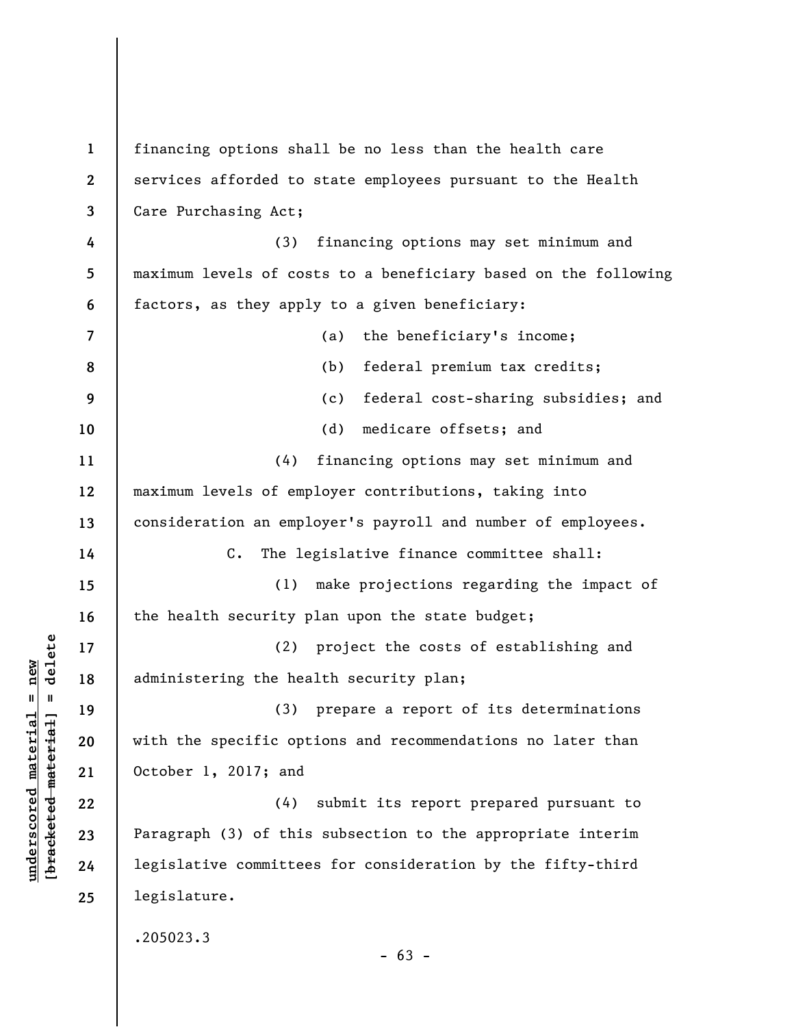financing options shall be no less than the health care services afforded to state employees pursuant to the Health Care Purchasing Act;

(3) financing options may set minimum and maximum levels of costs to a beneficiary based on the following factors, as they apply to a given beneficiary:

(a) the beneficiary's income;

(b) federal premium tax credits;

(c) federal cost-sharing subsidies; and

(d) medicare offsets; and

(4) financing options may set minimum and maximum levels of employer contributions, taking into consideration an employer's payroll and number of employees.

C. The legislative finance committee shall:

(1) make projections regarding the impact of the health security plan upon the state budget;

(2) project the costs of establishing and administering the health security plan;

(3) prepare a report of its determinations with the specific options and recommendations no later than October 1, 2017; and

(4) submit its report prepared pursuant to Paragraph (3) of this subsection to the appropriate interim legislative committees for consideration by the fifty-third legislature.

.205023.3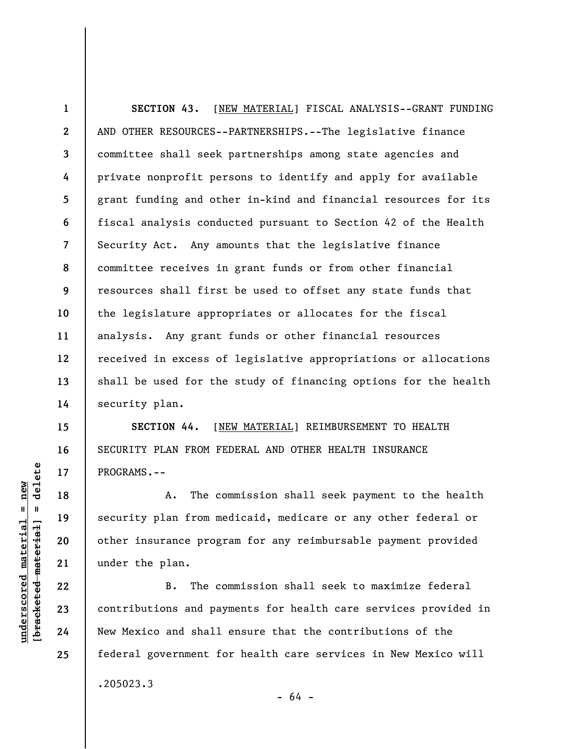**SECTION 43.** [NEW MATERIAL] FISCAL ANALYSIS--GRANT FUNDING AND OTHER RESOURCES--PARTNERSHIPS.--The legislative finance committee shall seek partnerships among state agencies and private nonprofit persons to identify and apply for available grant funding and other in-kind and financial resources for its fiscal analysis conducted pursuant to Section 42 of the Health Security Act. Any amounts that the legislative finance committee receives in grant funds or from other financial resources shall first be used to offset any state funds that the legislature appropriates or allocates for the fiscal analysis. Any grant funds or other financial resources received in excess of legislative appropriations or allocations shall be used for the study of financing options for the health security plan.

**SECTION 44.** [NEW MATERIAL] REIMBURSEMENT TO HEALTH SECURITY PLAN FROM FEDERAL AND OTHER HEALTH INSURANCE PROGRAMS.--

A. The commission shall seek payment to the health security plan from medicaid, medicare or any other federal or other insurance program for any reimbursable payment provided under the plan.

B. The commission shall seek to maximize federal contributions and payments for health care services provided in New Mexico and shall ensure that the contributions of the federal government for health care services in New Mexico will

.205023.3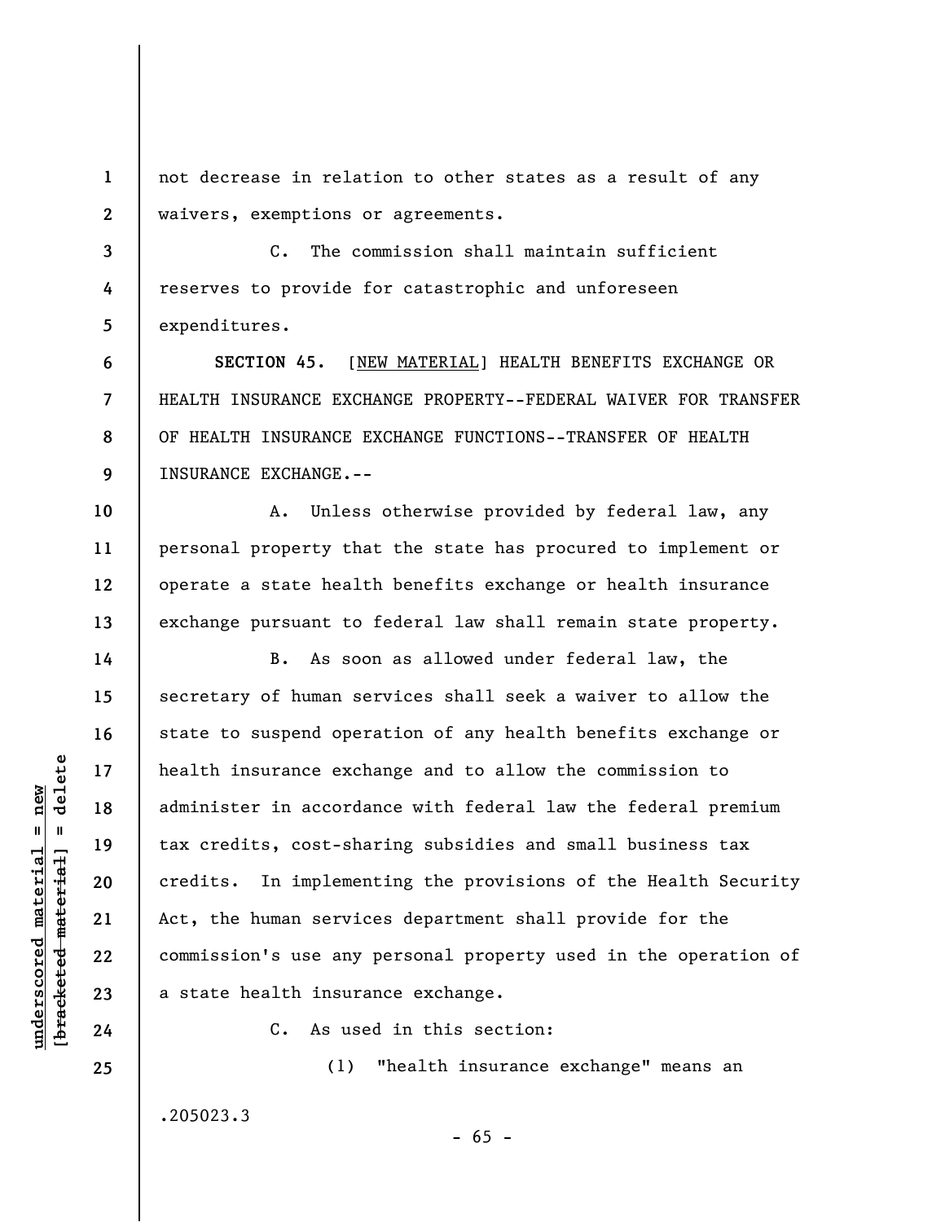not decrease in relation to other states as a result of any waivers, exemptions or agreements.

C. The commission shall maintain sufficient reserves to provide for catastrophic and unforeseen expenditures.

**SECTION 45.** [NEW MATERIAL] HEALTH BENEFITS EXCHANGE OR HEALTH INSURANCE EXCHANGE PROPERTY--FEDERAL WAIVER FOR TRANSFER OF HEALTH INSURANCE EXCHANGE FUNCTIONS--TRANSFER OF HEALTH INSURANCE EXCHANGE.--

A. Unless otherwise provided by federal law, any personal property that the state has procured to implement or operate a state health benefits exchange or health insurance exchange pursuant to federal law shall remain state property.

B. As soon as allowed under federal law, the secretary of human services shall seek a waiver to allow the state to suspend operation of any health benefits exchange or health insurance exchange and to allow the commission to administer in accordance with federal law the federal premium tax credits, cost-sharing subsidies and small business tax credits. In implementing the provisions of the Health Security Act, the human services department shall provide for the commission's use any personal property used in the operation of a state health insurance exchange.

C. As used in this section:

(1) "health insurance exchange" means an

.205023.3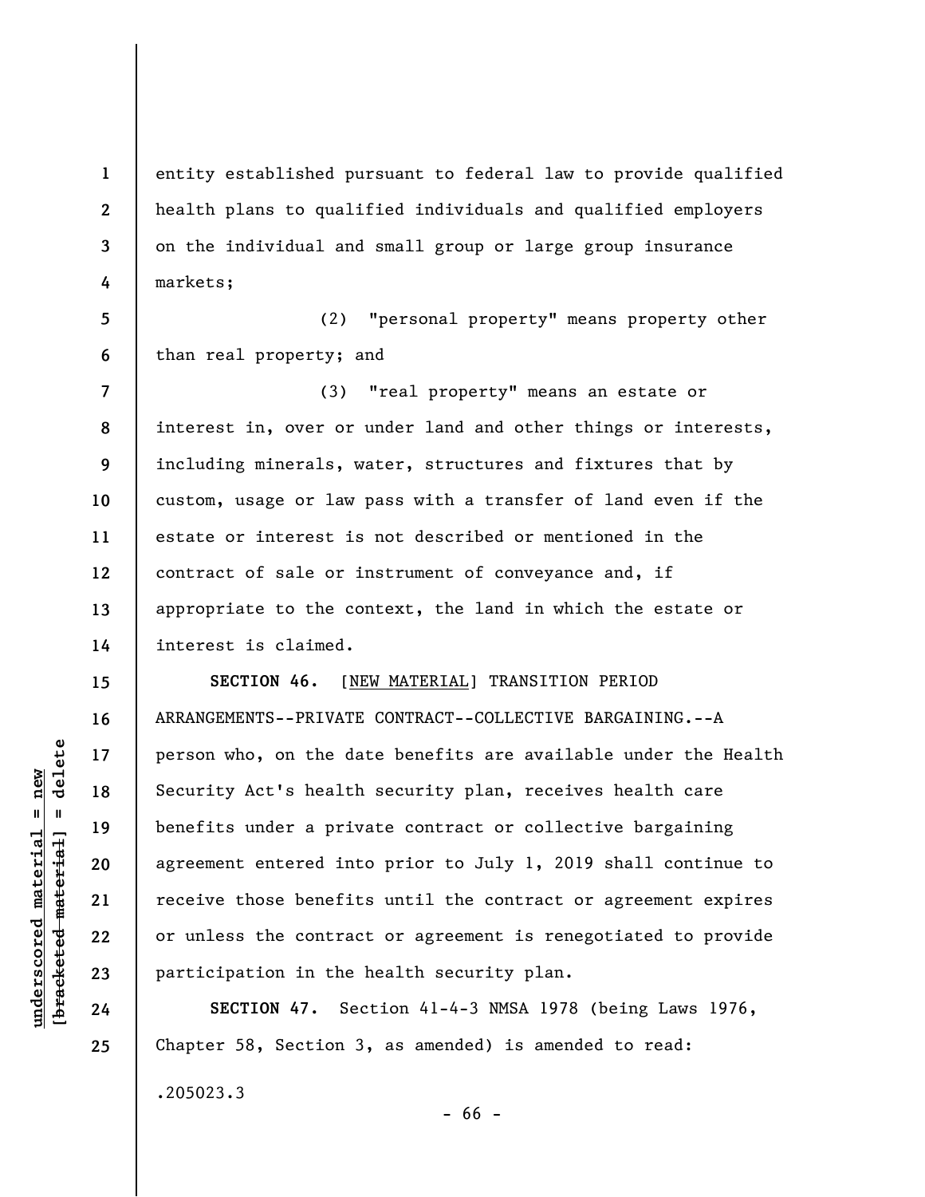entity established pursuant to federal law to provide qualified health plans to qualified individuals and qualified employers on the individual and small group or large group insurance markets;

(2) "personal property" means property other than real property; and

(3) "real property" means an estate or interest in, over or under land and other things or interests, including minerals, water, structures and fixtures that by custom, usage or law pass with a transfer of land even if the estate or interest is not described or mentioned in the contract of sale or instrument of conveyance and, if appropriate to the context, the land in which the estate or interest is claimed.

**SECTION 46.** [NEW MATERIAL] TRANSITION PERIOD ARRANGEMENTS--PRIVATE CONTRACT--COLLECTIVE BARGAINING.--A person who, on the date benefits are available under the Health Security Act's health security plan, receives health care benefits under a private contract or collective bargaining agreement entered into prior to July 1, 2019 shall continue to receive those benefits until the contract or agreement expires or unless the contract or agreement is renegotiated to provide participation in the health security plan.

**SECTION 47.** Section 41-4-3 NMSA 1978 (being Laws 1976, Chapter 58, Section 3, as amended) is amended to read:

.205023.3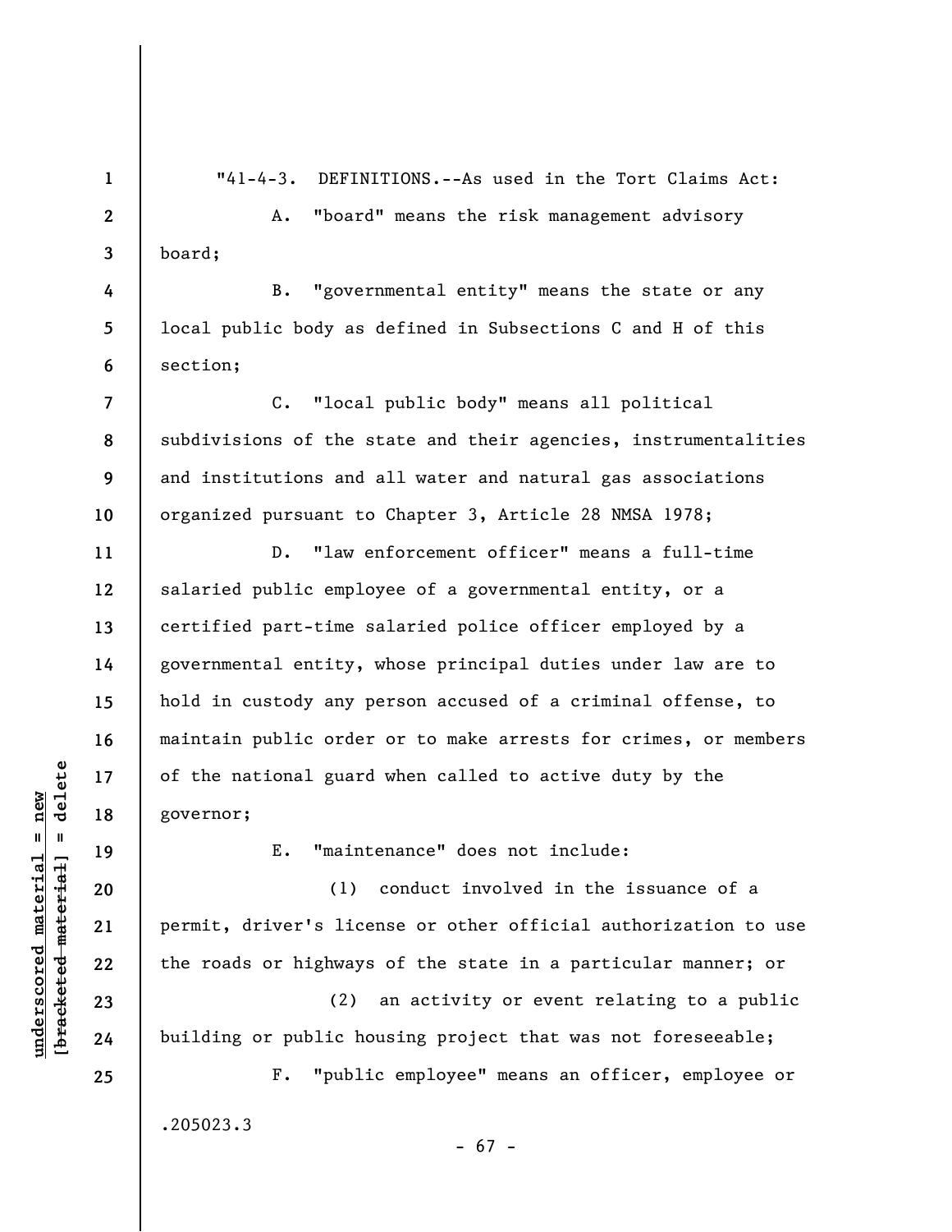"41-4-3. DEFINITIONS.--As used in the Tort Claims Act:

A. "board" means the risk management advisory board;

B. "governmental entity" means the state or any local public body as defined in Subsections C and H of this section;

C. "local public body" means all political subdivisions of the state and their agencies, instrumentalities and institutions and all water and natural gas associations organized pursuant to Chapter 3, Article 28 NMSA 1978;

D. "law enforcement officer" means a full-time salaried public employee of a governmental entity, or a certified part-time salaried police officer employed by a governmental entity, whose principal duties under law are to hold in custody any person accused of a criminal offense, to maintain public order or to make arrests for crimes, or members of the national guard when called to active duty by the governor;

E. "maintenance" does not include:

(1) conduct involved in the issuance of a permit, driver's license or other official authorization to use the roads or highways of the state in a particular manner; or

(2) an activity or event relating to a public building or public housing project that was not foreseeable;

F. "public employee" means an officer, employee or

.205023.3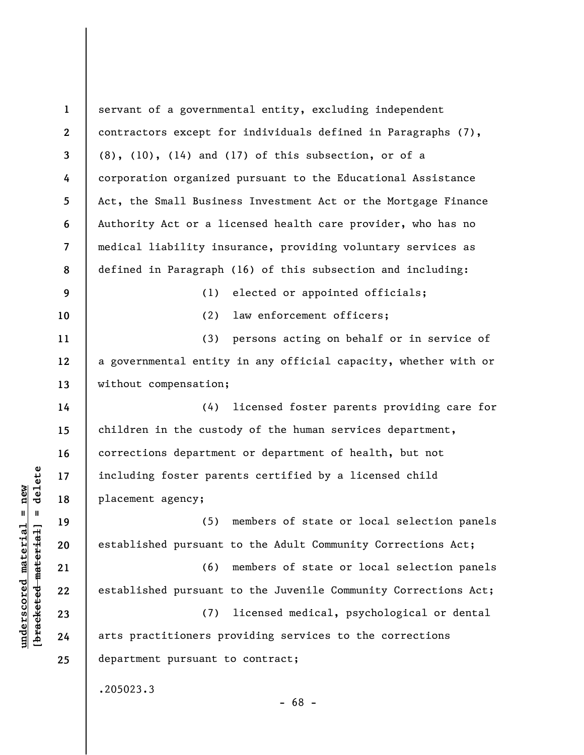servant of a governmental entity, excluding independent contractors except for individuals defined in Paragraphs (7), (8), (10), (14) and (17) of this subsection, or of a corporation organized pursuant to the Educational Assistance Act, the Small Business Investment Act or the Mortgage Finance Authority Act or a licensed health care provider, who has no medical liability insurance, providing voluntary services as defined in Paragraph (16) of this subsection and including:

(1) elected or appointed officials;

(2) law enforcement officers;

(3) persons acting on behalf or in service of a governmental entity in any official capacity, whether with or without compensation;

(4) licensed foster parents providing care for children in the custody of the human services department, corrections department or department of health, but not including foster parents certified by a licensed child placement agency;

(5) members of state or local selection panels established pursuant to the Adult Community Corrections Act;

(6) members of state or local selection panels established pursuant to the Juvenile Community Corrections Act;

(7) licensed medical, psychological or dental arts practitioners providing services to the corrections department pursuant to contract;

.205023.3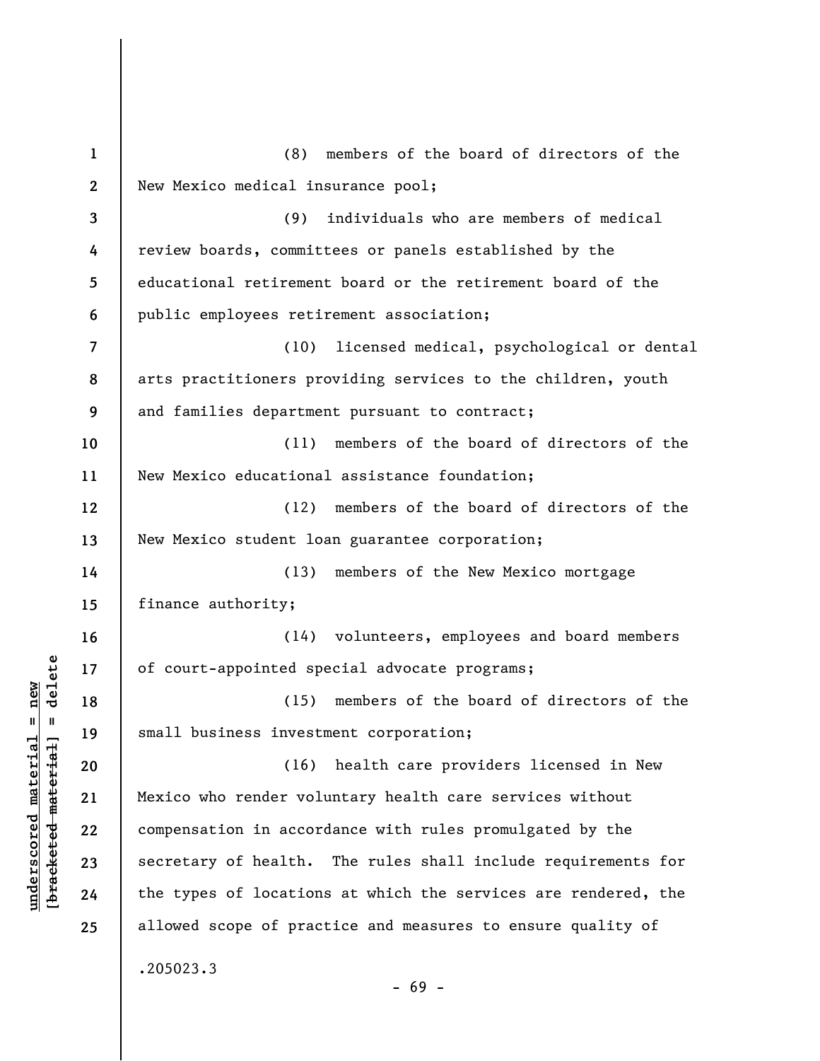(8) members of the board of directors of the New Mexico medical insurance pool;

(9) individuals who are members of medical review boards, committees or panels established by the educational retirement board or the retirement board of the public employees retirement association;

(10) licensed medical, psychological or dental arts practitioners providing services to the children, youth and families department pursuant to contract;

(11) members of the board of directors of the New Mexico educational assistance foundation;

(12) members of the board of directors of the New Mexico student loan guarantee corporation;

(13) members of the New Mexico mortgage finance authority;

(14) volunteers, employees and board members of court-appointed special advocate programs;

(15) members of the board of directors of the small business investment corporation;

(16) health care providers licensed in New Mexico who render voluntary health care services without compensation in accordance with rules promulgated by the secretary of health. The rules shall include requirements for the types of locations at which the services are rendered, the allowed scope of practice and measures to ensure quality of

.205023.3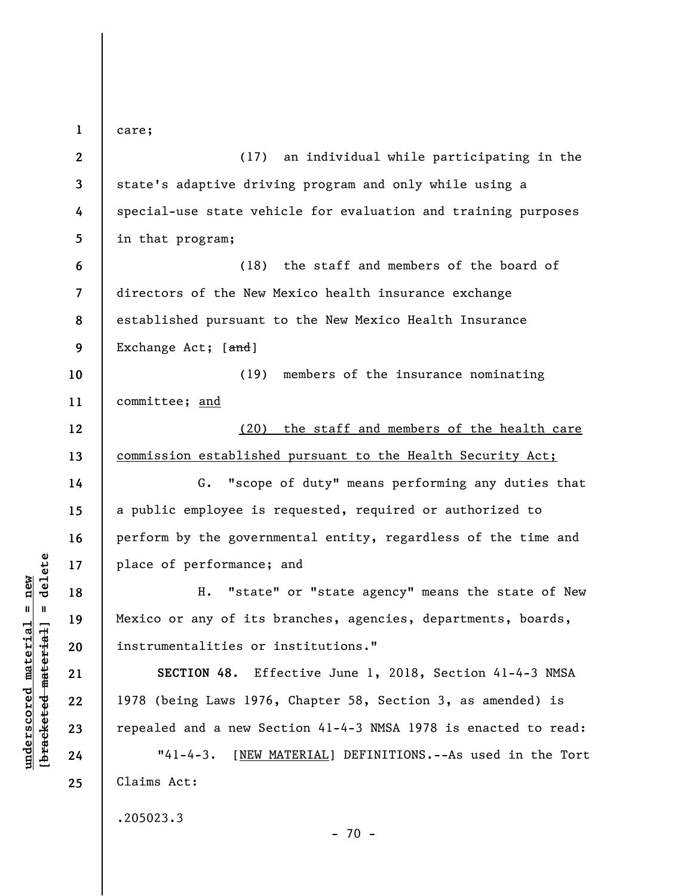care;

(17) an individual while participating in the state's adaptive driving program and only while using a special-use state vehicle for evaluation and training purposes in that program;

(18) the staff and members of the board of directors of the New Mexico health insurance exchange established pursuant to the New Mexico Health Insurance Exchange Act; [~~and~~]

(19) members of the insurance nominating committee; <u>and</u>

<u>(20) the staff and members of the health care commission established pursuant to the Health Security Act;</u>

G. "scope of duty" means performing any duties that a public employee is requested, required or authorized to perform by the governmental entity, regardless of the time and place of performance; and

H. "state" or "state agency" means the state of New Mexico or any of its branches, agencies, departments, boards, instrumentalities or institutions."

**SECTION 48.** Effective June 1, 2018, Section 41-4-3 NMSA 1978 (being Laws 1976, Chapter 58, Section 3, as amended) is repealed and a new Section 41-4-3 NMSA 1978 is enacted to read:

"41-4-3. [<u>NEW MATERIAL</u>] DEFINITIONS.--As used in the Tort Claims Act:

.205023.3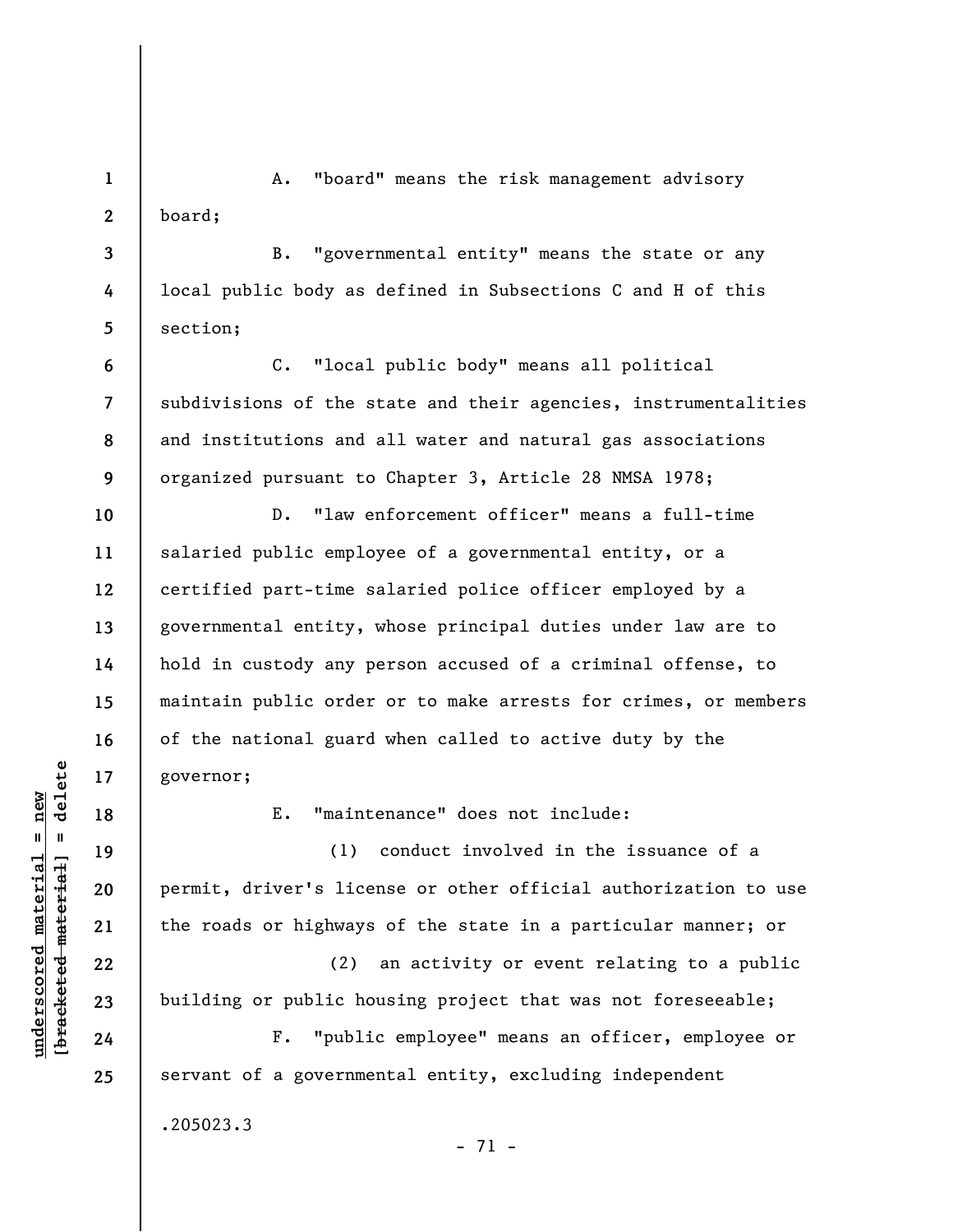A. "board" means the risk management advisory board;

B. "governmental entity" means the state or any local public body as defined in Subsections C and H of this section;

C. "local public body" means all political subdivisions of the state and their agencies, instrumentalities and institutions and all water and natural gas associations organized pursuant to Chapter 3, Article 28 NMSA 1978;

D. "law enforcement officer" means a full-time salaried public employee of a governmental entity, or a certified part-time salaried police officer employed by a governmental entity, whose principal duties under law are to hold in custody any person accused of a criminal offense, to maintain public order or to make arrests for crimes, or members of the national guard when called to active duty by the governor;

E. "maintenance" does not include:

(1) conduct involved in the issuance of a permit, driver's license or other official authorization to use the roads or highways of the state in a particular manner; or

(2) an activity or event relating to a public building or public housing project that was not foreseeable;

F. "public employee" means an officer, employee or servant of a governmental entity, excluding independent

.205023.3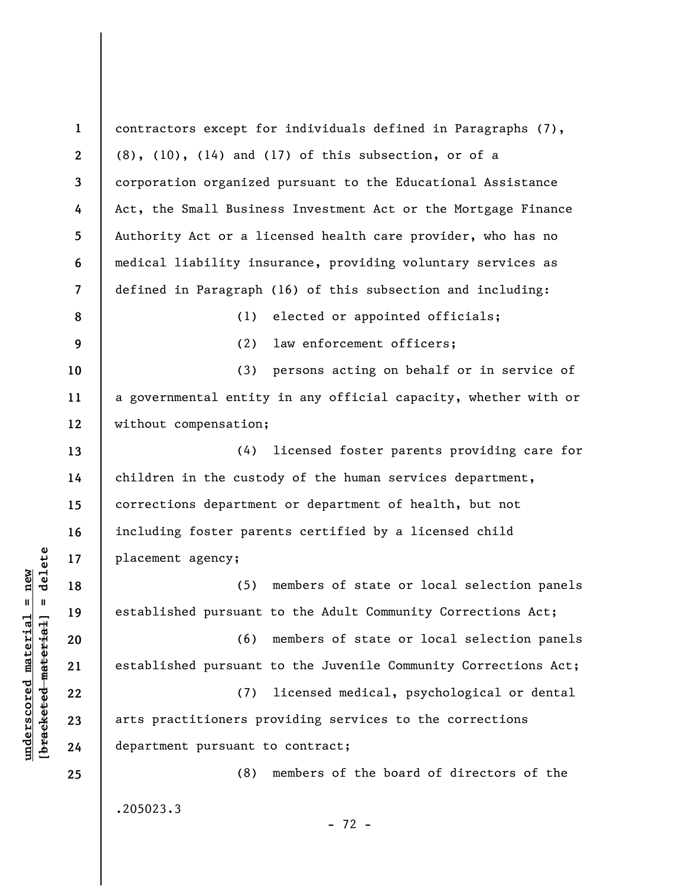contractors except for individuals defined in Paragraphs (7), (8), (10), (14) and (17) of this subsection, or of a corporation organized pursuant to the Educational Assistance Act, the Small Business Investment Act or the Mortgage Finance Authority Act or a licensed health care provider, who has no medical liability insurance, providing voluntary services as defined in Paragraph (16) of this subsection and including:

(1) elected or appointed officials;

(2) law enforcement officers;

(3) persons acting on behalf or in service of a governmental entity in any official capacity, whether with or without compensation;

(4) licensed foster parents providing care for children in the custody of the human services department, corrections department or department of health, but not including foster parents certified by a licensed child placement agency;

(5) members of state or local selection panels established pursuant to the Adult Community Corrections Act;

(6) members of state or local selection panels established pursuant to the Juvenile Community Corrections Act;

(7) licensed medical, psychological or dental arts practitioners providing services to the corrections department pursuant to contract;

(8) members of the board of directors of the

.205023.3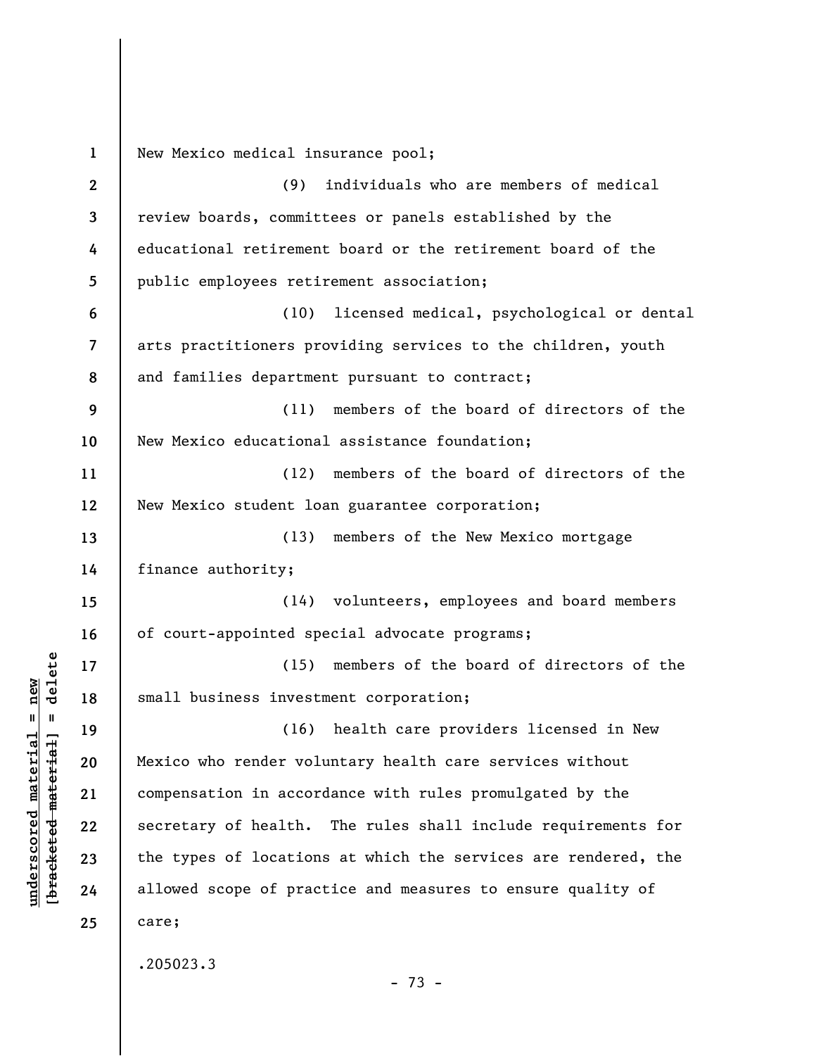New Mexico medical insurance pool;

(9) individuals who are members of medical review boards, committees or panels established by the educational retirement board or the retirement board of the public employees retirement association;

(10) licensed medical, psychological or dental arts practitioners providing services to the children, youth and families department pursuant to contract;

(11) members of the board of directors of the New Mexico educational assistance foundation;

(12) members of the board of directors of the New Mexico student loan guarantee corporation;

(13) members of the New Mexico mortgage finance authority;

(14) volunteers, employees and board members of court-appointed special advocate programs;

(15) members of the board of directors of the small business investment corporation;

(16) health care providers licensed in New Mexico who render voluntary health care services without compensation in accordance with rules promulgated by the secretary of health. The rules shall include requirements for the types of locations at which the services are rendered, the allowed scope of practice and measures to ensure quality of care;

.205023.3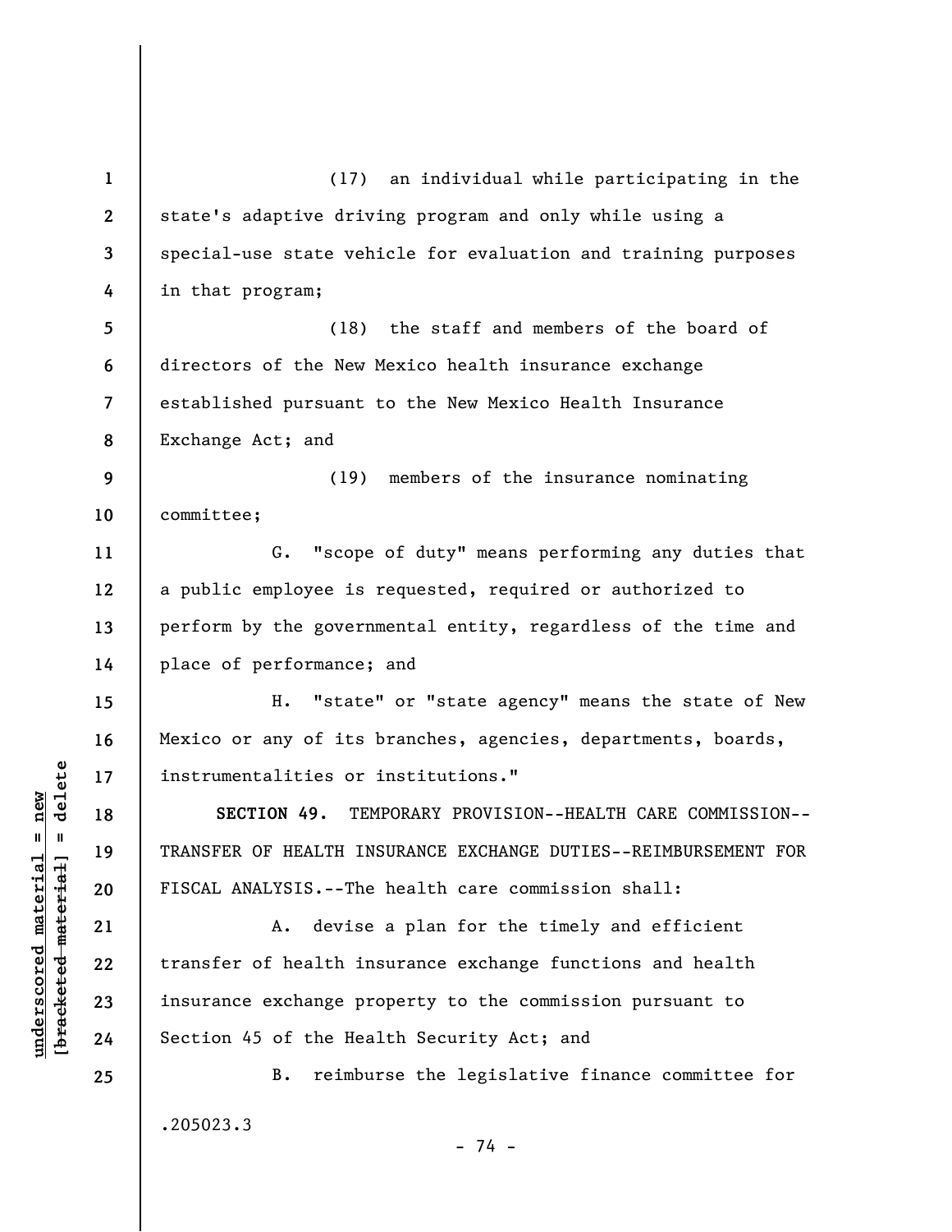(17) an individual while participating in the state's adaptive driving program and only while using a special-use state vehicle for evaluation and training purposes in that program;

(18) the staff and members of the board of directors of the New Mexico health insurance exchange established pursuant to the New Mexico Health Insurance Exchange Act; and

(19) members of the insurance nominating committee;

G. "scope of duty" means performing any duties that a public employee is requested, required or authorized to perform by the governmental entity, regardless of the time and place of performance; and

H. "state" or "state agency" means the state of New Mexico or any of its branches, agencies, departments, boards, instrumentalities or institutions."

**SECTION 49.** TEMPORARY PROVISION--HEALTH CARE COMMISSION--TRANSFER OF HEALTH INSURANCE EXCHANGE DUTIES--REIMBURSEMENT FOR FISCAL ANALYSIS.--The health care commission shall:

A. devise a plan for the timely and efficient transfer of health insurance exchange functions and health insurance exchange property to the commission pursuant to Section 45 of the Health Security Act; and

B. reimburse the legislative finance committee for

.205023.3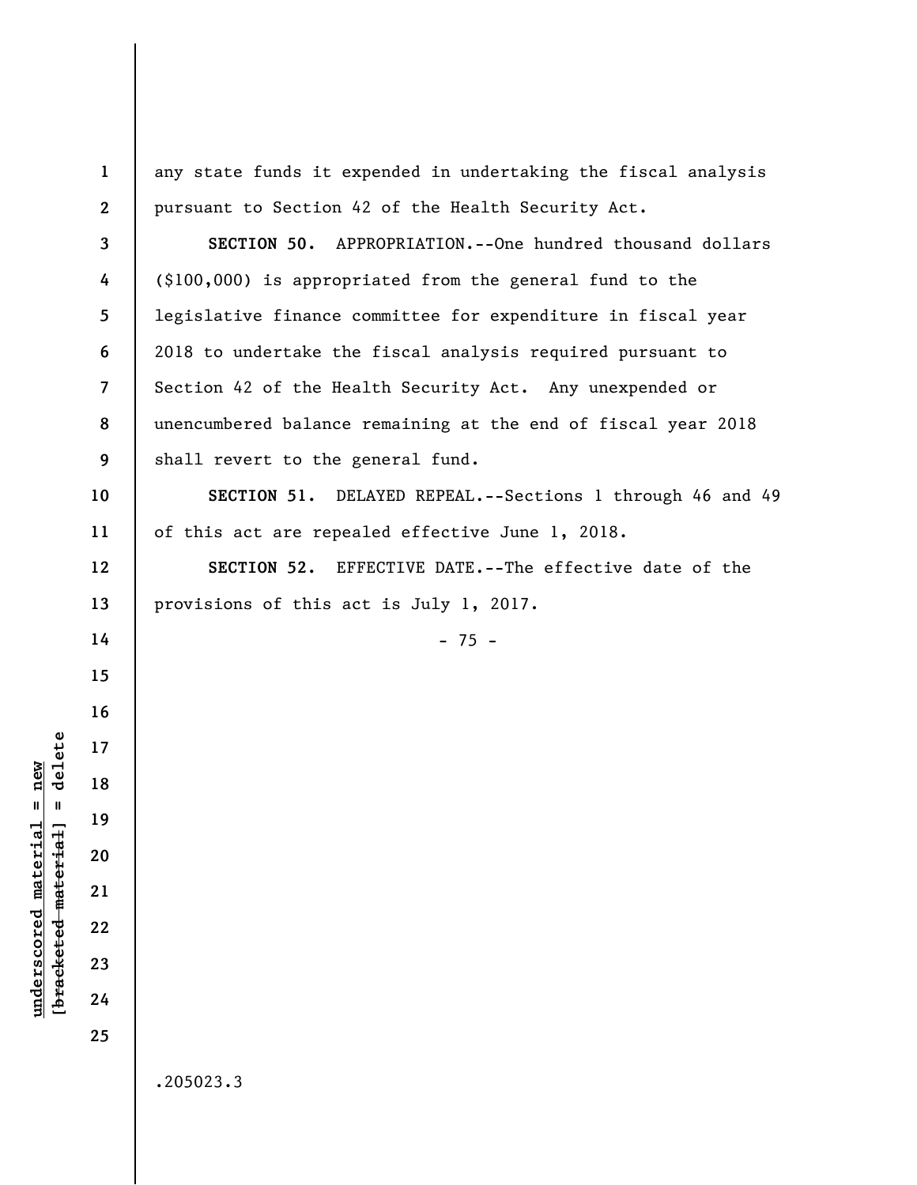any state funds it expended in undertaking the fiscal analysis pursuant to Section 42 of the Health Security Act.

**SECTION 50.** APPROPRIATION.--One hundred thousand dollars ($100,000) is appropriated from the general fund to the legislative finance committee for expenditure in fiscal year 2018 to undertake the fiscal analysis required pursuant to Section 42 of the Health Security Act. Any unexpended or unencumbered balance remaining at the end of fiscal year 2018 shall revert to the general fund.

**SECTION 51.** DELAYED REPEAL.--Sections 1 through 46 and 49 of this act are repealed effective June 1, 2018.

**SECTION 52.** EFFECTIVE DATE.--The effective date of the provisions of this act is July 1, 2017.

.205023.3